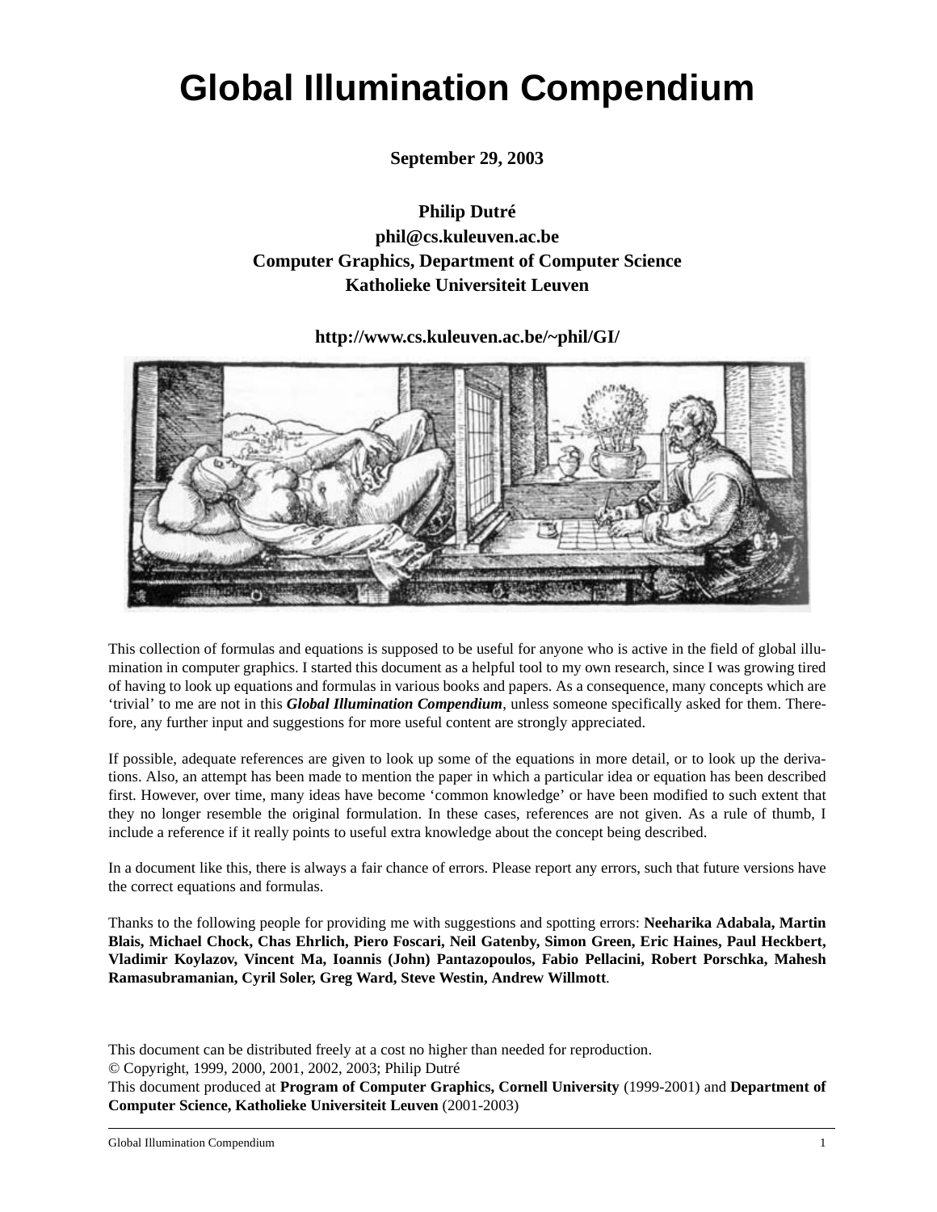# Global Illumination Compendium

**September 29, 2003**

**Philip Dutré**
**phil@cs.kuleuven.ac.be**
**Computer Graphics, Department of Computer Science**
**Katholieke Universiteit Leuven**

**http://www.cs.kuleuven.ac.be/~phil/GI/**

This collection of formulas and equations is supposed to be useful for anyone who is active in the field of global illumination in computer graphics. I started this document as a helpful tool to my own research, since I was growing tired of having to look up equations and formulas in various books and papers. As a consequence, many concepts which are 'trivial' to me are not in this ***Global Illumination Compendium***, unless someone specifically asked for them. Therefore, any further input and suggestions for more useful content are strongly appreciated.

If possible, adequate references are given to look up some of the equations in more detail, or to look up the derivations. Also, an attempt has been made to mention the paper in which a particular idea or equation has been described first. However, over time, many ideas have become 'common knowledge' or have been modified to such extent that they no longer resemble the original formulation. In these cases, references are not given. As a rule of thumb, I include a reference if it really points to useful extra knowledge about the concept being described.

In a document like this, there is always a fair chance of errors. Please report any errors, such that future versions have the correct equations and formulas.

Thanks to the following people for providing me with suggestions and spotting errors: **Neeharika Adabala, Martin Blais, Michael Chock, Chas Ehrlich, Piero Foscari, Neil Gatenby, Simon Green, Eric Haines, Paul Heckbert, Vladimir Koylazov, Vincent Ma, Ioannis (John) Pantazopoulos, Fabio Pellacini, Robert Porschka, Mahesh Ramasubramanian, Cyril Soler, Greg Ward, Steve Westin, Andrew Willmott**.

This document can be distributed freely at a cost no higher than needed for reproduction.
© Copyright, 1999, 2000, 2001, 2002, 2003; Philip Dutré
This document produced at **Program of Computer Graphics, Cornell University** (1999-2001) and **Department of Computer Science, Katholieke Universiteit Leuven** (2001-2003)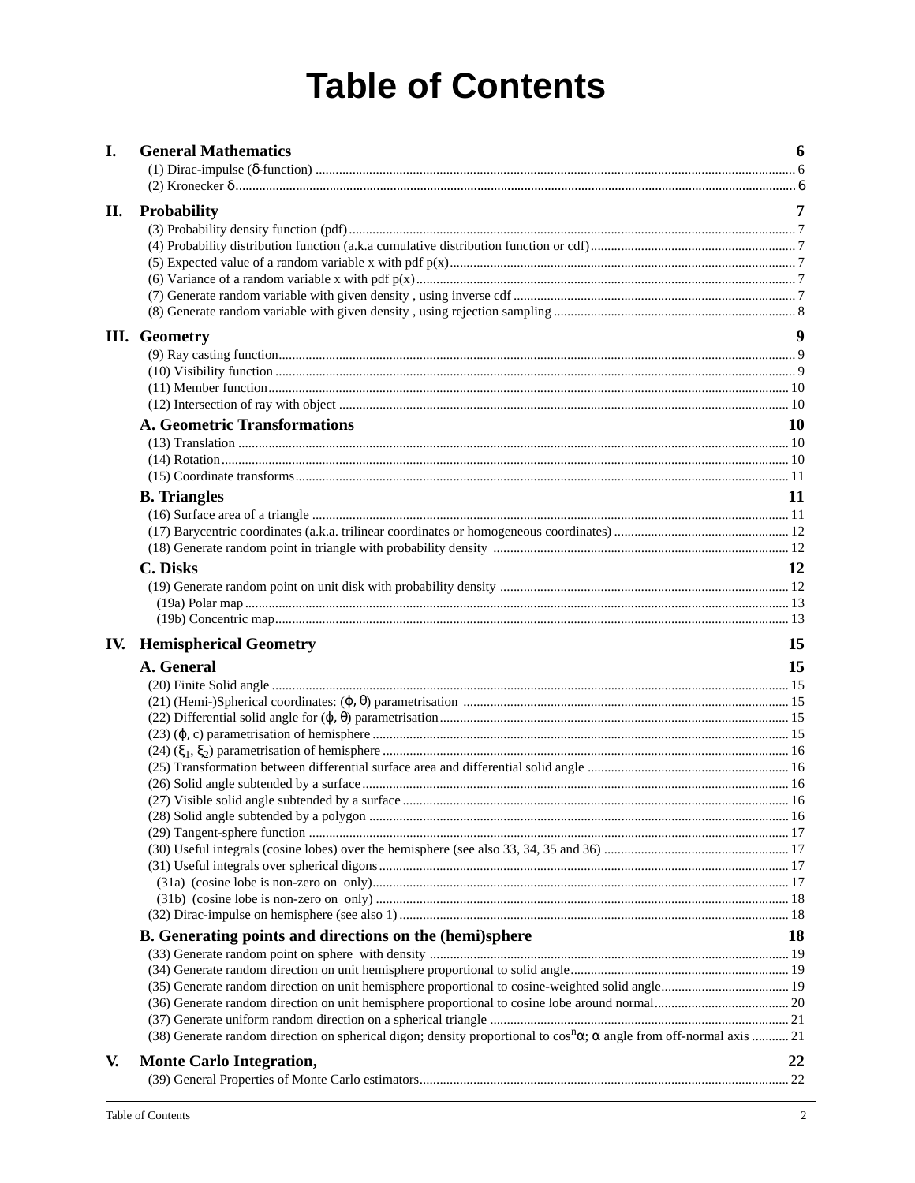# Table of Contents

| | | |
|---|---|---|
| **I.** | **General Mathematics** | **6** |
| | (1) Dirac-impulse (δ-function) | 6 |
| | (2) Kronecker δ | 6 |
| **II.** | **Probability** | **7** |
| | (3) Probability density function (pdf) | 7 |
| | (4) Probability distribution function (a.k.a cumulative distribution function or cdf) | 7 |
| | (5) Expected value of a random variable x with pdf p(x) | 7 |
| | (6) Variance of a random variable x with pdf p(x) | 7 |
| | (7) Generate random variable with given density , using inverse cdf | 7 |
| | (8) Generate random variable with given density , using rejection sampling | 8 |
| **III.** | **Geometry** | **9** |
| | (9) Ray casting function | 9 |
| | (10) Visibility function | 9 |
| | (11) Member function | 10 |
| | (12) Intersection of ray with object | 10 |
| | **A. Geometric Transformations** | **10** |
| | (13) Translation | 10 |
| | (14) Rotation | 10 |
| | (15) Coordinate transforms | 11 |
| | **B. Triangles** | **11** |
| | (16) Surface area of a triangle | 11 |
| | (17) Barycentric coordinates (a.k.a. trilinear coordinates or homogeneous coordinates) | 12 |
| | (18) Generate random point in triangle with probability density | 12 |
| | **C. Disks** | **12** |
| | (19) Generate random point on unit disk with probability density | 12 |
| | (19a) Polar map | 13 |
| | (19b) Concentric map | 13 |
| **IV.** | **Hemispherical Geometry** | **15** |
| | **A. General** | **15** |
| | (20) Finite Solid angle | 15 |
| | (21) (Hemi-)Spherical coordinates: (ϕ, θ) parametrisation | 15 |
| | (22) Differential solid angle for (ϕ, θ) parametrisation | 15 |
| | (23) (ϕ, c) parametrisation of hemisphere | 15 |
| | (24) ($\xi_1$, $\xi_2$) parametrisation of hemisphere | 16 |
| | (25) Transformation between differential surface area and differential solid angle | 16 |
| | (26) Solid angle subtended by a surface | 16 |
| | (27) Visible solid angle subtended by a surface | 16 |
| | (28) Solid angle subtended by a polygon | 16 |
| | (29) Tangent-sphere function | 17 |
| | (30) Useful integrals (cosine lobes) over the hemisphere (see also 33, 34, 35 and 36) | 17 |
| | (31) Useful integrals over spherical digons | 17 |
| | (31a) (cosine lobe is non-zero on only) | 17 |
| | (31b) (cosine lobe is non-zero on only) | 18 |
| | (32) Dirac-impulse on hemisphere (see also 1) | 18 |
| | **B. Generating points and directions on the (hemi)sphere** | **18** |
| | (33) Generate random point on sphere with density | 19 |
| | (34) Generate random direction on unit hemisphere proportional to solid angle | 19 |
| | (35) Generate random direction on unit hemisphere proportional to cosine-weighted solid angle | 19 |
| | (36) Generate random direction on unit hemisphere proportional to cosine lobe around normal | 20 |
| | (37) Generate uniform random direction on a spherical triangle | 21 |
| | (38) Generate random direction on spherical digon; density proportional to $\cos^n\alpha$; α angle from off-normal axis | 21 |
| **V.** | **Monte Carlo Integration,** | **22** |
| | (39) General Properties of Monte Carlo estimators | 22 |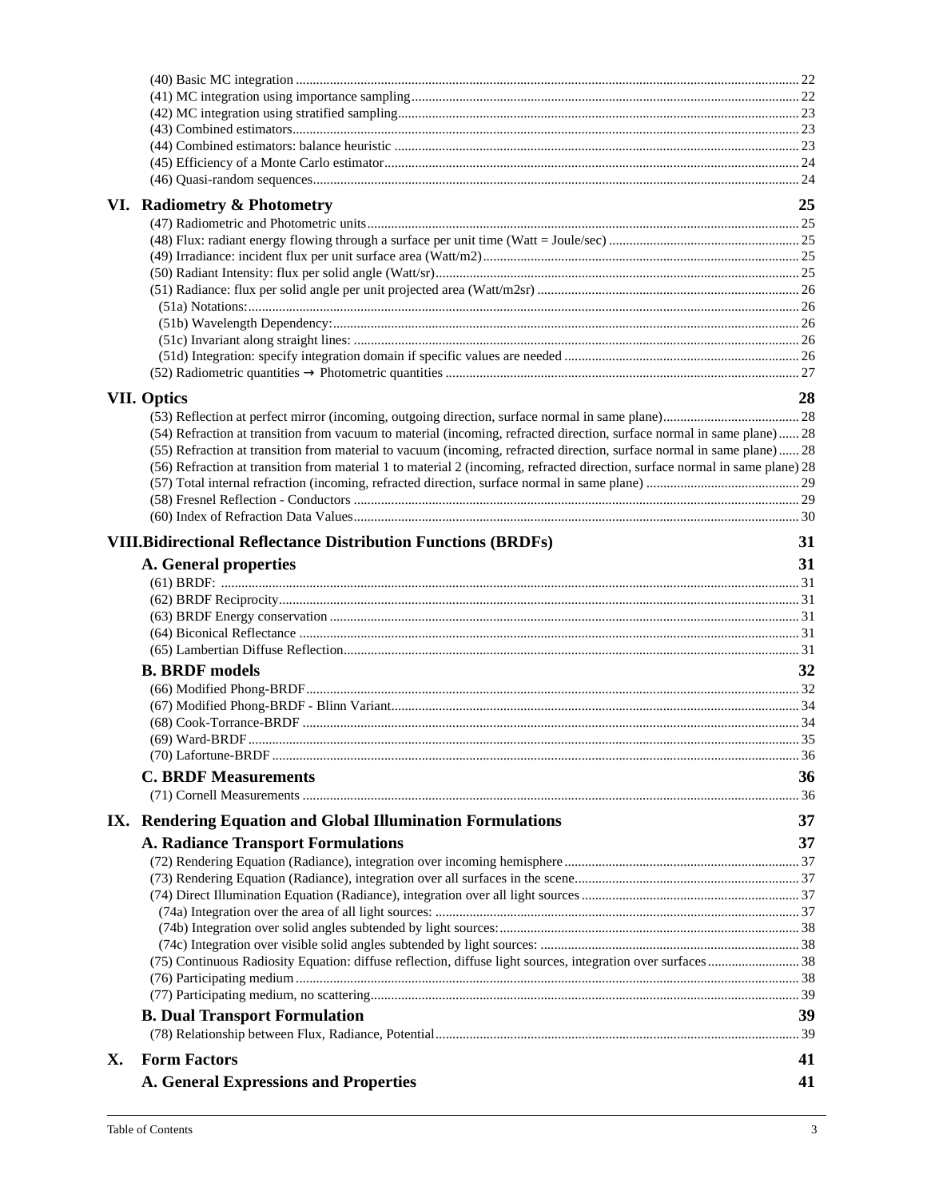(40) Basic MC integration ... 22
(41) MC integration using importance sampling ... 22
(42) MC integration using stratified sampling ... 23
(43) Combined estimators ... 23
(44) Combined estimators: balance heuristic ... 23
(45) Efficiency of a Monte Carlo estimator ... 24
(46) Quasi-random sequences ... 24

## VI. Radiometry & Photometry — 25

(47) Radiometric and Photometric units ... 25
(48) Flux: radiant energy flowing through a surface per unit time (Watt = Joule/sec) ... 25
(49) Irradiance: incident flux per unit surface area (Watt/m2) ... 25
(50) Radiant Intensity: flux per solid angle (Watt/sr) ... 25
(51) Radiance: flux per solid angle per unit projected area (Watt/m2sr) ... 26
(51a) Notations: ... 26
(51b) Wavelength Dependency: ... 26
(51c) Invariant along straight lines: ... 26
(51d) Integration: specify integration domain if specific values are needed ... 26
(52) Radiometric quantities → Photometric quantities ... 27

## VII. Optics — 28

(53) Reflection at perfect mirror (incoming, outgoing direction, surface normal in same plane) ... 28
(54) Refraction at transition from vacuum to material (incoming, refracted direction, surface normal in same plane) ... 28
(55) Refraction at transition from material to vacuum (incoming, refracted direction, surface normal in same plane) ... 28
(56) Refraction at transition from material 1 to material 2 (incoming, refracted direction, surface normal in same plane) 28
(57) Total internal refraction (incoming, refracted direction, surface normal in same plane) ... 29
(58) Fresnel Reflection - Conductors ... 29
(60) Index of Refraction Data Values ... 30

## VIII. Bidirectional Reflectance Distribution Functions (BRDFs) — 31

### A. General properties — 31

(61) BRDF: ... 31
(62) BRDF Reciprocity ... 31
(63) BRDF Energy conservation ... 31
(64) Biconical Reflectance ... 31
(65) Lambertian Diffuse Reflection ... 31

### B. BRDF models — 32

(66) Modified Phong-BRDF ... 32
(67) Modified Phong-BRDF - Blinn Variant ... 34
(68) Cook-Torrance-BRDF ... 34
(69) Ward-BRDF ... 35
(70) Lafortune-BRDF ... 36

### C. BRDF Measurements — 36

(71) Cornell Measurements ... 36

## IX. Rendering Equation and Global Illumination Formulations — 37

### A. Radiance Transport Formulations — 37

(72) Rendering Equation (Radiance), integration over incoming hemisphere ... 37
(73) Rendering Equation (Radiance), integration over all surfaces in the scene ... 37
(74) Direct Illumination Equation (Radiance), integration over all light sources ... 37
(74a) Integration over the area of all light sources: ... 37
(74b) Integration over solid angles subtended by light sources: ... 38
(74c) Integration over visible solid angles subtended by light sources: ... 38
(75) Continuous Radiosity Equation: diffuse reflection, diffuse light sources, integration over surfaces ... 38
(76) Participating medium ... 38
(77) Participating medium, no scattering ... 39

### B. Dual Transport Formulation — 39

(78) Relationship between Flux, Radiance, Potential ... 39

## X. Form Factors — 41

### A. General Expressions and Properties — 41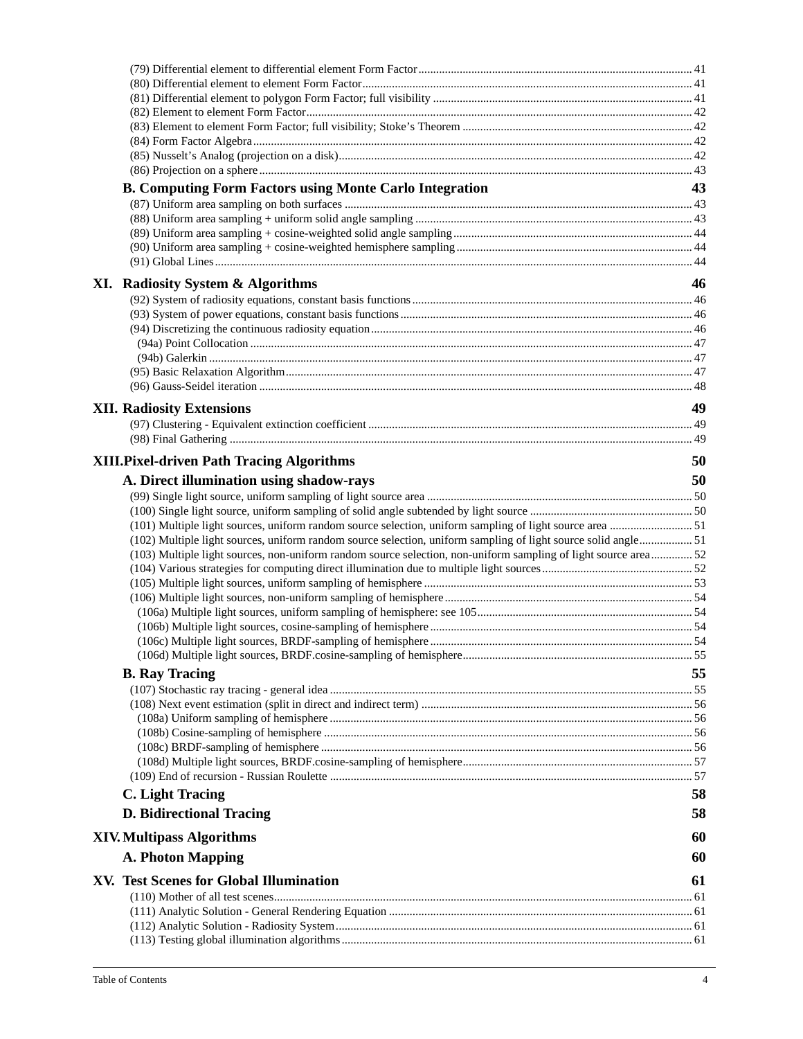(79) Differential element to differential element Form Factor ... 41
(80) Differential element to element Form Factor ... 41
(81) Differential element to polygon Form Factor; full visibility ... 41
(82) Element to element Form Factor ... 42
(83) Element to element Form Factor; full visibility; Stoke's Theorem ... 42
(84) Form Factor Algebra ... 42
(85) Nusselt's Analog (projection on a disk) ... 42
(86) Projection on a sphere ... 43

### B. Computing Form Factors using Monte Carlo Integration 43

(87) Uniform area sampling on both surfaces ... 43
(88) Uniform area sampling + uniform solid angle sampling ... 43
(89) Uniform area sampling + cosine-weighted solid angle sampling ... 44
(90) Uniform area sampling + cosine-weighted hemisphere sampling ... 44
(91) Global Lines ... 44

## XI. Radiosity System & Algorithms 46

(92) System of radiosity equations, constant basis functions ... 46
(93) System of power equations, constant basis functions ... 46
(94) Discretizing the continuous radiosity equation ... 46
  (94a) Point Collocation ... 47
  (94b) Galerkin ... 47
(95) Basic Relaxation Algorithm ... 47
(96) Gauss-Seidel iteration ... 48

## XII. Radiosity Extensions 49

(97) Clustering - Equivalent extinction coefficient ... 49
(98) Final Gathering ... 49

## XIII. Pixel-driven Path Tracing Algorithms 50

### A. Direct illumination using shadow-rays 50

(99) Single light source, uniform sampling of light source area ... 50
(100) Single light source, uniform sampling of solid angle subtended by light source ... 50
(101) Multiple light sources, uniform random source selection, uniform sampling of light source area ... 51
(102) Multiple light sources, uniform random source selection, uniform sampling of light source solid angle ... 51
(103) Multiple light sources, non-uniform random source selection, non-uniform sampling of light source area ... 52
(104) Various strategies for computing direct illumination due to multiple light sources ... 52
(105) Multiple light sources, uniform sampling of hemisphere ... 53
(106) Multiple light sources, non-uniform sampling of hemisphere ... 54
  (106a) Multiple light sources, uniform sampling of hemisphere: see 105 ... 54
  (106b) Multiple light sources, cosine-sampling of hemisphere ... 54
  (106c) Multiple light sources, BRDF-sampling of hemisphere ... 54
  (106d) Multiple light sources, BRDF.cosine-sampling of hemisphere ... 55

### B. Ray Tracing 55

(107) Stochastic ray tracing - general idea ... 55
(108) Next event estimation (split in direct and indirect term) ... 56
  (108a) Uniform sampling of hemisphere ... 56
  (108b) Cosine-sampling of hemisphere ... 56
  (108c) BRDF-sampling of hemisphere ... 56
  (108d) Multiple light sources, BRDF.cosine-sampling of hemisphere ... 57
(109) End of recursion - Russian Roulette ... 57

### C. Light Tracing 58

### D. Bidirectional Tracing 58

## XIV. Multipass Algorithms 60

### A. Photon Mapping 60

## XV. Test Scenes for Global Illumination 61

(110) Mother of all test scenes ... 61
(111) Analytic Solution - General Rendering Equation ... 61
(112) Analytic Solution - Radiosity System ... 61
(113) Testing global illumination algorithms ... 61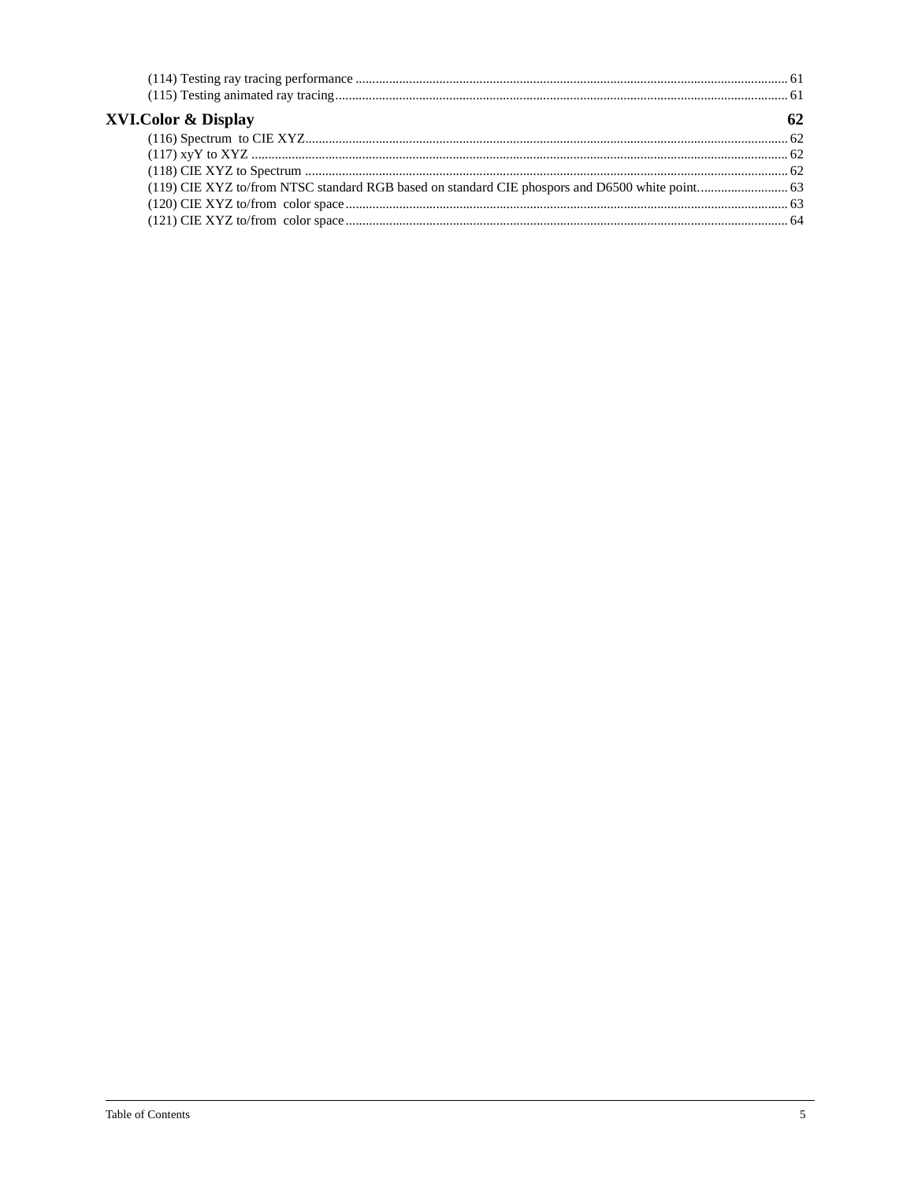(114) Testing ray tracing performance ........................................................ 61
(115) Testing animated ray tracing ........................................................ 61

## XVI.Color & Display 62

(116) Spectrum to CIE XYZ ........................................................ 62
(117) xyY to XYZ ........................................................ 62
(118) CIE XYZ to Spectrum ........................................................ 62
(119) CIE XYZ to/from NTSC standard RGB based on standard CIE phospors and D6500 white point. ........................ 63
(120) CIE XYZ to/from color space ........................................................ 63
(121) CIE XYZ to/from color space ........................................................ 64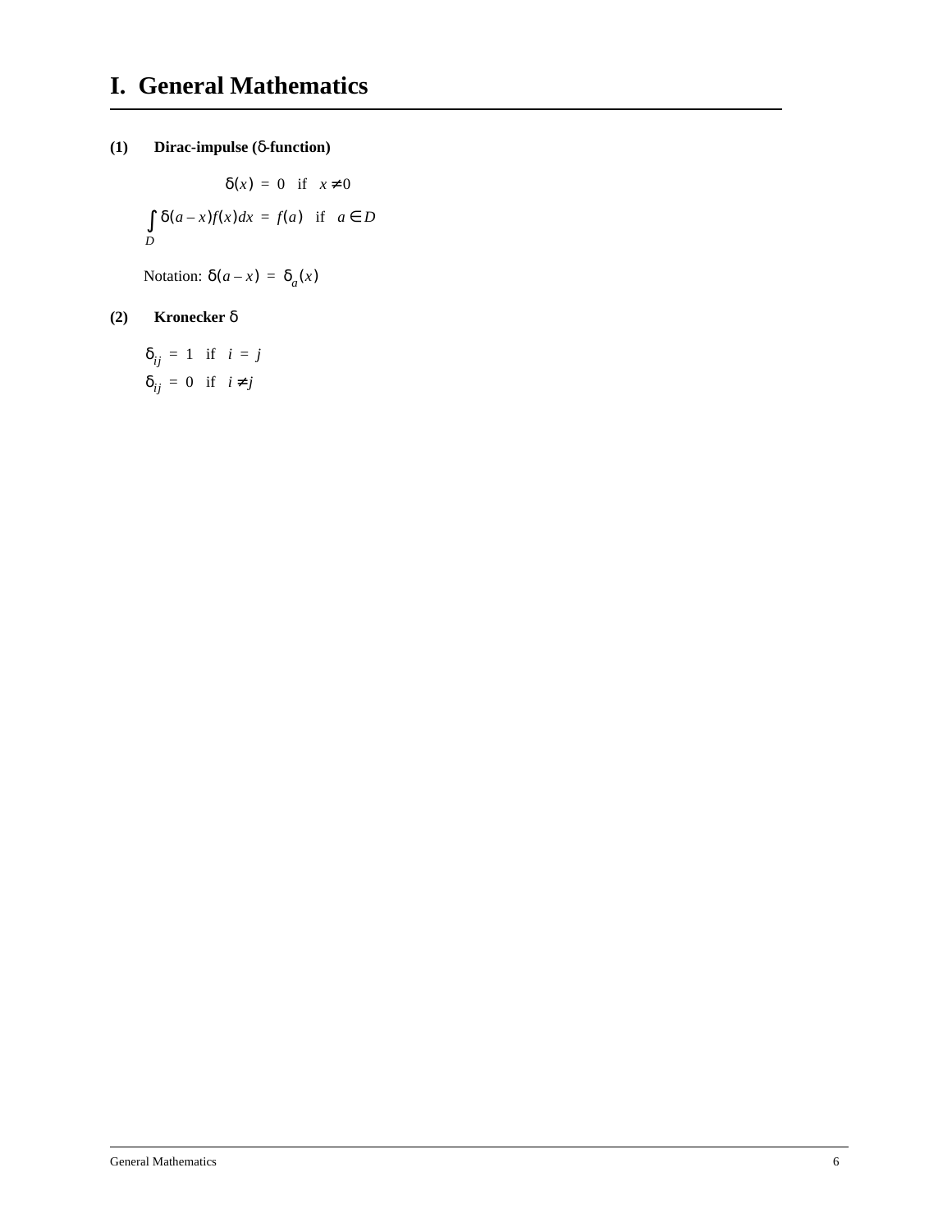# I. General Mathematics

**(1) Dirac-impulse (δ-function)**

$$\delta(x) = 0 \quad \text{if} \quad x \neq 0$$

$$\int_D \delta(a - x) f(x) dx = f(a) \quad \text{if} \quad a \in D$$

Notation: $\delta(a - x) = \delta_a(x)$

**(2) Kronecker δ**

$$\delta_{ij} = 1 \quad \text{if} \quad i = j$$

$$\delta_{ij} = 0 \quad \text{if} \quad i \neq j$$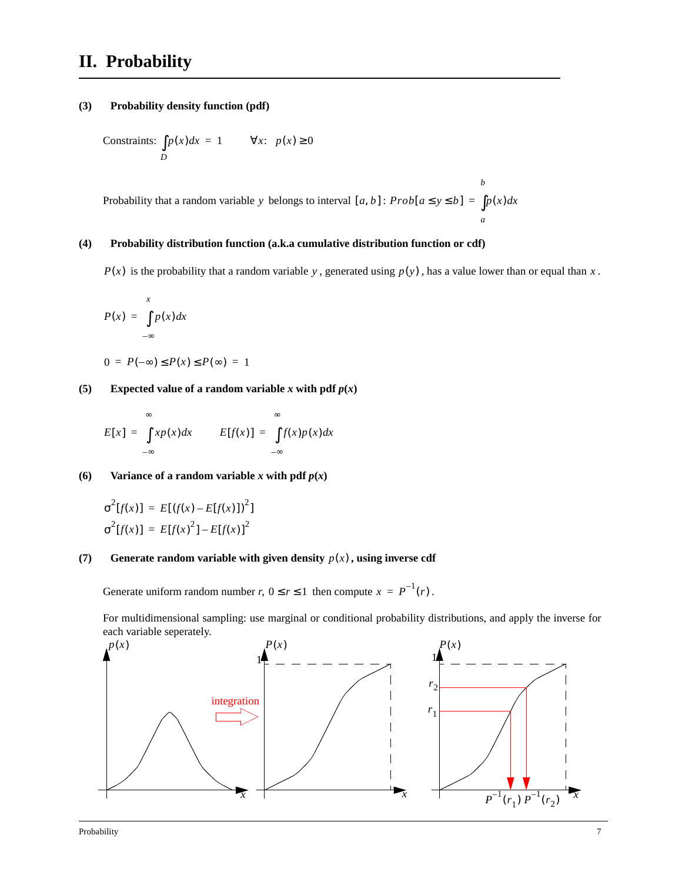# II. Probability

**(3) Probability density function (pdf)**

Constraints: $\int_D p(x)dx = 1 \qquad \forall x: \; p(x) \geq 0$

Probability that a random variable $y$ belongs to interval $[a, b]$: $Prob[a \leq y \leq b] = \int_a^b p(x)dx$

**(4) Probability distribution function (a.k.a cumulative distribution function or cdf)**

$P(x)$ is the probability that a random variable $y$, generated using $p(y)$, has a value lower than or equal than $x$.

$$P(x) = \int_{-\infty}^{x} p(x)dx$$

$$0 = P(-\infty) \leq P(x) \leq P(\infty) = 1$$

**(5) Expected value of a random variable *x* with pdf *p*(*x*)**

$$E[x] = \int_{-\infty}^{\infty} xp(x)dx \qquad E[f(x)] = \int_{-\infty}^{\infty} f(x)p(x)dx$$

**(6) Variance of a random variable *x* with pdf *p*(*x*)**

$$\sigma^2[f(x)] = E[(f(x) - E[f(x)])^2]$$
$$\sigma^2[f(x)] = E[f(x)^2] - E[f(x)]^2$$

**(7) Generate random variable with given density $p(x)$, using inverse cdf**

Generate uniform random number *r*, $0 \leq r \leq 1$ then compute $x = P^{-1}(r)$.

For multidimensional sampling: use marginal or conditional probability distributions, and apply the inverse for each variable seperately.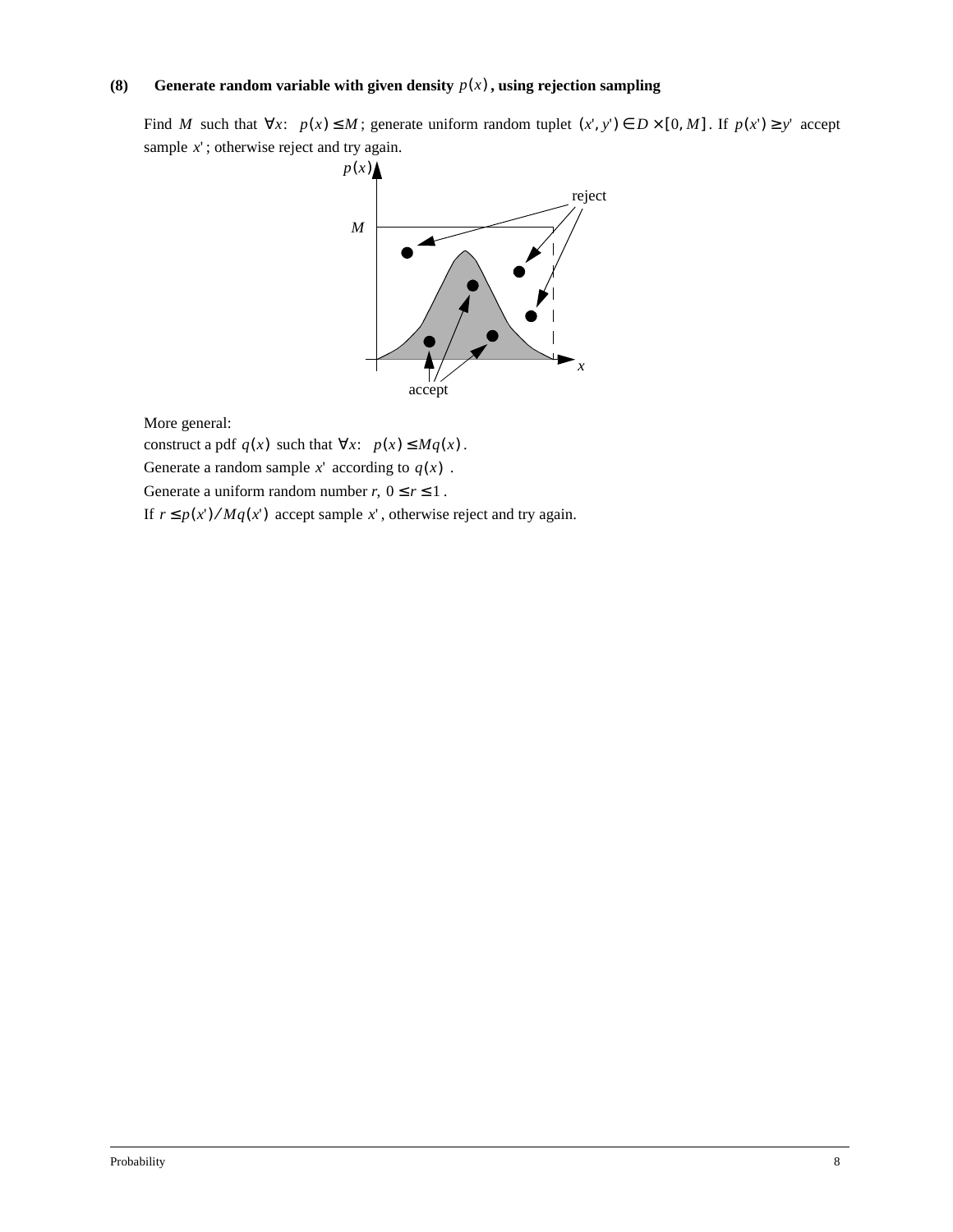### (8) Generate random variable with given density $p(x)$, using rejection sampling

Find $M$ such that $\forall x: \ p(x) \le M$; generate uniform random tuplet $(x', y') \in D \times [0, M]$. If $p(x') \ge y'$ accept sample $x'$; otherwise reject and try again.

More general:
construct a pdf $q(x)$ such that $\forall x: \ p(x) \le Mq(x)$.
Generate a random sample $x'$ according to $q(x)$.
Generate a uniform random number $r$, $0 \le r \le 1$.
If $r \le p(x')/Mq(x')$ accept sample $x'$, otherwise reject and try again.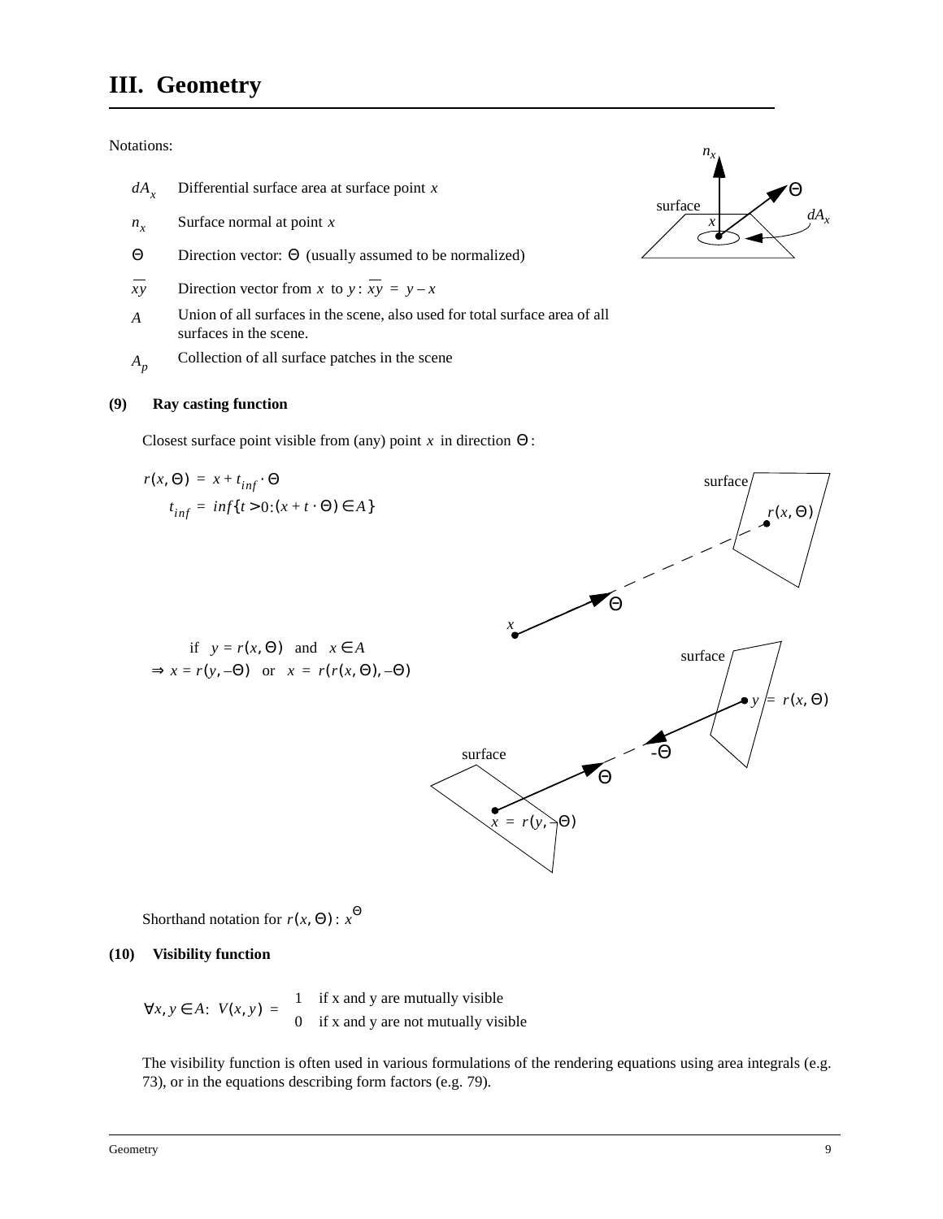# III. Geometry

Notations:

| | |
|---|---|
| $dA_x$ | Differential surface area at surface point $x$ |
| $n_x$ | Surface normal at point $x$ |
| $\Theta$ | Direction vector: $\Theta$ (usually assumed to be normalized) |
| $\overline{xy}$ | Direction vector from $x$ to $y$: $\overline{xy} = y - x$ |
| $A$ | Union of all surfaces in the scene, also used for total surface area of all surfaces in the scene. |
| $A_p$ | Collection of all surface patches in the scene |

**(9) Ray casting function**

Closest surface point visible from (any) point $x$ in direction $\Theta$:

$$r(x, \Theta) = x + t_{inf} \cdot \Theta$$

$$t_{inf} = inf\{t > 0 : (x + t \cdot \Theta) \in A\}$$

if $y = r(x, \Theta)$ and $x \in A$

$\Rightarrow x = r(y, -\Theta)$ or $x = r(r(x, \Theta), -\Theta)$

Shorthand notation for $r(x, \Theta)$ : $x^{\Theta}$

**(10) Visibility function**

$$\forall x, y \in A: \; V(x, y) = \begin{cases} 1 & \text{if x and y are mutually visible} \\ 0 & \text{if x and y are not mutually visible} \end{cases}$$

The visibility function is often used in various formulations of the rendering equations using area integrals (e.g. 73), or in the equations describing form factors (e.g. 79).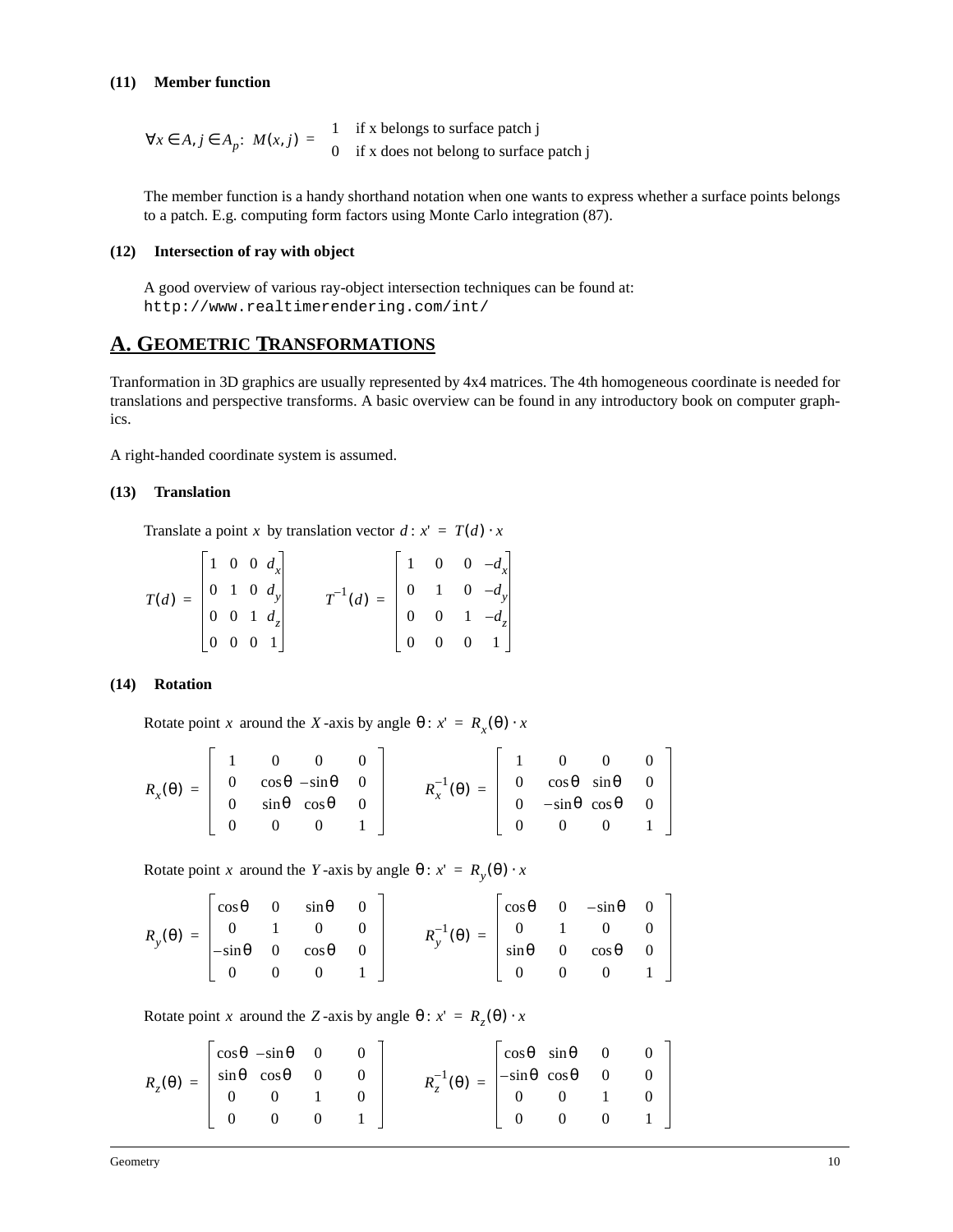#### (11) Member function

$$\forall x \in A, j \in A_p:\; M(x, j) = \begin{cases} 1 & \text{if x belongs to surface patch j} \\ 0 & \text{if x does not belong to surface patch j} \end{cases}$$

The member function is a handy shorthand notation when one wants to express whether a surface points belongs to a patch. E.g. computing form factors using Monte Carlo integration (87).

#### (12) Intersection of ray with object

A good overview of various ray-object intersection techniques can be found at:
`http://www.realtimerendering.com/int/`

## A. Geometric Transformations

Tranformation in 3D graphics are usually represented by 4x4 matrices. The 4th homogeneous coordinate is needed for translations and perspective transforms. A basic overview can be found in any introductory book on computer graphics.

A right-handed coordinate system is assumed.

#### (13) Translation

Translate a point $x$ by translation vector $d$ : $x' = T(d) \cdot x$

$$T(d) = \begin{bmatrix} 1 & 0 & 0 & d_x \\ 0 & 1 & 0 & d_y \\ 0 & 0 & 1 & d_z \\ 0 & 0 & 0 & 1 \end{bmatrix} \qquad T^{-1}(d) = \begin{bmatrix} 1 & 0 & 0 & -d_x \\ 0 & 1 & 0 & -d_y \\ 0 & 0 & 1 & -d_z \\ 0 & 0 & 0 & 1 \end{bmatrix}$$

#### (14) Rotation

Rotate point $x$ around the $X$-axis by angle $\theta$: $x' = R_x(\theta) \cdot x$

$$R_x(\theta) = \begin{bmatrix} 1 & 0 & 0 & 0 \\ 0 & \cos\theta & -\sin\theta & 0 \\ 0 & \sin\theta & \cos\theta & 0 \\ 0 & 0 & 0 & 1 \end{bmatrix} \qquad R_x^{-1}(\theta) = \begin{bmatrix} 1 & 0 & 0 & 0 \\ 0 & \cos\theta & \sin\theta & 0 \\ 0 & -\sin\theta & \cos\theta & 0 \\ 0 & 0 & 0 & 1 \end{bmatrix}$$

Rotate point $x$ around the $Y$-axis by angle $\theta$: $x' = R_y(\theta) \cdot x$

$$R_y(\theta) = \begin{bmatrix} \cos\theta & 0 & \sin\theta & 0 \\ 0 & 1 & 0 & 0 \\ -\sin\theta & 0 & \cos\theta & 0 \\ 0 & 0 & 0 & 1 \end{bmatrix} \qquad R_y^{-1}(\theta) = \begin{bmatrix} \cos\theta & 0 & -\sin\theta & 0 \\ 0 & 1 & 0 & 0 \\ \sin\theta & 0 & \cos\theta & 0 \\ 0 & 0 & 0 & 1 \end{bmatrix}$$

Rotate point $x$ around the $Z$-axis by angle $\theta$: $x' = R_z(\theta) \cdot x$

$$R_z(\theta) = \begin{bmatrix} \cos\theta & -\sin\theta & 0 & 0 \\ \sin\theta & \cos\theta & 0 & 0 \\ 0 & 0 & 1 & 0 \\ 0 & 0 & 0 & 1 \end{bmatrix} \qquad R_z^{-1}(\theta) = \begin{bmatrix} \cos\theta & \sin\theta & 0 & 0 \\ -\sin\theta & \cos\theta & 0 & 0 \\ 0 & 0 & 1 & 0 \\ 0 & 0 & 0 & 1 \end{bmatrix}$$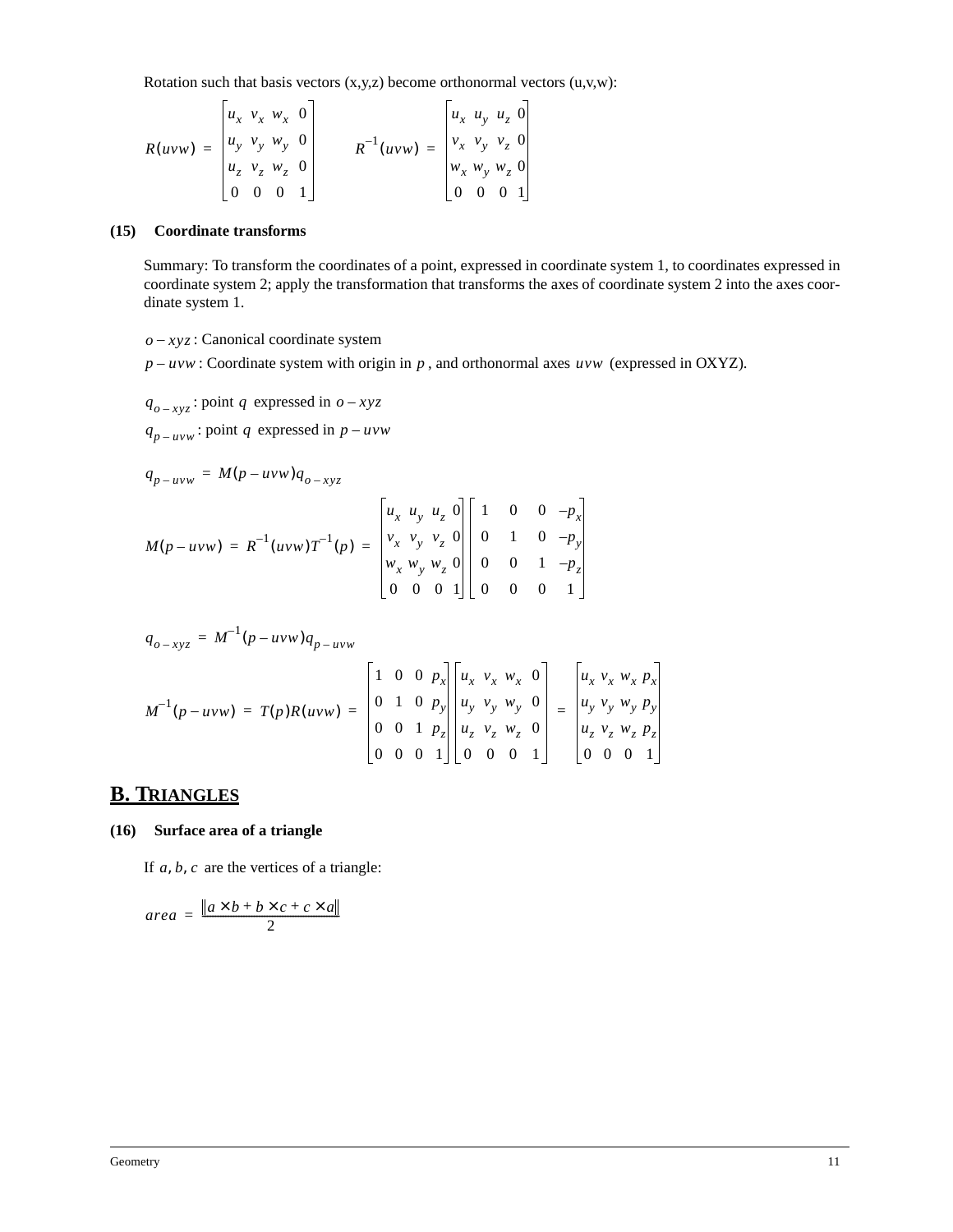Rotation such that basis vectors (x,y,z) become orthonormal vectors (u,v,w):

$$R(uvw) = \begin{bmatrix} u_x & v_x & w_x & 0 \\ u_y & v_y & w_y & 0 \\ u_z & v_z & w_z & 0 \\ 0 & 0 & 0 & 1 \end{bmatrix} \qquad R^{-1}(uvw) = \begin{bmatrix} u_x & u_y & u_z & 0 \\ v_x & v_y & v_z & 0 \\ w_x & w_y & w_z & 0 \\ 0 & 0 & 0 & 1 \end{bmatrix}$$

### (15) Coordinate transforms

Summary: To transform the coordinates of a point, expressed in coordinate system 1, to coordinates expressed in coordinate system 2; apply the transformation that transforms the axes of coordinate system 2 into the axes coordinate system 1.

$o - xyz$ : Canonical coordinate system

$p - uvw$ : Coordinate system with origin in $p$, and orthonormal axes $uvw$ (expressed in OXYZ).

$q_{o-xyz}$ : point $q$ expressed in $o - xyz$

$q_{p-uvw}$ : point $q$ expressed in $p - uvw$

$$q_{p-uvw} = M(p - uvw)q_{o-xyz}$$

$$M(p - uvw) = R^{-1}(uvw)T^{-1}(p) = \begin{bmatrix} u_x & u_y & u_z & 0 \\ v_x & v_y & v_z & 0 \\ w_x & w_y & w_z & 0 \\ 0 & 0 & 0 & 1 \end{bmatrix} \begin{bmatrix} 1 & 0 & 0 & -p_x \\ 0 & 1 & 0 & -p_y \\ 0 & 0 & 1 & -p_z \\ 0 & 0 & 0 & 1 \end{bmatrix}$$

$$q_{o-xyz} = M^{-1}(p - uvw)q_{p-uvw}$$

$$M^{-1}(p - uvw) = T(p)R(uvw) = \begin{bmatrix} 1 & 0 & 0 & p_x \\ 0 & 1 & 0 & p_y \\ 0 & 0 & 1 & p_z \\ 0 & 0 & 0 & 1 \end{bmatrix} \begin{bmatrix} u_x & v_x & w_x & 0 \\ u_y & v_y & w_y & 0 \\ u_z & v_z & w_z & 0 \\ 0 & 0 & 0 & 1 \end{bmatrix} = \begin{bmatrix} u_x & v_x & w_x & p_x \\ u_y & v_y & w_y & p_y \\ u_z & v_z & w_z & p_z \\ 0 & 0 & 0 & 1 \end{bmatrix}$$

## B. TRIANGLES

### (16) Surface area of a triangle

If $a, b, c$ are the vertices of a triangle:

$$area = \frac{\|a \times b + b \times c + c \times a\|}{2}$$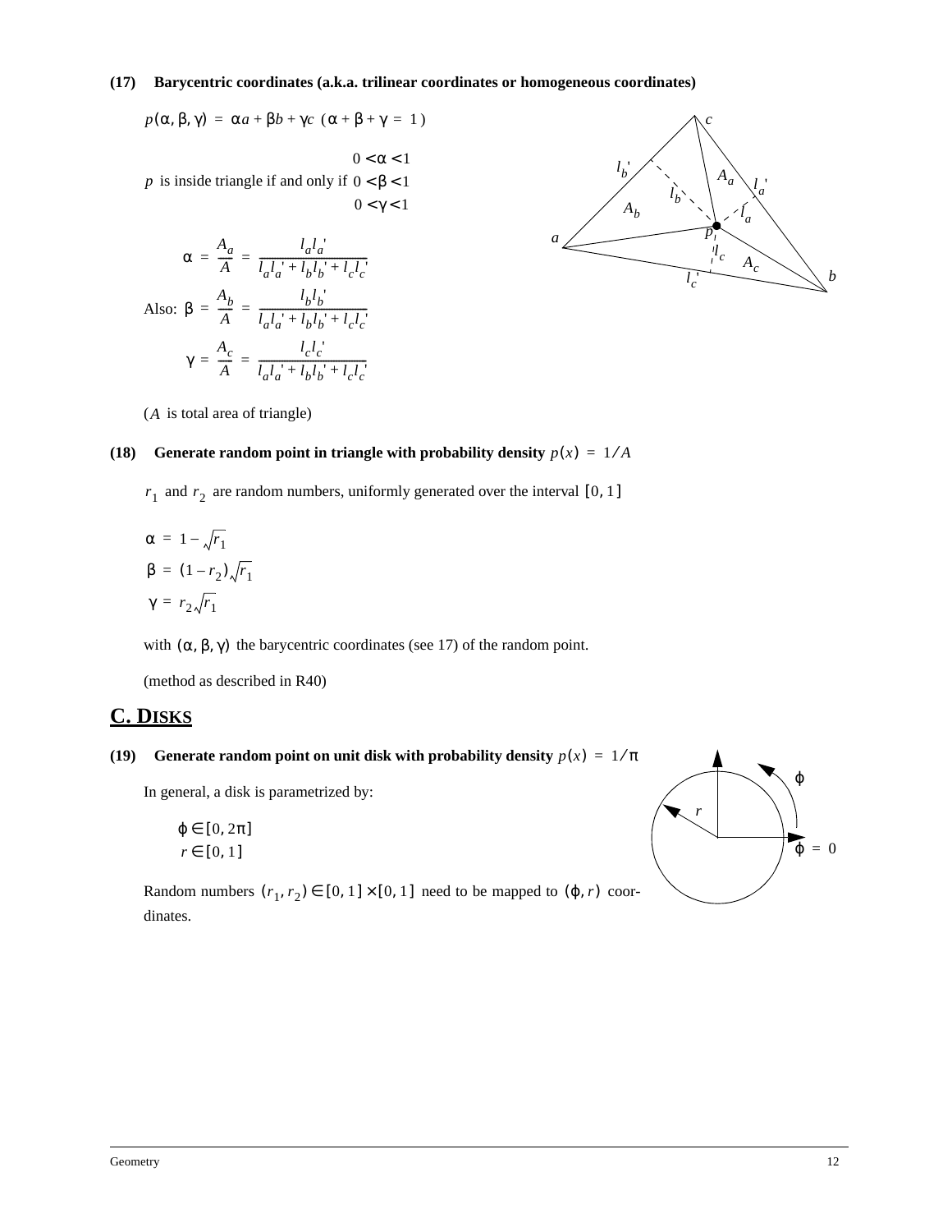**(17) Barycentric coordinates (a.k.a. trilinear coordinates or homogeneous coordinates)**

$$p(\alpha, \beta, \gamma) = \alpha a + \beta b + \gamma c \quad (\alpha + \beta + \gamma = 1)$$

$p$ is inside triangle if and only if
$$0 < \alpha < 1$$
$$0 < \beta < 1$$
$$0 < \gamma < 1$$

$$\alpha = \frac{A_a}{A} = \frac{l_a l_a'}{l_a l_a' + l_b l_b' + l_c l_c'}$$

Also:
$$\beta = \frac{A_b}{A} = \frac{l_b l_b'}{l_a l_a' + l_b l_b' + l_c l_c'}$$

$$\gamma = \frac{A_c}{A} = \frac{l_c l_c'}{l_a l_a' + l_b l_b' + l_c l_c'}$$

($A$ is total area of triangle)

**(18) Generate random point in triangle with probability density $p(x) = 1/A$**

$r_1$ and $r_2$ are random numbers, uniformly generated over the interval $[0, 1]$

$$\alpha = 1 - \sqrt{r_1}$$
$$\beta = (1 - r_2)\sqrt{r_1}$$
$$\gamma = r_2\sqrt{r_1}$$

with $(\alpha, \beta, \gamma)$ the barycentric coordinates (see 17) of the random point.

(method as described in R40)

## C. DISKS

**(19) Generate random point on unit disk with probability density $p(x) = 1/\pi$**

In general, a disk is parametrized by:

$$\varphi \in [0, 2\pi]$$
$$r \in [0, 1]$$

Random numbers $(r_1, r_2) \in [0, 1] \times [0, 1]$ need to be mapped to $(\varphi, r)$ coordinates.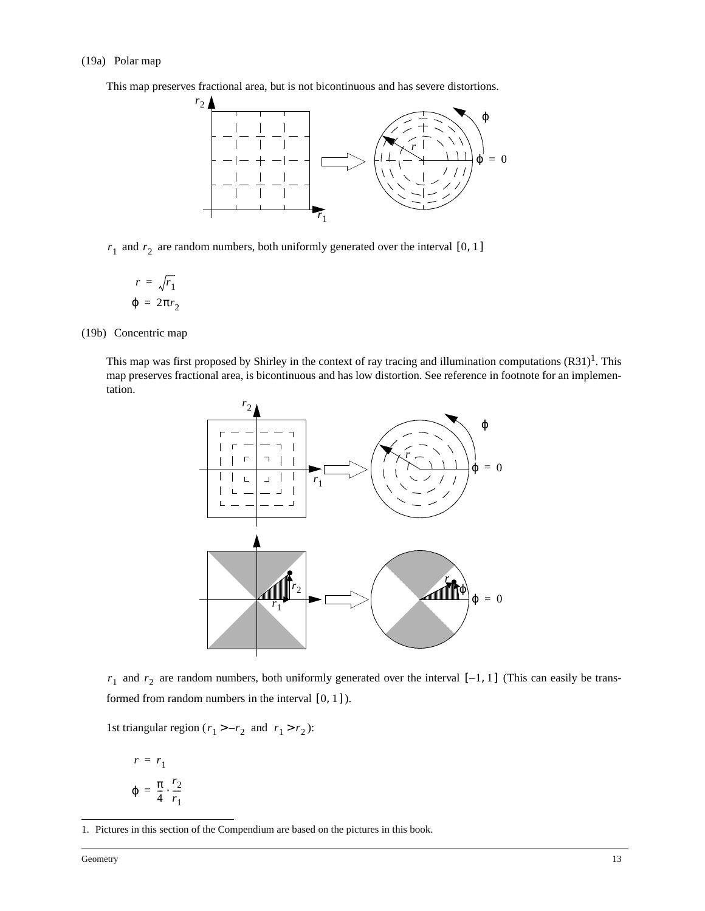(19a) Polar map

This map preserves fractional area, but is not bicontinuous and has severe distortions.

$r_1$ and $r_2$ are random numbers, both uniformly generated over the interval $[0, 1]$

$$r = \sqrt{r_1}$$
$$\varphi = 2\pi r_2$$

(19b) Concentric map

This map was first proposed by Shirley in the context of ray tracing and illumination computations (R31)[1]. This map preserves fractional area, is bicontinuous and has low distortion. See reference in footnote for an implementation.

$r_1$ and $r_2$ are random numbers, both uniformly generated over the interval $[-1, 1]$ (This can easily be transformed from random numbers in the interval $[0, 1]$).

1st triangular region ($r_1 > -r_2$ and $r_1 > r_2$):

$$r = r_1$$
$$\varphi = \frac{\pi}{4} \cdot \frac{r_2}{r_1}$$

1. Pictures in this section of the Compendium are based on the pictures in this book.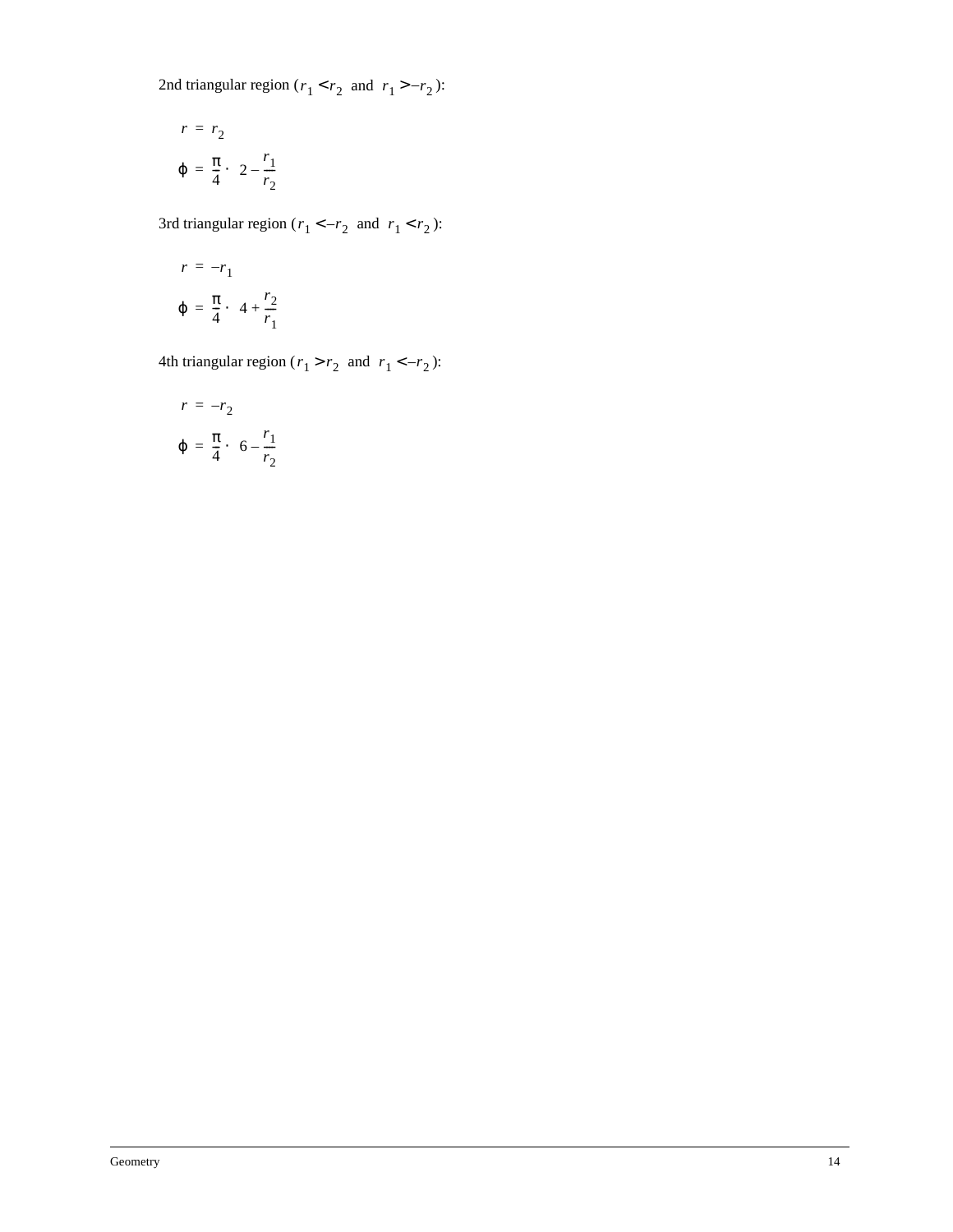2nd triangular region ($r_1 < r_2$ and $r_1 > -r_2$):

$$r = r_2$$

$$\varphi = \frac{\pi}{4} \cdot \left(2 - \frac{r_1}{r_2}\right)$$

3rd triangular region ($r_1 < -r_2$ and $r_1 < r_2$):

$$r = -r_1$$

$$\varphi = \frac{\pi}{4} \cdot \left(4 + \frac{r_2}{r_1}\right)$$

4th triangular region ($r_1 > r_2$ and $r_1 < -r_2$):

$$r = -r_2$$

$$\varphi = \frac{\pi}{4} \cdot \left(6 - \frac{r_1}{r_2}\right)$$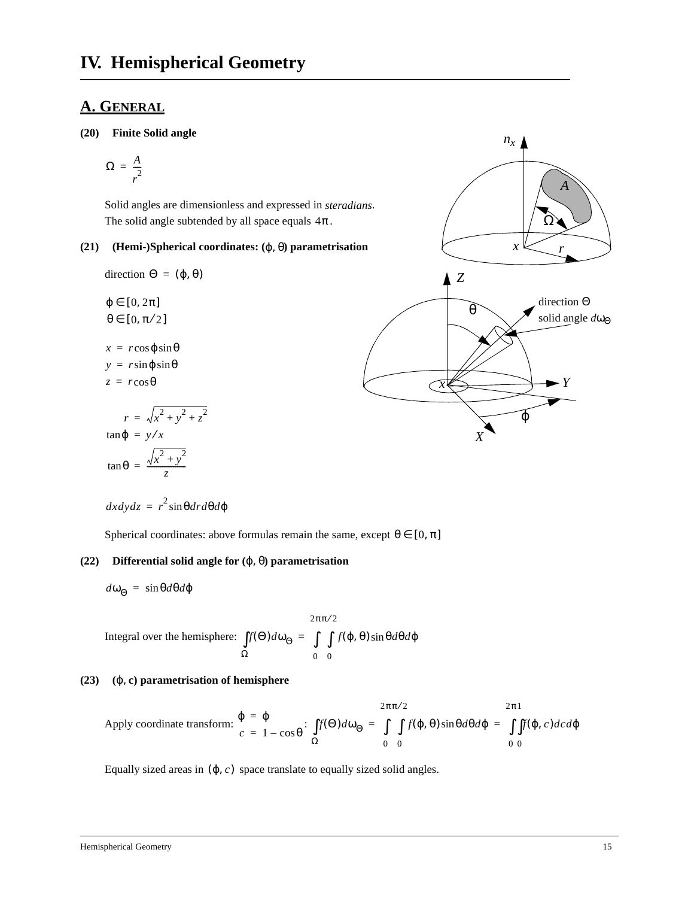# IV. Hemispherical Geometry

## A. GENERAL

**(20) Finite Solid angle**

$$\Omega = \frac{A}{r^2}$$

Solid angles are dimensionless and expressed in *steradians*. The solid angle subtended by all space equals $4\pi$.

**(21) (Hemi-)Spherical coordinates: ($\varphi$, $\theta$) parametrisation**

direction $\Theta = (\varphi, \theta)$

$\varphi \in [0, 2\pi]$
$\theta \in [0, \pi/2]$

$$x = r\cos\varphi\sin\theta$$
$$y = r\sin\varphi\sin\theta$$
$$z = r\cos\theta$$

$$r = \sqrt{x^2 + y^2 + z^2}$$
$$\tan\varphi = y/x$$
$$\tan\theta = \frac{\sqrt{x^2 + y^2}}{z}$$

$$dxdydz = r^2\sin\theta dr d\theta d\varphi$$

Spherical coordinates: above formulas remain the same, except $\theta \in [0, \pi]$

**(22) Differential solid angle for ($\varphi$, $\theta$) parametrisation**

$$d\omega_\Theta = \sin\theta d\theta d\varphi$$

Integral over the hemisphere: $\int_\Omega f(\Theta) d\omega_\Theta = \int_0^{2\pi}\int_0^{\pi/2} f(\varphi, \theta)\sin\theta d\theta d\varphi$

**(23) ($\varphi$, c) parametrisation of hemisphere**

Apply coordinate transform: $\begin{array}{l} \varphi = \varphi \\ c = 1 - \cos\theta \end{array}$ : $\int_\Omega f(\Theta) d\omega_\Theta = \int_0^{2\pi}\int_0^{\pi/2} f(\varphi, \theta)\sin\theta d\theta d\varphi = \int_0^{2\pi}\int_0^{1} f(\varphi, c) dc d\varphi$

Equally sized areas in $(\varphi, c)$ space translate to equally sized solid angles.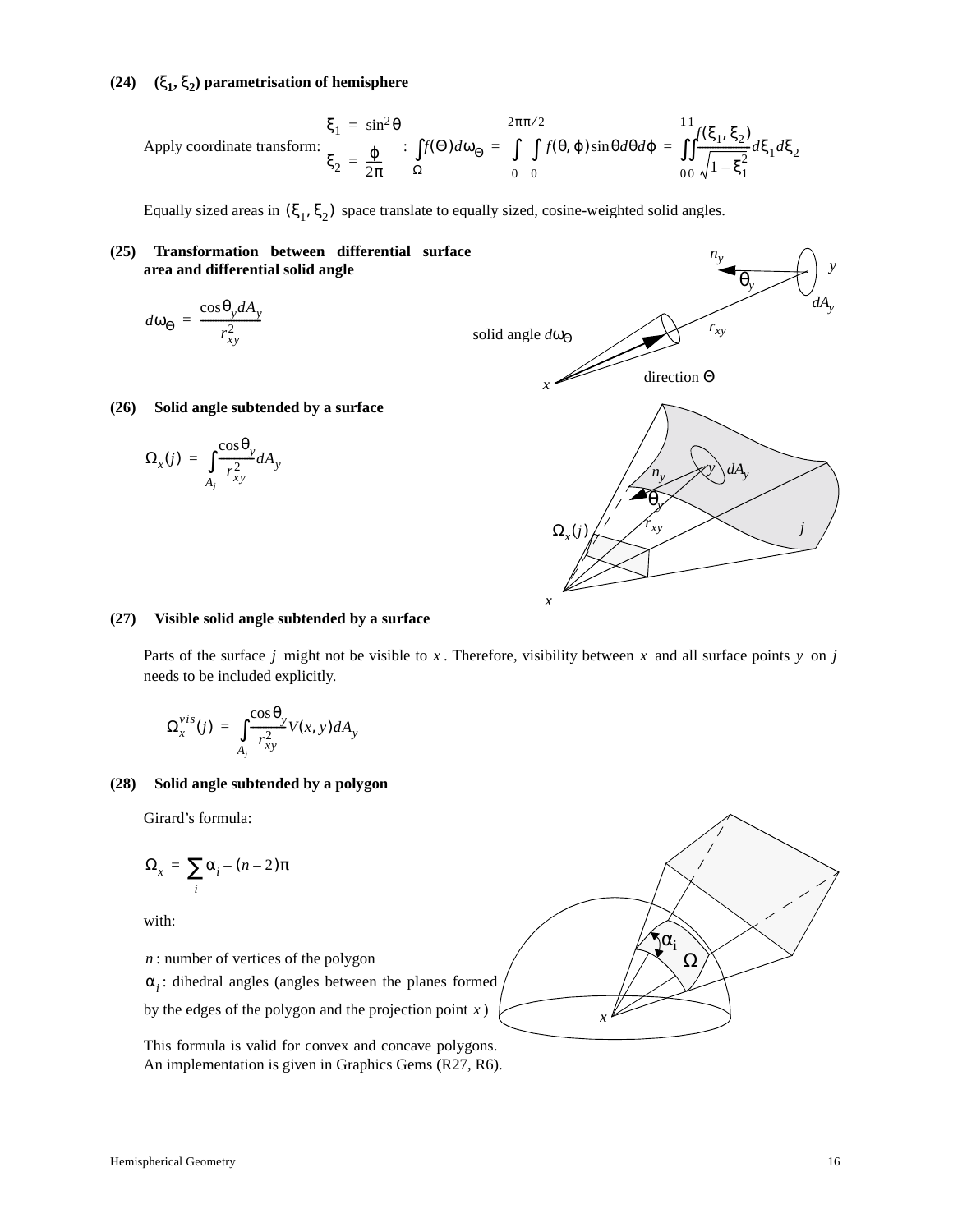**(24) $(\xi_1, \xi_2)$ parametrisation of hemisphere**

Apply coordinate transform: $\xi_1 = \sin^2\theta$, $\xi_2 = \dfrac{\varphi}{2\pi}$ : $\displaystyle\int_\Omega f(\Theta)d\omega_\Theta = \int_0^{2\pi}\int_0^{\pi/2} f(\theta,\varphi)\sin\theta d\theta d\varphi = \int_0^1\int_0^1 \frac{f(\xi_1,\xi_2)}{\sqrt{1-\xi_1^2}}d\xi_1 d\xi_2$

Equally sized areas in $(\xi_1, \xi_2)$ space translate to equally sized, cosine-weighted solid angles.

**(25) Transformation between differential surface area and differential solid angle**

$$d\omega_\Theta = \frac{\cos\theta_y dA_y}{r_{xy}^2}$$

**(26) Solid angle subtended by a surface**

$$\Omega_x(j) = \int_{A_j} \frac{\cos\theta_y}{r_{xy}^2} dA_y$$

**(27) Visible solid angle subtended by a surface**

Parts of the surface $j$ might not be visible to $x$. Therefore, visibility between $x$ and all surface points $y$ on $j$ needs to be included explicitly.

$$\Omega_x^{vis}(j) = \int_{A_j} \frac{\cos\theta_y}{r_{xy}^2} V(x,y) dA_y$$

**(28) Solid angle subtended by a polygon**

Girard's formula:

$$\Omega_x = \sum_i \alpha_i - (n-2)\pi$$

with:

$n$ : number of vertices of the polygon
$\alpha_i$ : dihedral angles (angles between the planes formed by the edges of the polygon and the projection point $x$)

This formula is valid for convex and concave polygons. An implementation is given in Graphics Gems (R27, R6).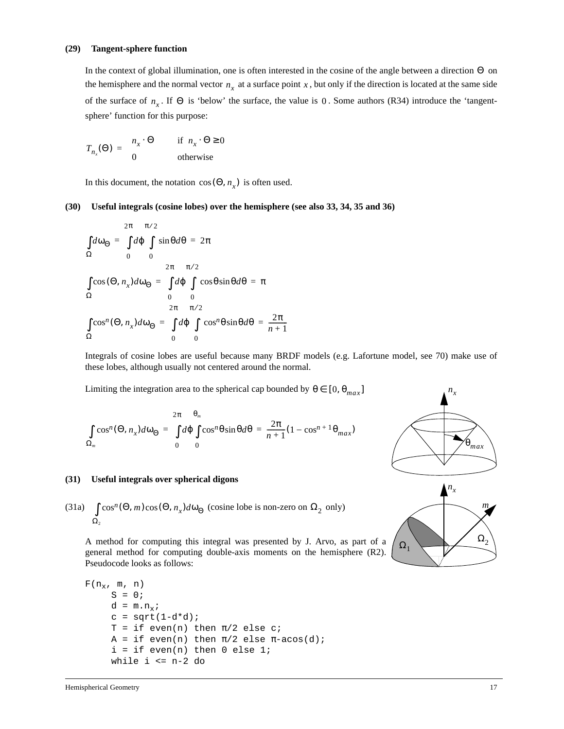**(29) Tangent-sphere function**

In the context of global illumination, one is often interested in the cosine of the angle between a direction $\Theta$ on the hemisphere and the normal vector $n_x$ at a surface point $x$, but only if the direction is located at the same side of the surface of $n_x$. If $\Theta$ is 'below' the surface, the value is $0$. Some authors (R34) introduce the 'tangent-sphere' function for this purpose:

$$T_{n_x}(\Theta) = \begin{cases} n_x \cdot \Theta & \text{if } n_x \cdot \Theta \geq 0 \\ 0 & \text{otherwise} \end{cases}$$

In this document, the notation $\cos(\Theta, n_x)$ is often used.

**(30) Useful integrals (cosine lobes) over the hemisphere (see also 33, 34, 35 and 36)**

$$\int_{\Omega} d\omega_{\Theta} = \int_0^{2\pi} d\varphi \int_0^{\pi/2} \sin\theta d\theta = 2\pi$$

$$\int_{\Omega} \cos(\Theta, n_x) d\omega_{\Theta} = \int_0^{2\pi} d\varphi \int_0^{\pi/2} \cos\theta \sin\theta d\theta = \pi$$

$$\int_{\Omega} \cos^n(\Theta, n_x) d\omega_{\Theta} = \int_0^{2\pi} d\varphi \int_0^{\pi/2} \cos^n\theta \sin\theta d\theta = \frac{2\pi}{n+1}$$

Integrals of cosine lobes are useful because many BRDF models (e.g. Lafortune model, see 70) make use of these lobes, although usually not centered around the normal.

Limiting the integration area to the spherical cap bounded by $\theta \in [0, \theta_{max}]$

$$\int_{\Omega_m} \cos^n(\Theta, n_x) d\omega_{\Theta} = \int_0^{2\pi} d\varphi \int_0^{\theta_m} \cos^n\theta \sin\theta d\theta = \frac{2\pi}{n+1}(1 - \cos^{n+1}\theta_{max})$$

**(31) Useful integrals over spherical digons**

(31a) $\int_{\Omega_2} \cos^n(\Theta, m) \cos(\Theta, n_x) d\omega_{\Theta}$ (cosine lobe is non-zero on $\Omega_2$ only)

A method for computing this integral was presented by J. Arvo, as part of a general method for computing double-axis moments on the hemisphere (R2). Pseudocode looks as follows:

```
F(nx, m, n)
     S = 0;
     d = m.nx;
     c = sqrt(1-d*d);
     T = if even(n) then π/2 else c;
     A = if even(n) then π/2 else π-acos(d);
     i = if even(n) then 0 else 1;
     while i <= n-2 do
```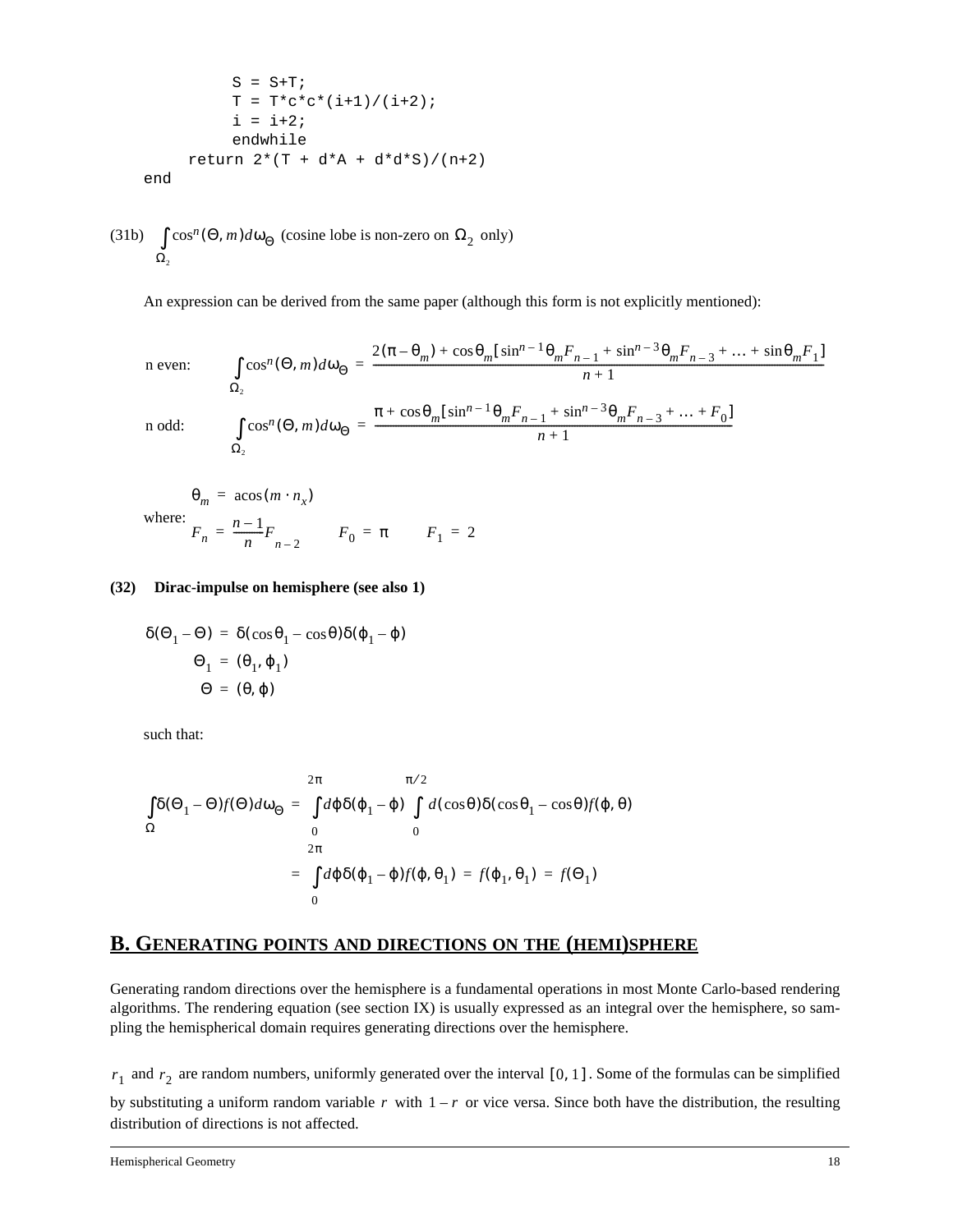```
            S = S+T;
            T = T*c*c*(i+1)/(i+2);
            i = i+2;
            endwhile
        return 2*(T + d*A + d*d*S)/(n+2)
    end
```

(31b) $\int_{\Omega_2} \cos^n(\Theta, m) d\omega_\Theta$ (cosine lobe is non-zero on $\Omega_2$ only)

An expression can be derived from the same paper (although this form is not explicitly mentioned):

n even:
$$\int_{\Omega_2} \cos^n(\Theta, m) d\omega_\Theta = \frac{2(\pi - \theta_m) + \cos\theta_m [\sin^{n-1}\theta_m F_{n-1} + \sin^{n-3}\theta_m F_{n-3} + \ldots + \sin\theta_m F_1]}{n+1}$$

n odd:
$$\int_{\Omega_2} \cos^n(\Theta, m) d\omega_\Theta = \frac{\pi + \cos\theta_m [\sin^{n-1}\theta_m F_{n-1} + \sin^{n-3}\theta_m F_{n-3} + \ldots + F_0]}{n+1}$$

where:
$$\theta_m = \operatorname{acos}(m \cdot n_x)$$
$$F_n = \frac{n-1}{n} F_{n-2} \qquad F_0 = \pi \qquad F_1 = 2$$

**(32) Dirac-impulse on hemisphere (see also 1)**

$$\delta(\Theta_1 - \Theta) = \delta(\cos\theta_1 - \cos\theta)\delta(\varphi_1 - \varphi)$$
$$\Theta_1 = (\theta_1, \varphi_1)$$
$$\Theta = (\theta, \varphi)$$

such that:

$$\int_{\Omega} \delta(\Theta_1 - \Theta) f(\Theta) d\omega_\Theta = \int_0^{2\pi} d\varphi \delta(\varphi_1 - \varphi) \int_0^{\pi/2} d(\cos\theta) \delta(\cos\theta_1 - \cos\theta) f(\varphi, \theta)$$
$$= \int_0^{2\pi} d\varphi \delta(\varphi_1 - \varphi) f(\varphi, \theta_1) = f(\varphi_1, \theta_1) = f(\Theta_1)$$

## B. Generating points and directions on the (hemi)sphere

Generating random directions over the hemisphere is a fundamental operations in most Monte Carlo-based rendering algorithms. The rendering equation (see section IX) is usually expressed as an integral over the hemisphere, so sampling the hemispherical domain requires generating directions over the hemisphere.

$r_1$ and $r_2$ are random numbers, uniformly generated over the interval $[0, 1]$. Some of the formulas can be simplified by substituting a uniform random variable $r$ with $1 - r$ or vice versa. Since both have the distribution, the resulting distribution of directions is not affected.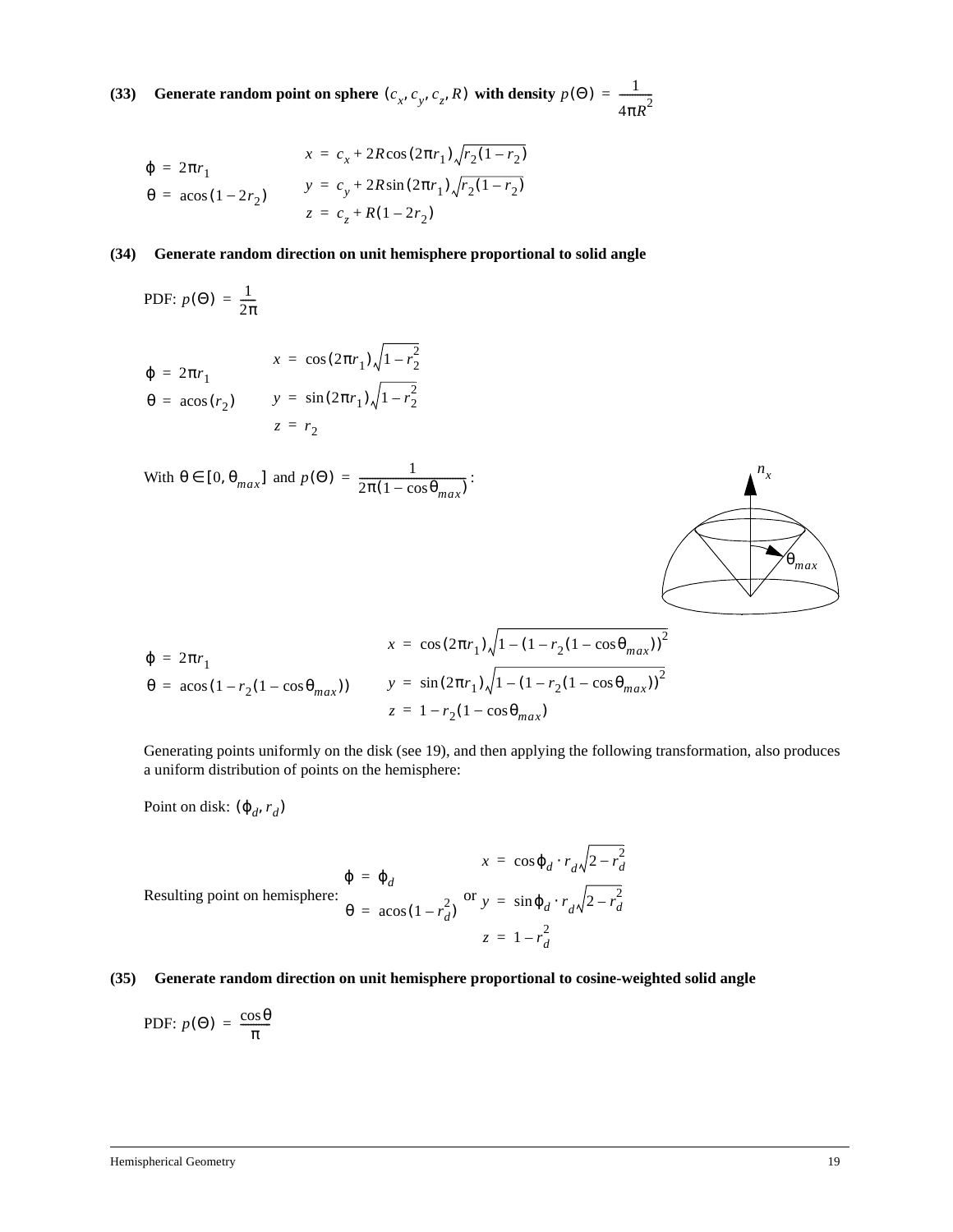**(33) Generate random point on sphere $(c_x, c_y, c_z, R)$ with density $p(\Theta) = \dfrac{1}{4\pi R^2}$**

$$\varphi = 2\pi r_1 \qquad x = c_x + 2R\cos(2\pi r_1)\sqrt{r_2(1-r_2)}$$

$$\theta = \operatorname{acos}(1-2r_2) \qquad y = c_y + 2R\sin(2\pi r_1)\sqrt{r_2(1-r_2)}$$

$$z = c_z + R(1-2r_2)$$

**(34) Generate random direction on unit hemisphere proportional to solid angle**

PDF: $p(\Theta) = \dfrac{1}{2\pi}$

$$\varphi = 2\pi r_1 \qquad x = \cos(2\pi r_1)\sqrt{1-r_2^2}$$

$$\theta = \operatorname{acos}(r_2) \qquad y = \sin(2\pi r_1)\sqrt{1-r_2^2}$$

$$z = r_2$$

With $\theta \in [0, \theta_{max}]$ and $p(\Theta) = \dfrac{1}{2\pi(1-\cos\theta_{max})}$:

$n_x$

$\theta_{max}$

$$\varphi = 2\pi r_1 \qquad x = \cos(2\pi r_1)\sqrt{1-(1-r_2(1-\cos\theta_{max}))^2}$$

$$\theta = \operatorname{acos}(1-r_2(1-\cos\theta_{max})) \qquad y = \sin(2\pi r_1)\sqrt{1-(1-r_2(1-\cos\theta_{max}))^2}$$

$$z = 1-r_2(1-\cos\theta_{max})$$

Generating points uniformly on the disk (see 19), and then applying the following transformation, also produces a uniform distribution of points on the hemisphere:

Point on disk: $(\varphi_d, r_d)$

Resulting point on hemisphere:

$$\varphi = \varphi_d \qquad x = \cos\varphi_d \cdot r_d\sqrt{2-r_d^2}$$

$$\theta = \operatorname{acos}(1-r_d^2) \quad \text{or} \quad y = \sin\varphi_d \cdot r_d\sqrt{2-r_d^2}$$

$$z = 1-r_d^2$$

**(35) Generate random direction on unit hemisphere proportional to cosine-weighted solid angle**

PDF: $p(\Theta) = \dfrac{\cos\theta}{\pi}$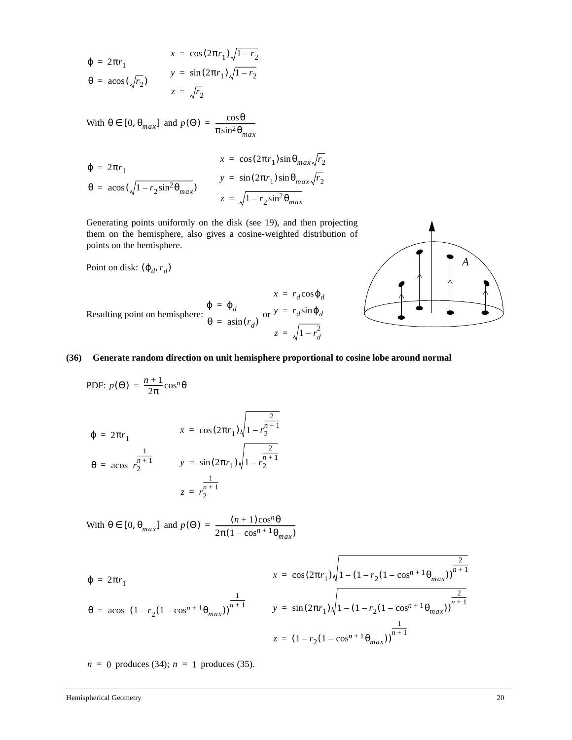$$\varphi = 2\pi r_1 \qquad x = \cos(2\pi r_1)\sqrt{1-r_2}$$

$$\theta = \operatorname{acos}(\sqrt{r_2}) \qquad y = \sin(2\pi r_1)\sqrt{1-r_2}$$

$$z = \sqrt{r_2}$$

With $\theta \in [0, \theta_{max}]$ and $p(\Theta) = \dfrac{\cos\theta}{\pi \sin^2\theta_{max}}$

$$\varphi = 2\pi r_1 \qquad x = \cos(2\pi r_1)\sin\theta_{max}\sqrt{r_2}$$

$$\theta = \operatorname{acos}(\sqrt{1 - r_2 \sin^2\theta_{max}}) \qquad y = \sin(2\pi r_1)\sin\theta_{max}\sqrt{r_2}$$

$$z = \sqrt{1 - r_2 \sin^2\theta_{max}}$$

Generating points uniformly on the disk (see 19), and then projecting them on the hemisphere, also gives a cosine-weighted distribution of points on the hemisphere.

Point on disk: $(\varphi_d, r_d)$

Resulting point on hemisphere: $\varphi = \varphi_d$, $\theta = \operatorname{asin}(r_d)$ or $x = r_d \cos\varphi_d$, $y = r_d \sin\varphi_d$, $z = \sqrt{1 - r_d^2}$

A

**(36) Generate random direction on unit hemisphere proportional to cosine lobe around normal**

PDF: $p(\Theta) = \dfrac{n+1}{2\pi}\cos^n\theta$

$$\varphi = 2\pi r_1 \qquad x = \cos(2\pi r_1)\sqrt{1 - r_2^{\frac{2}{n+1}}}$$

$$\theta = \operatorname{acos}\, r_2^{\frac{1}{n+1}} \qquad y = \sin(2\pi r_1)\sqrt{1 - r_2^{\frac{2}{n+1}}}$$

$$z = r_2^{\frac{1}{n+1}}$$

With $\theta \in [0, \theta_{max}]$ and $p(\Theta) = \dfrac{(n+1)\cos^n\theta}{2\pi(1 - \cos^{n+1}\theta_{max})}$

$$\varphi = 2\pi r_1 \qquad x = \cos(2\pi r_1)\sqrt{1 - (1 - r_2(1 - \cos^{n+1}\theta_{max}))^{\frac{2}{n+1}}}$$

$$\theta = \operatorname{acos}\, (1 - r_2(1 - \cos^{n+1}\theta_{max}))^{\frac{1}{n+1}} \qquad y = \sin(2\pi r_1)\sqrt{1 - (1 - r_2(1 - \cos^{n+1}\theta_{max}))^{\frac{2}{n+1}}}$$

$$z = (1 - r_2(1 - \cos^{n+1}\theta_{max}))^{\frac{1}{n+1}}$$

$n = 0$ produces (34); $n = 1$ produces (35).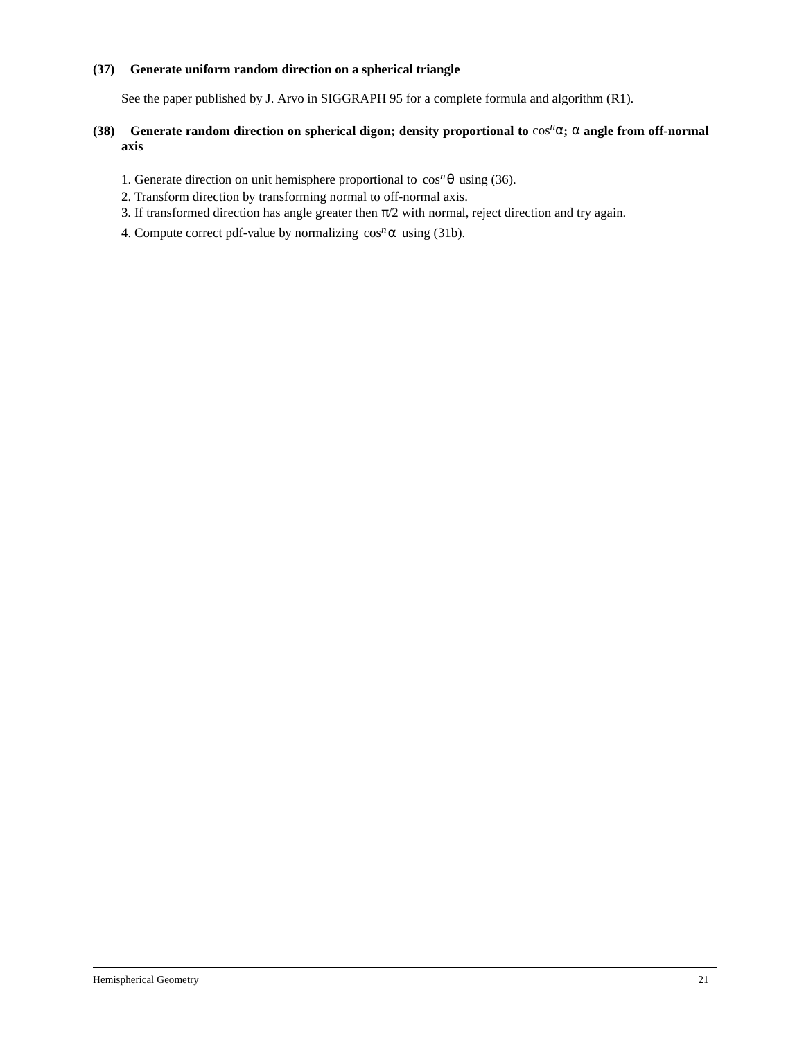**(37) Generate uniform random direction on a spherical triangle**

See the paper published by J. Arvo in SIGGRAPH 95 for a complete formula and algorithm (R1).

**(38) Generate random direction on spherical digon; density proportional to $\cos^n\alpha$; $\alpha$ angle from off-normal axis**

1. Generate direction on unit hemisphere proportional to $\cos^n\theta$ using (36).
2. Transform direction by transforming normal to off-normal axis.
3. If transformed direction has angle greater then $\pi/2$ with normal, reject direction and try again.
4. Compute correct pdf-value by normalizing $\cos^n\alpha$ using (31b).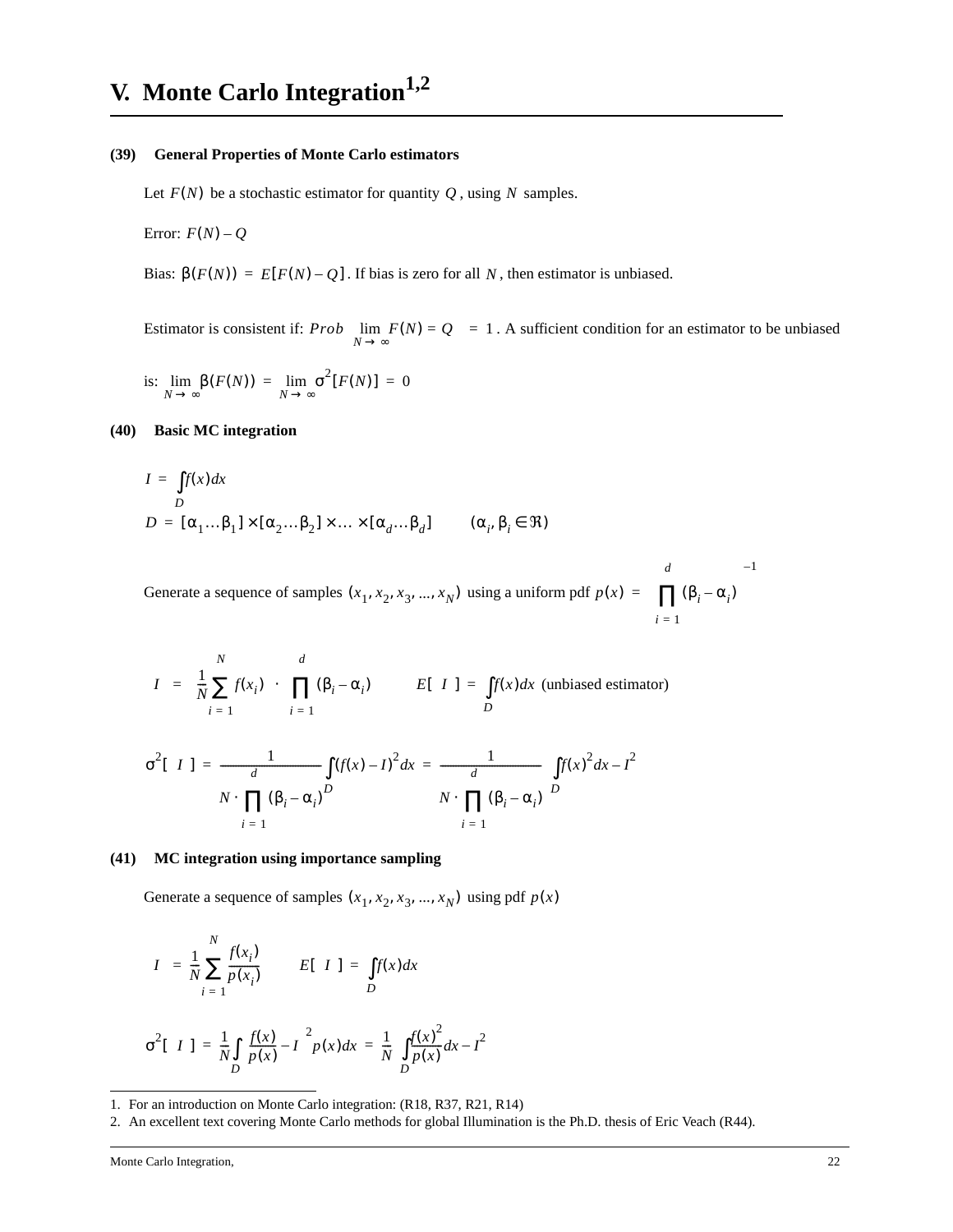# V. Monte Carlo Integration[1,2]

### (39) General Properties of Monte Carlo estimators

Let $F(N)$ be a stochastic estimator for quantity $Q$, using $N$ samples.

Error: $F(N) - Q$

Bias: $\beta(F(N)) = E[F(N) - Q]$. If bias is zero for all $N$, then estimator is unbiased.

Estimator is consistent if: $Prob\left[\lim_{N \to \infty} F(N) = Q\right] = 1$. A sufficient condition for an estimator to be unbiased is: $\lim_{N \to \infty} \beta(F(N)) = \lim_{N \to \infty} \sigma^2[F(N)] = 0$

### (40) Basic MC integration

$$I = \int_D f(x) dx$$

$$D = [\alpha_1 \ldots \beta_1] \times [\alpha_2 \ldots \beta_2] \times \ldots \times [\alpha_d \ldots \beta_d] \qquad (\alpha_i, \beta_i \in \Re)$$

Generate a sequence of samples $(x_1, x_2, x_3, \ldots, x_N)$ using a uniform pdf $p(x) = \left[\prod_{i=1}^{d} (\beta_i - \alpha_i)\right]^{-1}$

$$\langle I \rangle = \left[\frac{1}{N} \sum_{i=1}^{N} f(x_i)\right] \cdot \left[\prod_{i=1}^{d} (\beta_i - \alpha_i)\right] \qquad E[\langle I \rangle] = \int_D f(x) dx \text{ (unbiased estimator)}$$

$$\sigma^2[\langle I \rangle] = \frac{1}{N \cdot \prod_{i=1}^{d} (\beta_i - \alpha_i)} \int_D (f(x) - I)^2 dx = \frac{1}{N \cdot \prod_{i=1}^{d} (\beta_i - \alpha_i)} \left[\int_D f(x)^2 dx - I^2\right]$$

### (41) MC integration using importance sampling

Generate a sequence of samples $(x_1, x_2, x_3, \ldots, x_N)$ using pdf $p(x)$

$$\langle I \rangle = \frac{1}{N} \sum_{i=1}^{N} \frac{f(x_i)}{p(x_i)} \qquad E[\langle I \rangle] = \int_D f(x) dx$$

$$\sigma^2[\langle I \rangle] = \frac{1}{N} \int_D \left[\frac{f(x)}{p(x)} - I\right]^2 p(x) dx = \frac{1}{N}\left[\int_D \frac{f(x)^2}{p(x)} dx - I^2\right]$$

---

1. For an introduction on Monte Carlo integration: (R18, R37, R21, R14)
2. An excellent text covering Monte Carlo methods for global Illumination is the Ph.D. thesis of Eric Veach (R44).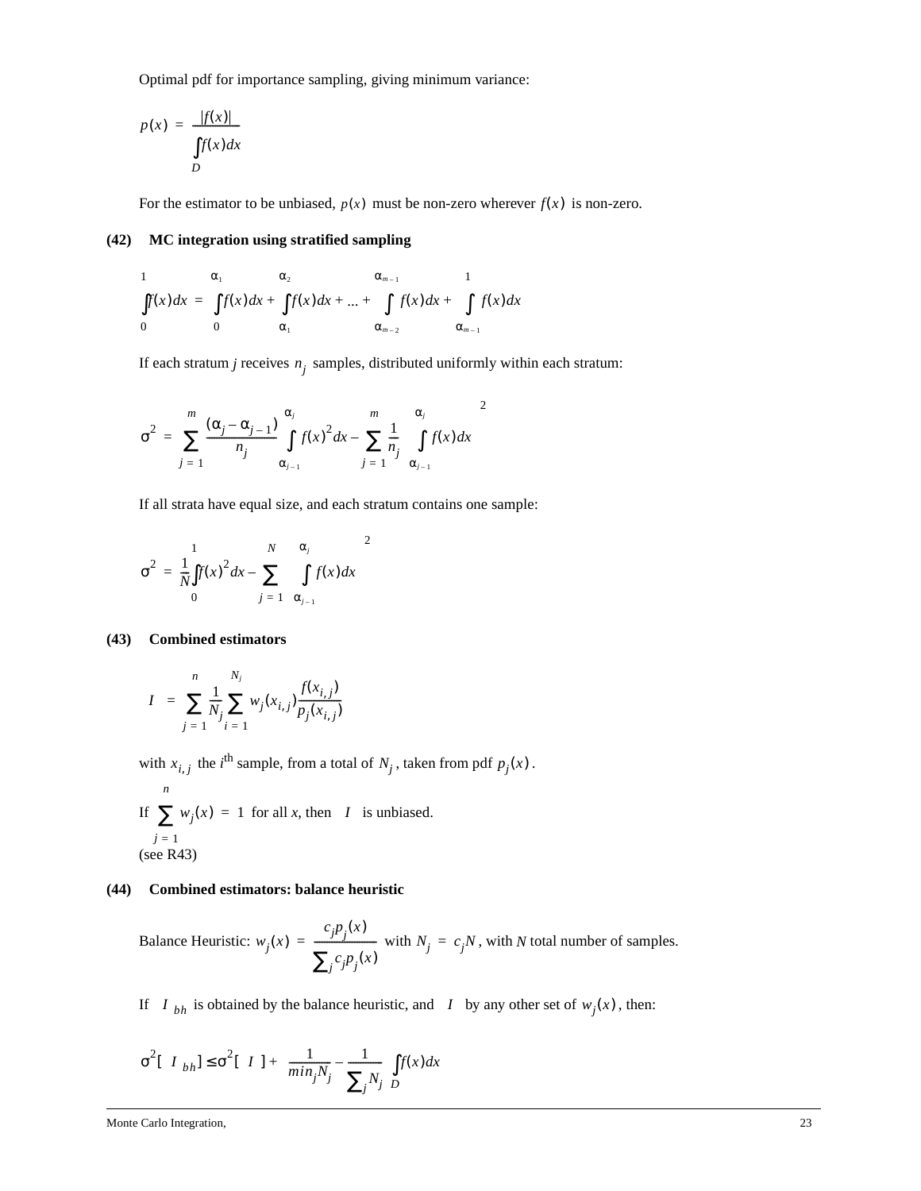Optimal pdf for importance sampling, giving minimum variance:

$$p(x) = \frac{|f(x)|}{\int_D f(x)dx}$$

For the estimator to be unbiased, $p(x)$ must be non-zero wherever $f(x)$ is non-zero.

**(42) MC integration using stratified sampling**

$$\int_0^1 f(x)dx = \int_0^{\alpha_1} f(x)dx + \int_{\alpha_1}^{\alpha_2} f(x)dx + \ldots + \int_{\alpha_{m-2}}^{\alpha_{m-1}} f(x)dx + \int_{\alpha_{m-1}}^{1} f(x)dx$$

If each stratum $j$ receives $n_j$ samples, distributed uniformly within each stratum:

$$\sigma^2 = \sum_{j=1}^{m} \frac{(\alpha_j - \alpha_{j-1})}{n_j} \int_{\alpha_{j-1}}^{\alpha_j} f(x)^2 dx - \sum_{j=1}^{m} \frac{1}{n_j} \left( \int_{\alpha_{j-1}}^{\alpha_j} f(x)dx \right)^2$$

If all strata have equal size, and each stratum contains one sample:

$$\sigma^2 = \frac{1}{N}\int_0^1 f(x)^2 dx - \sum_{j=1}^{N} \left( \int_{\alpha_{j-1}}^{\alpha_j} f(x)dx \right)^2$$

**(43) Combined estimators**

$$\langle I \rangle = \sum_{j=1}^{n} \frac{1}{N_j} \sum_{i=1}^{N_j} w_j(x_{i,j}) \frac{f(x_{i,j})}{p_j(x_{i,j})}$$

with $x_{i,j}$ the $i^{\text{th}}$ sample, from a total of $N_j$, taken from pdf $p_j(x)$.

If $\sum_{j=1}^{n} w_j(x) = 1$ for all $x$, then $\langle I \rangle$ is unbiased.
(see R43)

**(44) Combined estimators: balance heuristic**

Balance Heuristic: $w_j(x) = \frac{c_j p_j(x)}{\sum_j c_j p_j(x)}$ with $N_j = c_j N$, with $N$ total number of samples.

If $\langle I \rangle_{bh}$ is obtained by the balance heuristic, and $\langle I \rangle$ by any other set of $w_j(x)$, then:

$$\sigma^2[\langle I \rangle_{bh}] \le \sigma^2[\langle I \rangle] + \left( \frac{1}{min_j N_j} - \frac{1}{\sum_j N_j} \right) \int_D f(x)dx$$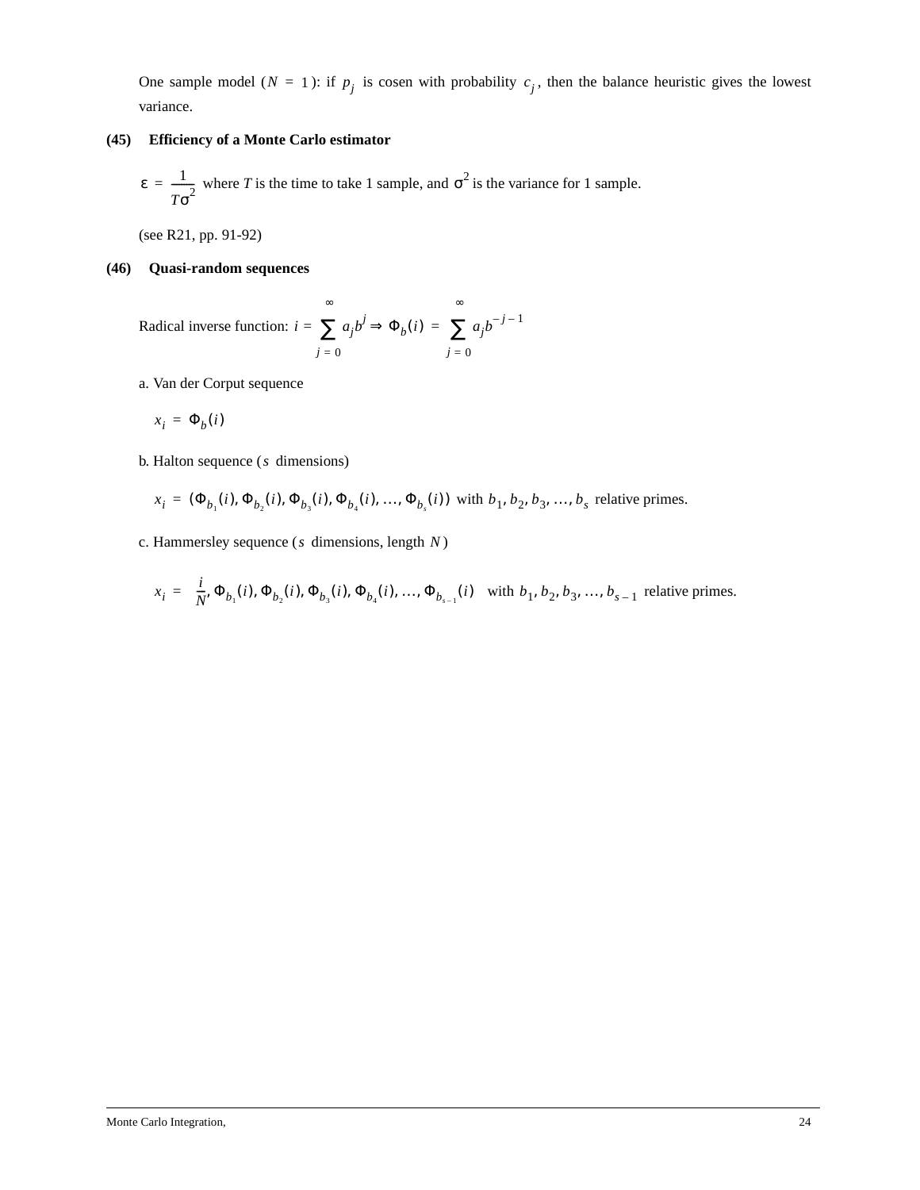One sample model ($N = 1$): if $p_j$ is cosen with probability $c_j$, then the balance heuristic gives the lowest variance.

**(45) Efficiency of a Monte Carlo estimator**

$\varepsilon = \dfrac{1}{T\sigma^2}$ where $T$ is the time to take 1 sample, and $\sigma^2$ is the variance for 1 sample.

(see R21, pp. 91-92)

**(46) Quasi-random sequences**

Radical inverse function: $i = \sum_{j=0}^{\infty} a_j b^j \Rightarrow \Phi_b(i) = \sum_{j=0}^{\infty} a_j b^{-j-1}$

a. Van der Corput sequence

$$x_i = \Phi_b(i)$$

b. Halton sequence ($s$ dimensions)

$x_i = (\Phi_{b_1}(i), \Phi_{b_2}(i), \Phi_{b_3}(i), \Phi_{b_4}(i), \ldots, \Phi_{b_s}(i))$ with $b_1, b_2, b_3, \ldots, b_s$ relative primes.

c. Hammersley sequence ($s$ dimensions, length $N$)

$x_i = \left(\dfrac{i}{N}, \Phi_{b_1}(i), \Phi_{b_2}(i), \Phi_{b_3}(i), \Phi_{b_4}(i), \ldots, \Phi_{b_{s-1}}(i)\right)$ with $b_1, b_2, b_3, \ldots, b_{s-1}$ relative primes.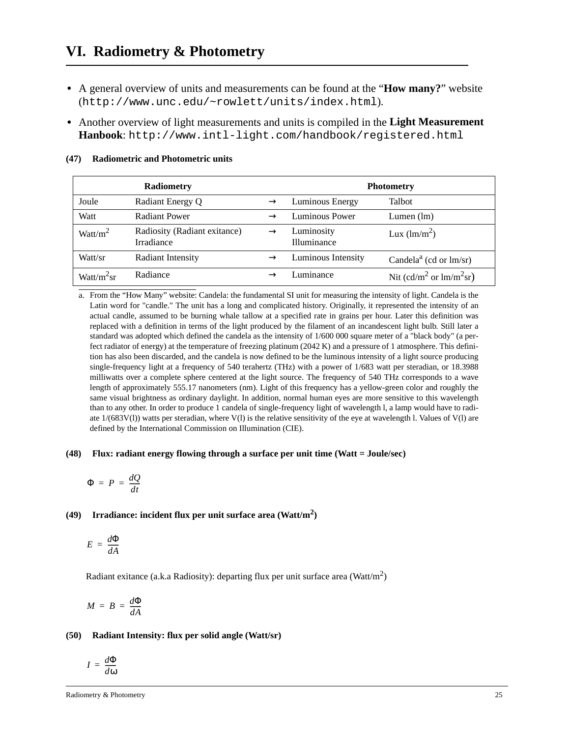# VI. Radiometry & Photometry

- A general overview of units and measurements can be found at the "**How many?**" website (`http://www.unc.edu/~rowlett/units/index.html`).
- Another overview of light measurements and units is compiled in the **Light Measurement Hanbook**: `http://www.intl-light.com/handbook/registered.html`

**(47) Radiometric and Photometric units**

| Radiometry | | | Photometry | |
|---|---|---|---|---|
| Joule | Radiant Energy Q | → | Luminous Energy | Talbot |
| Watt | Radiant Power | → | Luminous Power | Lumen (lm) |
| Watt/m$^2$ | Radiosity (Radiant exitance) Irradiance | → | Luminosity Illuminance | Lux (lm/m$^2$) |
| Watt/sr | Radiant Intensity | → | Luminous Intensity | Candela[a] (cd or lm/sr) |
| Watt/m$^2$sr | Radiance | → | Luminance | Nit (cd/m$^2$ or lm/m$^2$sr) |

a. From the "How Many" website: Candela: the fundamental SI unit for measuring the intensity of light. Candela is the Latin word for "candle." The unit has a long and complicated history. Originally, it represented the intensity of an actual candle, assumed to be burning whale tallow at a specified rate in grains per hour. Later this definition was replaced with a definition in terms of the light produced by the filament of an incandescent light bulb. Still later a standard was adopted which defined the candela as the intensity of 1/600 000 square meter of a "black body" (a perfect radiator of energy) at the temperature of freezing platinum (2042 K) and a pressure of 1 atmosphere. This definition has also been discarded, and the candela is now defined to be the luminous intensity of a light source producing single-frequency light at a frequency of 540 terahertz (THz) with a power of 1/683 watt per steradian, or 18.3988 milliwatts over a complete sphere centered at the light source. The frequency of 540 THz corresponds to a wave length of approximately 555.17 nanometers (nm). Light of this frequency has a yellow-green color and roughly the same visual brightness as ordinary daylight. In addition, normal human eyes are more sensitive to this wavelength than to any other. In order to produce 1 candela of single-frequency light of wavelength l, a lamp would have to radiate 1/(683V(l)) watts per steradian, where V(l) is the relative sensitivity of the eye at wavelength l. Values of V(l) are defined by the International Commission on Illumination (CIE).

**(48) Flux: radiant energy flowing through a surface per unit time (Watt = Joule/sec)**

$$\Phi = P = \frac{dQ}{dt}$$

**(49) Irradiance: incident flux per unit surface area (Watt/m$^2$)**

$$E = \frac{d\Phi}{dA}$$

Radiant exitance (a.k.a Radiosity): departing flux per unit surface area (Watt/m$^2$)

$$M = B = \frac{d\Phi}{dA}$$

**(50) Radiant Intensity: flux per solid angle (Watt/sr)**

$$I = \frac{d\Phi}{d\omega}$$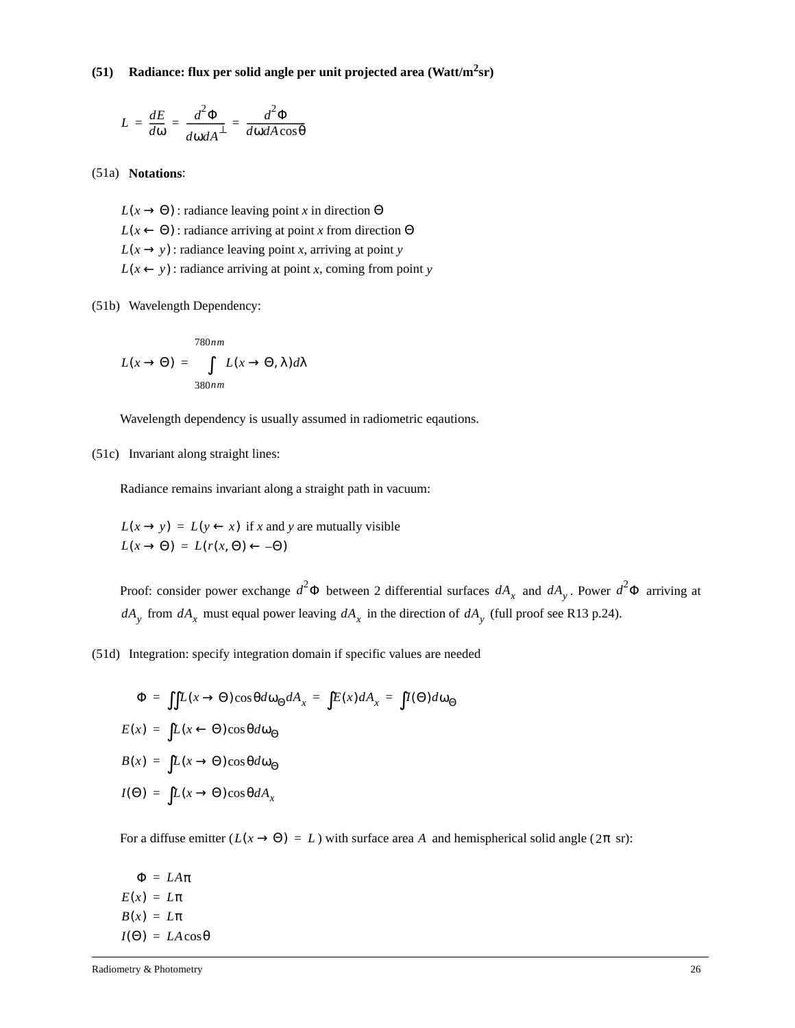**(51) Radiance: flux per solid angle per unit projected area (Watt/m$^2$sr)**

$$L = \frac{dE}{d\omega} = \frac{d^2\Phi}{d\omega dA^{\perp}} = \frac{d^2\Phi}{d\omega dA\cos\theta}$$

(51a) **Notations**:

$L(x \rightarrow \Theta)$ : radiance leaving point *x* in direction $\Theta$
$L(x \leftarrow \Theta)$ : radiance arriving at point *x* from direction $\Theta$
$L(x \rightarrow y)$ : radiance leaving point *x*, arriving at point *y*
$L(x \leftarrow y)$ : radiance arriving at point *x*, coming from point *y*

(51b) Wavelength Dependency:

$$L(x \rightarrow \Theta) = \int_{380nm}^{780nm} L(x \rightarrow \Theta, \lambda) d\lambda$$

Wavelength dependency is usually assumed in radiometric eqautions.

(51c) Invariant along straight lines:

Radiance remains invariant along a straight path in vacuum:

$L(x \rightarrow y) = L(y \leftarrow x)$ if *x* and *y* are mutually visible
$L(x \rightarrow \Theta) = L(r(x, \Theta) \leftarrow -\Theta)$

Proof: consider power exchange $d^2\Phi$ between 2 differential surfaces $dA_x$ and $dA_y$. Power $d^2\Phi$ arriving at $dA_y$ from $dA_x$ must equal power leaving $dA_x$ in the direction of $dA_y$ (full proof see R13 p.24).

(51d) Integration: specify integration domain if specific values are needed

$$\Phi = \iint L(x \rightarrow \Theta)\cos\theta d\omega_{\Theta} dA_x = \int E(x) dA_x = \int I(\Theta) d\omega_{\Theta}$$

$$E(x) = \int L(x \leftarrow \Theta)\cos\theta d\omega_{\Theta}$$

$$B(x) = \int L(x \rightarrow \Theta)\cos\theta d\omega_{\Theta}$$

$$I(\Theta) = \int L(x \rightarrow \Theta)\cos\theta dA_x$$

For a diffuse emitter ($L(x \rightarrow \Theta) = L$) with surface area $A$ and hemispherical solid angle ($2\pi$ sr):

$\Phi = LA\pi$
$E(x) = L\pi$
$B(x) = L\pi$
$I(\Theta) = LA\cos\theta$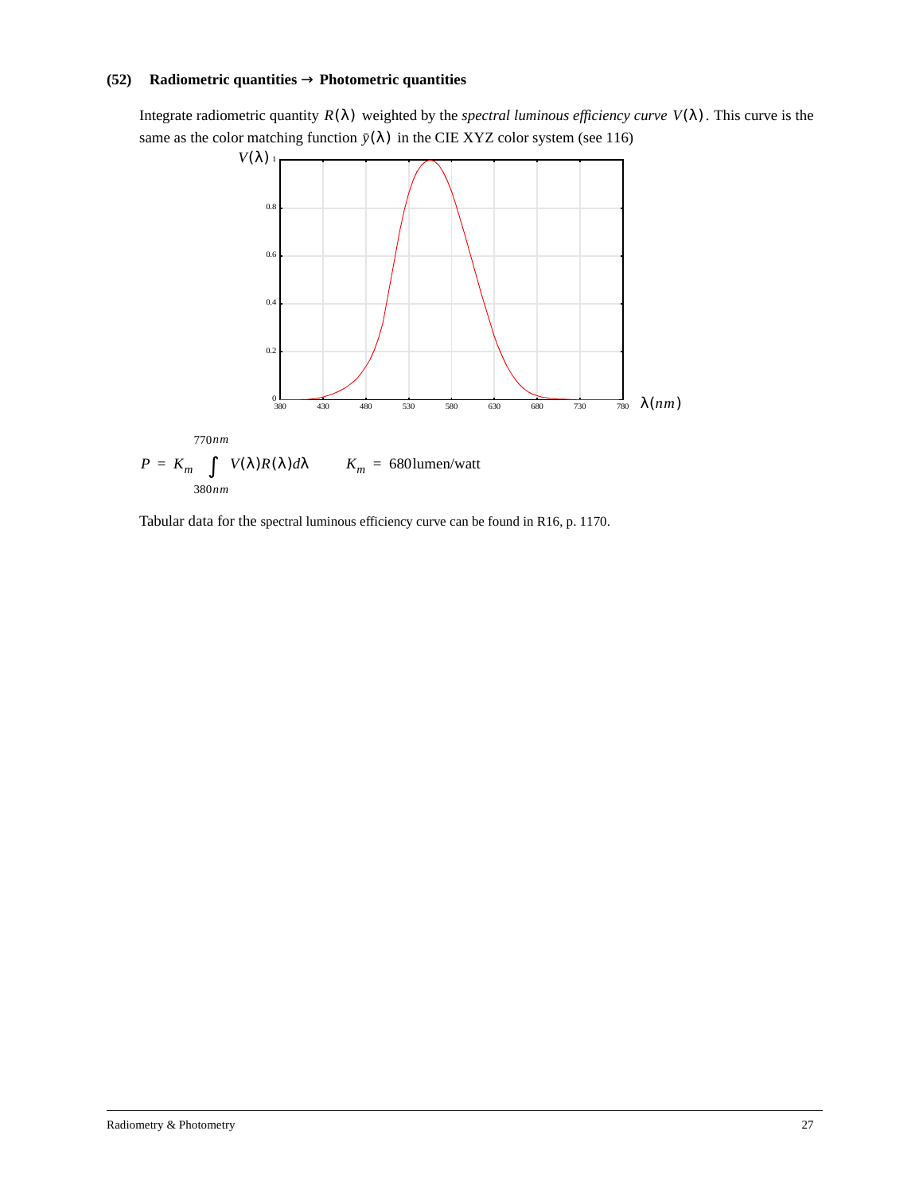### (52) Radiometric quantities → Photometric quantities

Integrate radiometric quantity $R(\lambda)$ weighted by the *spectral luminous efficiency curve* $V(\lambda)$. This curve is the same as the color matching function $\bar{y}(\lambda)$ in the CIE XYZ color system (see 116)

$$P = K_m \int_{380nm}^{770nm} V(\lambda)R(\lambda)d\lambda \qquad K_m = 680\text{lumen/watt}$$

Tabular data for the spectral luminous efficiency curve can be found in R16, p. 1170.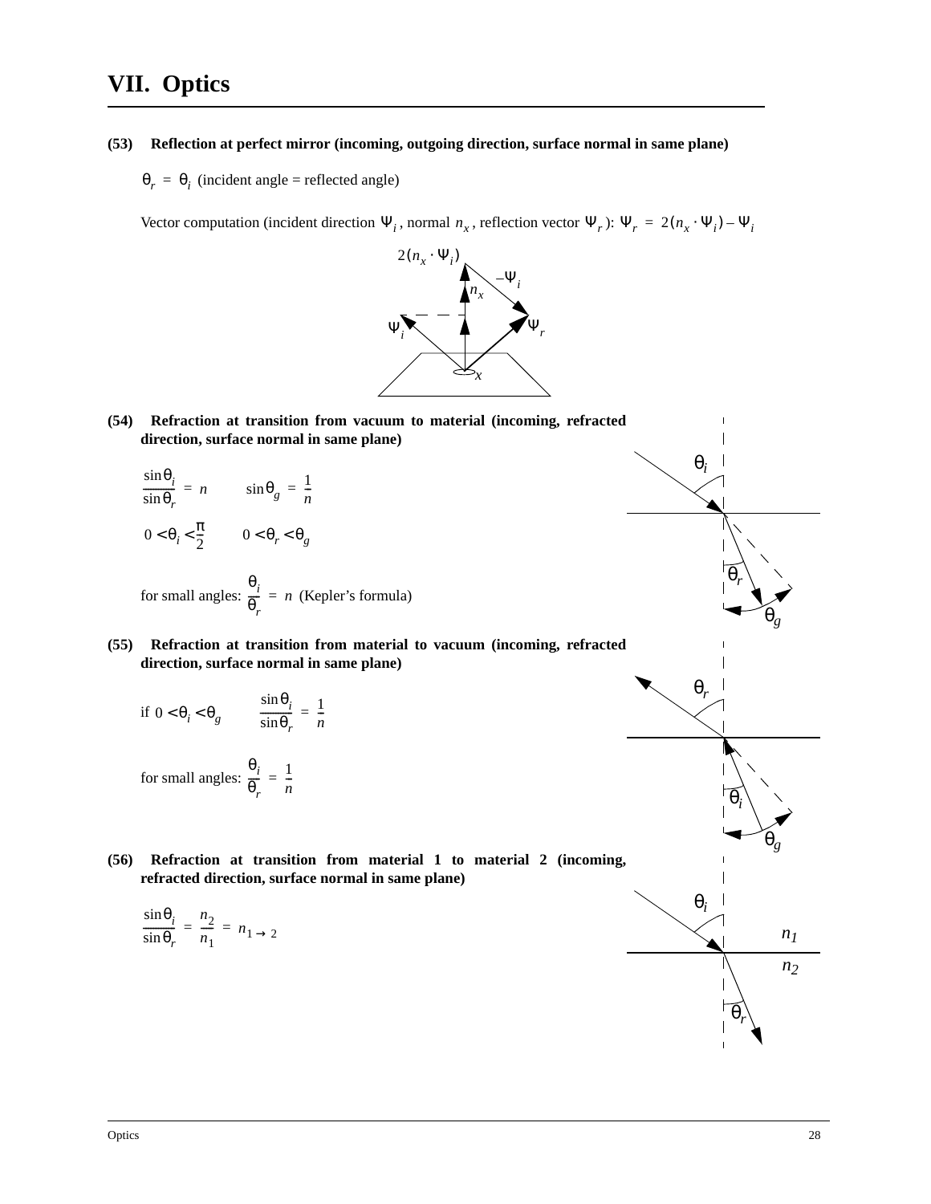# VII. Optics

**(53) Reflection at perfect mirror (incoming, outgoing direction, surface normal in same plane)**

$\theta_r = \theta_i$ (incident angle = reflected angle)

Vector computation (incident direction $\Psi_i$, normal $n_x$, reflection vector $\Psi_r$): $\Psi_r = 2(n_x \cdot \Psi_i) - \Psi_i$

**(54) Refraction at transition from vacuum to material (incoming, refracted direction, surface normal in same plane)**

$$\frac{\sin\theta_i}{\sin\theta_r} = n \qquad \sin\theta_g = \frac{1}{n}$$

$$0 < \theta_i < \frac{\pi}{2} \qquad 0 < \theta_r < \theta_g$$

for small angles: $\frac{\theta_i}{\theta_r} = n$ (Kepler's formula)

**(55) Refraction at transition from material to vacuum (incoming, refracted direction, surface normal in same plane)**

if $0 < \theta_i < \theta_g \qquad \frac{\sin\theta_i}{\sin\theta_r} = \frac{1}{n}$

for small angles: $\frac{\theta_i}{\theta_r} = \frac{1}{n}$

**(56) Refraction at transition from material 1 to material 2 (incoming, refracted direction, surface normal in same plane)**

$$\frac{\sin\theta_i}{\sin\theta_r} = \frac{n_2}{n_1} = n_{1 \to 2}$$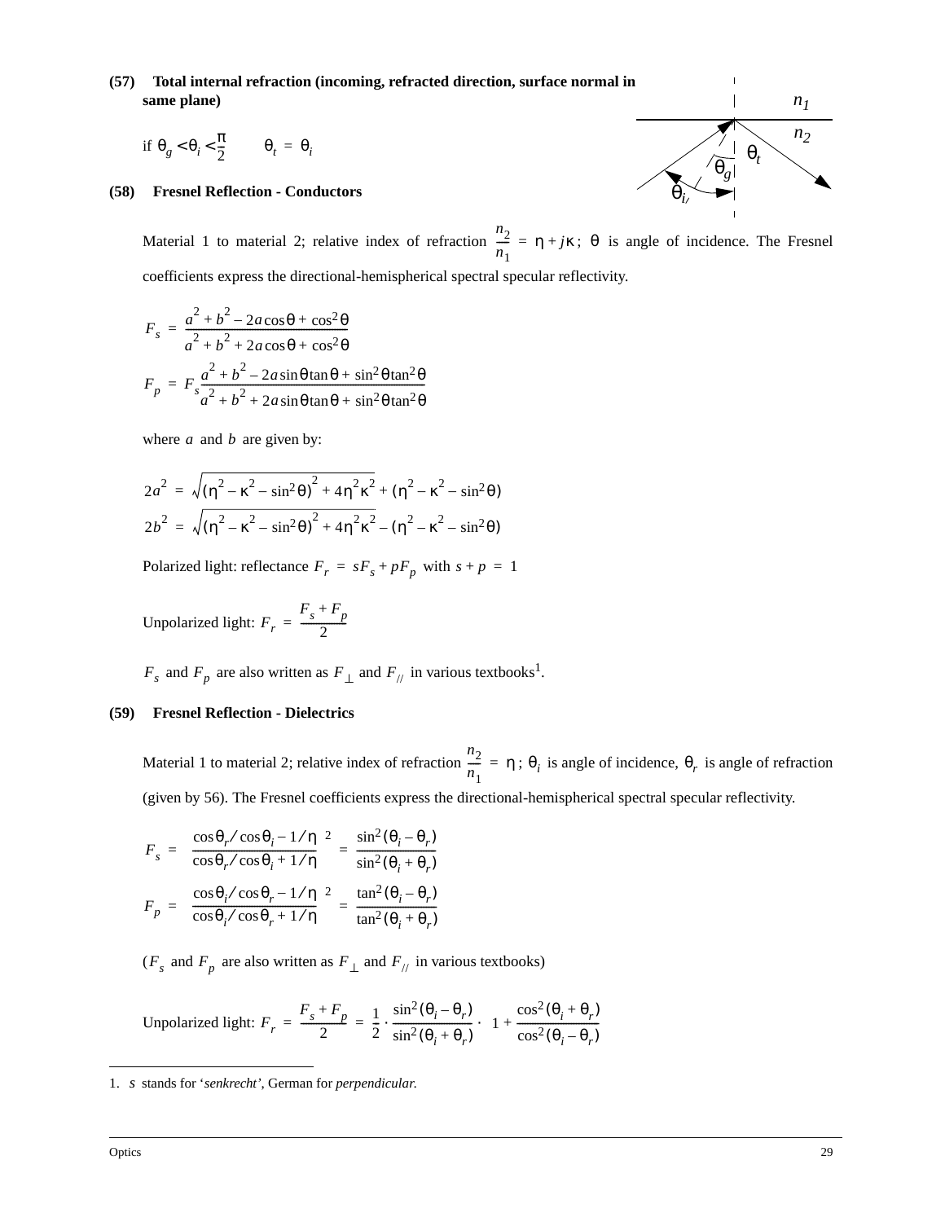**(57) Total internal refraction (incoming, refracted direction, surface normal in same plane)**

if $\theta_g < \theta_i < \frac{\pi}{2}$ $\qquad \theta_t = \theta_i$

**(58) Fresnel Reflection - Conductors**

Material 1 to material 2; relative index of refraction $\frac{n_2}{n_1} = \eta + j\kappa$; $\theta$ is angle of incidence. The Fresnel coefficients express the directional-hemispherical spectral specular reflectivity.

$$F_s = \frac{a^2 + b^2 - 2a\cos\theta + \cos^2\theta}{a^2 + b^2 + 2a\cos\theta + \cos^2\theta}$$

$$F_p = F_s \frac{a^2 + b^2 - 2a\sin\theta\tan\theta + \sin^2\theta\tan^2\theta}{a^2 + b^2 + 2a\sin\theta\tan\theta + \sin^2\theta\tan^2\theta}$$

where $a$ and $b$ are given by:

$$2a^2 = \sqrt{(\eta^2 - \kappa^2 - \sin^2\theta)^2 + 4\eta^2\kappa^2} + (\eta^2 - \kappa^2 - \sin^2\theta)$$

$$2b^2 = \sqrt{(\eta^2 - \kappa^2 - \sin^2\theta)^2 + 4\eta^2\kappa^2} - (\eta^2 - \kappa^2 - \sin^2\theta)$$

Polarized light: reflectance $F_r = sF_s + pF_p$ with $s + p = 1$

Unpolarized light: $F_r = \frac{F_s + F_p}{2}$

$F_s$ and $F_p$ are also written as $F_\perp$ and $F_{//}$ in various textbooks[1].

**(59) Fresnel Reflection - Dielectrics**

Material 1 to material 2; relative index of refraction $\frac{n_2}{n_1} = \eta$; $\theta_i$ is angle of incidence, $\theta_r$ is angle of refraction (given by 56). The Fresnel coefficients express the directional-hemispherical spectral specular reflectivity.

$$F_s = \left(\frac{\cos\theta_r / \cos\theta_i - 1/\eta}{\cos\theta_r / \cos\theta_i + 1/\eta}\right)^2 = \frac{\sin^2(\theta_i - \theta_r)}{\sin^2(\theta_i + \theta_r)}$$

$$F_p = \left(\frac{\cos\theta_i / \cos\theta_r - 1/\eta}{\cos\theta_i / \cos\theta_r + 1/\eta}\right)^2 = \frac{\tan^2(\theta_i - \theta_r)}{\tan^2(\theta_i + \theta_r)}$$

($F_s$ and $F_p$ are also written as $F_\perp$ and $F_{//}$ in various textbooks)

Unpolarized light: $F_r = \frac{F_s + F_p}{2} = \frac{1}{2} \cdot \frac{\sin^2(\theta_i - \theta_r)}{\sin^2(\theta_i + \theta_r)} \cdot \left(1 + \frac{\cos^2(\theta_i + \theta_r)}{\cos^2(\theta_i - \theta_r)}\right)$

---

1. $s$ stands for '*senkrecht'*, German for *perpendicular.*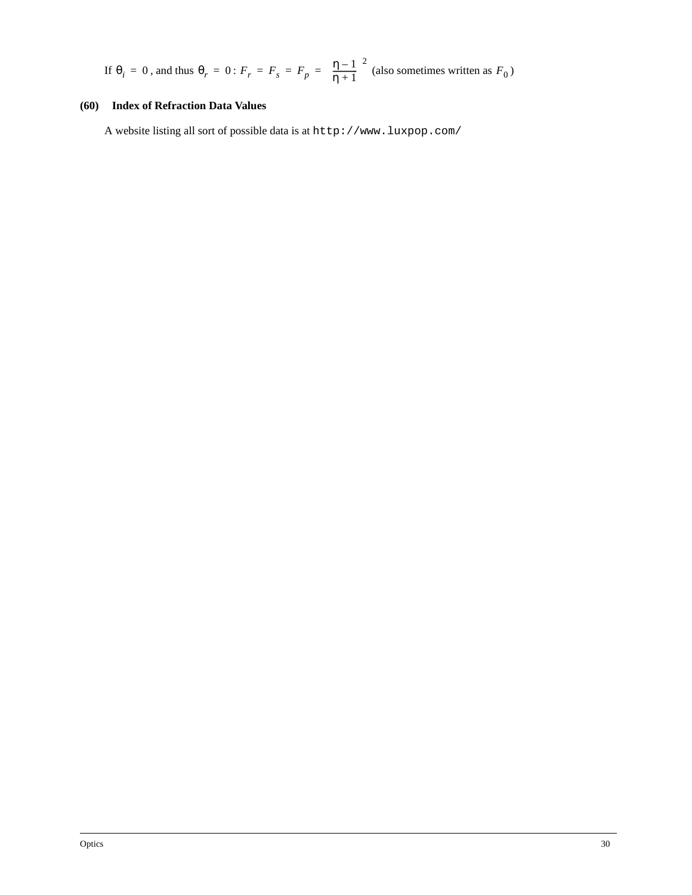If $\theta_i = 0$, and thus $\theta_r = 0$: $F_r = F_s = F_p = \left(\frac{\eta - 1}{\eta + 1}\right)^2$ (also sometimes written as $F_0$)

**(60) Index of Refraction Data Values**

A website listing all sort of possible data is at `http://www.luxpop.com/`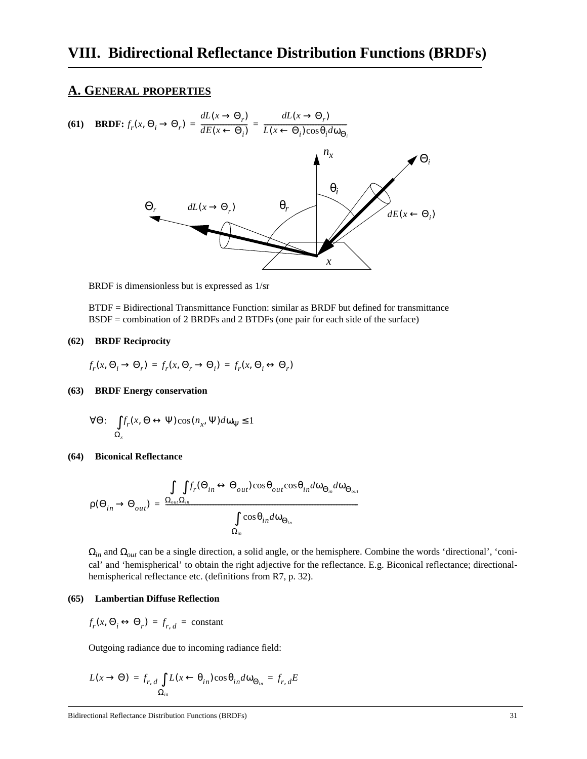# VIII. Bidirectional Reflectance Distribution Functions (BRDFs)

## A. General properties

**(61) BRDF:** $f_r(x, \Theta_i \to \Theta_r) = \dfrac{dL(x \to \Theta_r)}{dE(x \leftarrow \Theta_i)} = \dfrac{dL(x \to \Theta_r)}{L(x \leftarrow \Theta_i)\cos\theta_i d\omega_{\Theta_i}}$

BRDF is dimensionless but is expressed as 1/sr

BTDF = Bidirectional Transmittance Function: similar as BRDF but defined for transmittance
BSDF = combination of 2 BRDFs and 2 BTDFs (one pair for each side of the surface)

**(62) BRDF Reciprocity**

$$f_r(x, \Theta_i \to \Theta_r) = f_r(x, \Theta_r \to \Theta_i) = f_r(x, \Theta_i \leftrightarrow \Theta_r)$$

**(63) BRDF Energy conservation**

$$\forall\Theta: \int_{\Omega_x} f_r(x, \Theta \leftrightarrow \Psi)\cos(n_x, \Psi)d\omega_\Psi \le 1$$

**(64) Biconical Reflectance**

$$\rho(\Theta_{in} \to \Theta_{out}) = \frac{\int_{\Omega_{out}}\int_{\Omega_{in}} f_r(\Theta_{in} \leftrightarrow \Theta_{out})\cos\theta_{out}\cos\theta_{in}d\omega_{\Theta_{in}}d\omega_{\Theta_{out}}}{\int_{\Omega_{in}}\cos\theta_{in}d\omega_{\Theta_{in}}}$$

$\Omega_{in}$ and $\Omega_{out}$ can be a single direction, a solid angle, or the hemisphere. Combine the words 'directional', 'conical' and 'hemispherical' to obtain the right adjective for the reflectance. E.g. Biconical reflectance; directional-hemispherical reflectance etc. (definitions from R7, p. 32).

**(65) Lambertian Diffuse Reflection**

$$f_r(x, \Theta_i \leftrightarrow \Theta_r) = f_{r,d} = \text{constant}$$

Outgoing radiance due to incoming radiance field:

$$L(x \to \Theta) = f_{r,d}\int_{\Omega_{in}} L(x \leftarrow \theta_{in})\cos\theta_{in}d\omega_{\Theta_{in}} = f_{r,d}E$$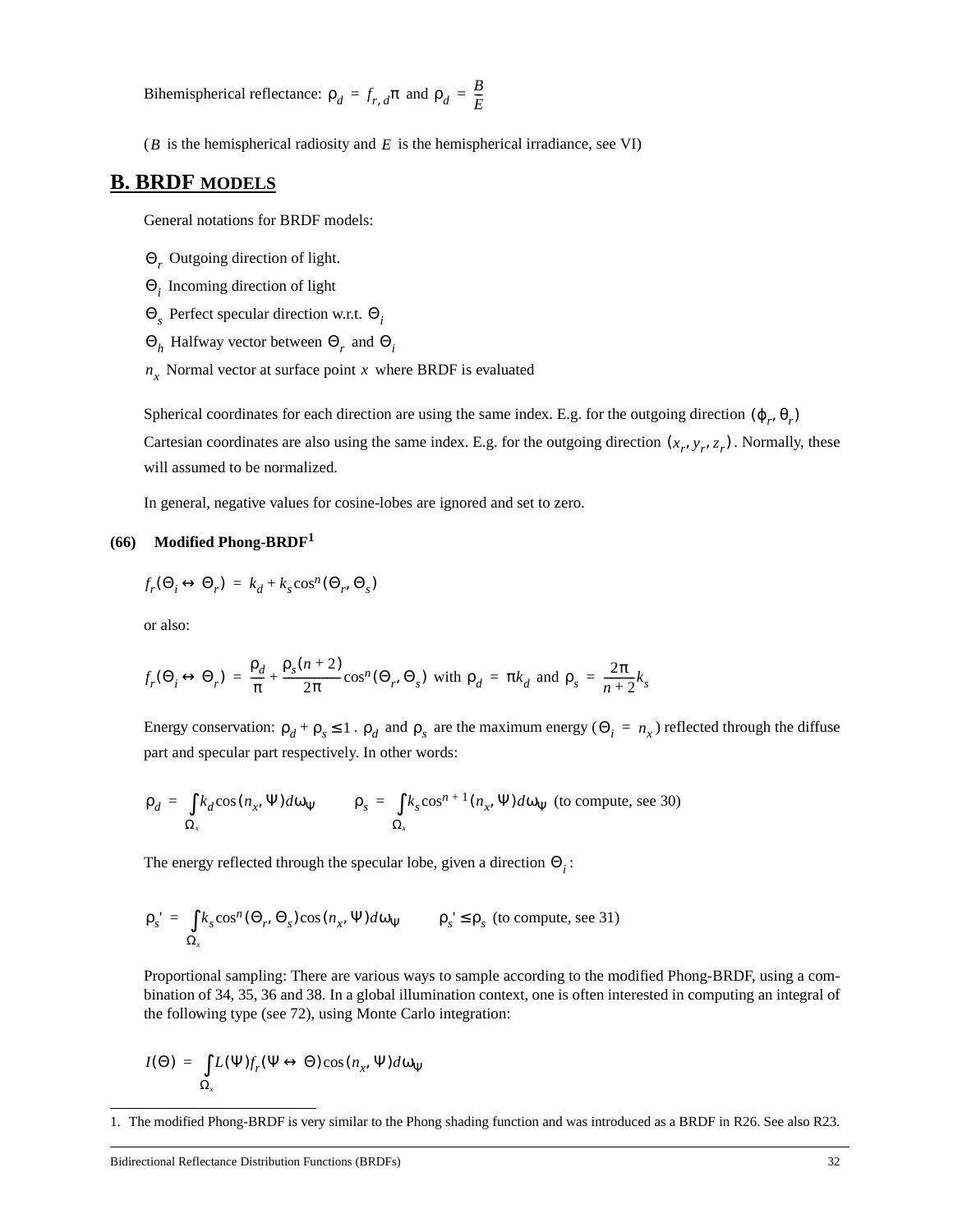Bihemispherical reflectance: $\rho_d = f_{r,d}\pi$ and $\rho_d = \frac{B}{E}$

($B$ is the hemispherical radiosity and $E$ is the hemispherical irradiance, see VI)

## B. BRDF MODELS

General notations for BRDF models:

$\Theta_r$ Outgoing direction of light.
$\Theta_i$ Incoming direction of light
$\Theta_s$ Perfect specular direction w.r.t. $\Theta_i$
$\Theta_h$ Halfway vector between $\Theta_r$ and $\Theta_i$
$n_x$ Normal vector at surface point $x$ where BRDF is evaluated

Spherical coordinates for each direction are using the same index. E.g. for the outgoing direction $(\varphi_r, \theta_r)$
Cartesian coordinates are also using the same index. E.g. for the outgoing direction $(x_r, y_r, z_r)$. Normally, these will assumed to be normalized.

In general, negative values for cosine-lobes are ignored and set to zero.

**(66) Modified Phong-BRDF[1]**

$$f_r(\Theta_i \leftrightarrow \Theta_r) = k_d + k_s \cos^n(\Theta_r, \Theta_s)$$

or also:

$$f_r(\Theta_i \leftrightarrow \Theta_r) = \frac{\rho_d}{\pi} + \frac{\rho_s(n+2)}{2\pi}\cos^n(\Theta_r, \Theta_s) \text{ with } \rho_d = \pi k_d \text{ and } \rho_s = \frac{2\pi}{n+2}k_s$$

Energy conservation: $\rho_d + \rho_s \le 1$. $\rho_d$ and $\rho_s$ are the maximum energy ($\Theta_i = n_x$) reflected through the diffuse part and specular part respectively. In other words:

$$\rho_d = \int_{\Omega_x} k_d \cos(n_x, \Psi) d\omega_\Psi \qquad \rho_s = \int_{\Omega_x} k_s \cos^{n+1}(n_x, \Psi) d\omega_\Psi \text{ (to compute, see 30)}$$

The energy reflected through the specular lobe, given a direction $\Theta_i$:

$$\rho_s' = \int_{\Omega_x} k_s \cos^n(\Theta_r, \Theta_s)\cos(n_x, \Psi) d\omega_\Psi \qquad \rho_s' \le \rho_s \text{ (to compute, see 31)}$$

Proportional sampling: There are various ways to sample according to the modified Phong-BRDF, using a combination of 34, 35, 36 and 38. In a global illumination context, one is often interested in computing an integral of the following type (see 72), using Monte Carlo integration:

$$I(\Theta) = \int_{\Omega_x} L(\Psi) f_r(\Psi \leftrightarrow \Theta) \cos(n_x, \Psi) d\omega_\Psi$$

---

1. The modified Phong-BRDF is very similar to the Phong shading function and was introduced as a BRDF in R26. See also R23.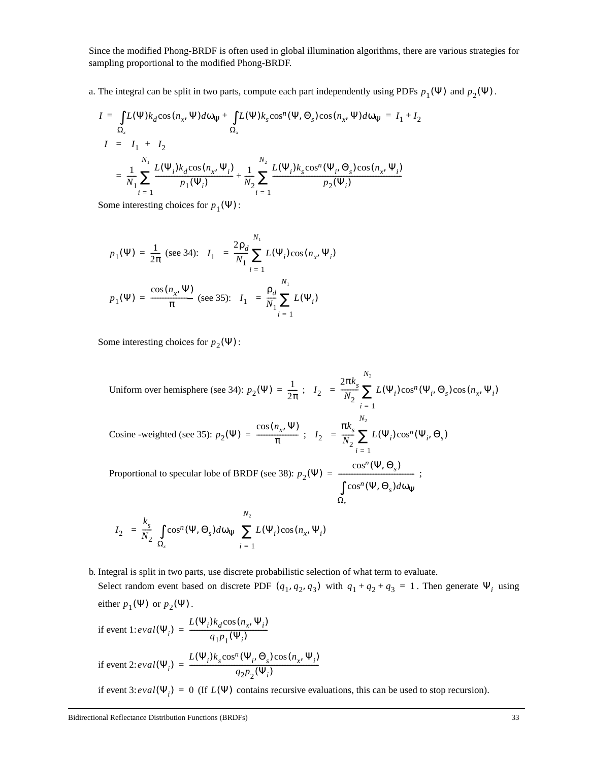Since the modified Phong-BRDF is often used in global illumination algorithms, there are various strategies for sampling proportional to the modified Phong-BRDF.

a. The integral can be split in two parts, compute each part independently using PDFs $p_1(\Psi)$ and $p_2(\Psi)$.

$$I = \int_{\Omega_x} L(\Psi) k_d \cos(n_x, \Psi) d\omega_\Psi + \int_{\Omega_x} L(\Psi) k_s \cos^n(\Psi, \Theta_s) \cos(n_x, \Psi) d\omega_\Psi = I_1 + I_2$$

$$I = I_1 + I_2$$
$$= \frac{1}{N_1} \sum_{i=1}^{N_1} \frac{L(\Psi_i) k_d \cos(n_x, \Psi_i)}{p_1(\Psi_i)} + \frac{1}{N_2} \sum_{i=1}^{N_2} \frac{L(\Psi_i) k_s \cos^n(\Psi_i, \Theta_s) \cos(n_x, \Psi_i)}{p_2(\Psi_i)}$$

Some interesting choices for $p_1(\Psi)$:

$$p_1(\Psi) = \frac{1}{2\pi} \text{ (see 34):} \quad I_1 = \frac{2\rho_d}{N_1} \sum_{i=1}^{N_1} L(\Psi_i) \cos(n_x, \Psi_i)$$

$$p_1(\Psi) = \frac{\cos(n_x, \Psi)}{\pi} \text{ (see 35):} \quad I_1 = \frac{\rho_d}{N_1} \sum_{i=1}^{N_1} L(\Psi_i)$$

Some interesting choices for $p_2(\Psi)$:

Uniform over hemisphere (see 34): $p_2(\Psi) = \frac{1}{2\pi}$ ; $\quad I_2 = \frac{2\pi k_s}{N_2} \sum_{i=1}^{N_2} L(\Psi_i) \cos^n(\Psi_i, \Theta_s) \cos(n_x, \Psi_i)$

Cosine -weighted (see 35): $p_2(\Psi) = \frac{\cos(n_x, \Psi)}{\pi}$ ; $\quad I_2 = \frac{\pi k_s}{N_2} \sum_{i=1}^{N_2} L(\Psi_i) \cos^n(\Psi_i, \Theta_s)$

Proportional to specular lobe of BRDF (see 38): $p_2(\Psi) = \frac{\cos^n(\Psi, \Theta_s)}{\int_{\Omega_x} \cos^n(\Psi, \Theta_s) d\omega_\Psi}$ ;

$$I_2 = \frac{k_s}{N_2} \int_{\Omega_x} \cos^n(\Psi, \Theta_s) d\omega_\Psi \sum_{i=1}^{N_2} L(\Psi_i) \cos(n_x, \Psi_i)$$

b. Integral is split in two parts, use discrete probabilistic selection of what term to evaluate.
Select random event based on discrete PDF $(q_1, q_2, q_3)$ with $q_1 + q_2 + q_3 = 1$. Then generate $\Psi_i$ using either $p_1(\Psi)$ or $p_2(\Psi)$.

if event 1: $eval(\Psi_i) = \frac{L(\Psi_i) k_d \cos(n_x, \Psi_i)}{q_1 p_1(\Psi_i)}$

if event 2: $eval(\Psi_i) = \frac{L(\Psi_i) k_s \cos^n(\Psi_i, \Theta_s) \cos(n_x, \Psi_i)}{q_2 p_2(\Psi_i)}$

if event 3: $eval(\Psi_i) = 0$ (If $L(\Psi)$ contains recursive evaluations, this can be used to stop recursion).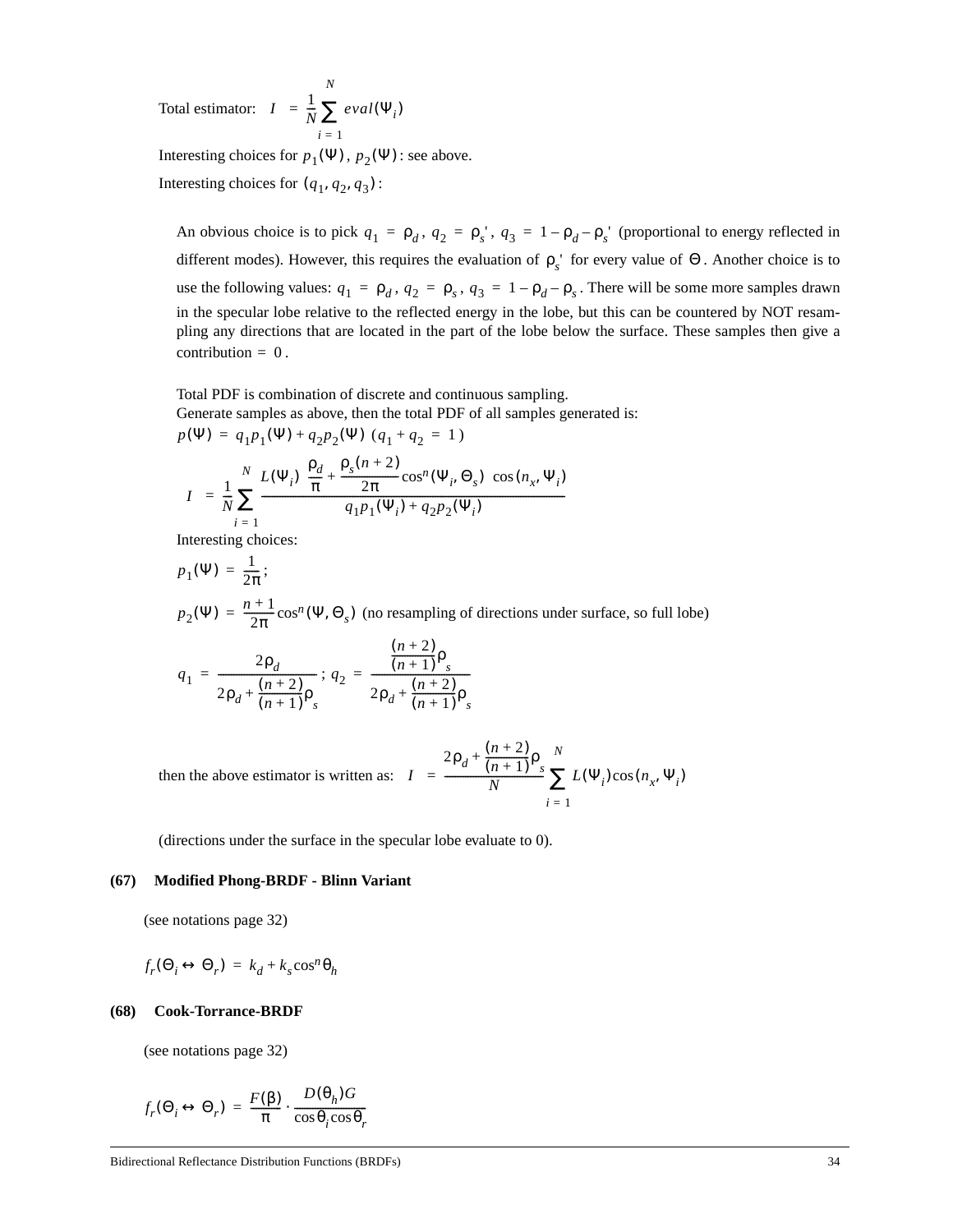Total estimator: $I = \frac{1}{N}\sum_{i=1}^{N} eval(\Psi_i)$

Interesting choices for $p_1(\Psi)$, $p_2(\Psi)$: see above.

Interesting choices for $(q_1, q_2, q_3)$:

An obvious choice is to pick $q_1 = \rho_d$, $q_2 = \rho_s'$, $q_3 = 1 - \rho_d - \rho_s'$ (proportional to energy reflected in different modes). However, this requires the evaluation of $\rho_s'$ for every value of $\Theta$. Another choice is to use the following values: $q_1 = \rho_d$, $q_2 = \rho_s$, $q_3 = 1 - \rho_d - \rho_s$. There will be some more samples drawn in the specular lobe relative to the reflected energy in the lobe, but this can be countered by NOT resampling any directions that are located in the part of the lobe below the surface. These samples then give a contribution $= 0$.

Total PDF is combination of discrete and continuous sampling.
Generate samples as above, then the total PDF of all samples generated is:

$p(\Psi) = q_1 p_1(\Psi) + q_2 p_2(\Psi)$ $(q_1 + q_2 = 1)$

$$I = \frac{1}{N}\sum_{i=1}^{N} \frac{L(\Psi_i)\left(\frac{\rho_d}{\pi} + \frac{\rho_s(n+2)}{2\pi}\cos^n(\Psi_i, \Theta_s)\right)\cos(n_x, \Psi_i)}{q_1 p_1(\Psi_i) + q_2 p_2(\Psi_i)}$$

Interesting choices:

$p_1(\Psi) = \frac{1}{2\pi}$;

$p_2(\Psi) = \frac{n+1}{2\pi}\cos^n(\Psi, \Theta_s)$ (no resampling of directions under surface, so full lobe)

$$q_1 = \frac{2\rho_d}{2\rho_d + \frac{(n+2)}{(n+1)}\rho_s}\ ;\ q_2 = \frac{\frac{(n+2)}{(n+1)}\rho_s}{2\rho_d + \frac{(n+2)}{(n+1)}\rho_s}$$

then the above estimator is written as: $I = \frac{2\rho_d + \frac{(n+2)}{(n+1)}\rho_s}{N}\sum_{i=1}^{N} L(\Psi_i)\cos(n_x, \Psi_i)$

(directions under the surface in the specular lobe evaluate to 0).

**(67) Modified Phong-BRDF - Blinn Variant**

(see notations page 32)

$$f_r(\Theta_i \leftrightarrow \Theta_r) = k_d + k_s\cos^n\theta_h$$

**(68) Cook-Torrance-BRDF**

(see notations page 32)

$$f_r(\Theta_i \leftrightarrow \Theta_r) = \frac{F(\beta)}{\pi} \cdot \frac{D(\theta_h)G}{\cos\theta_i\cos\theta_r}$$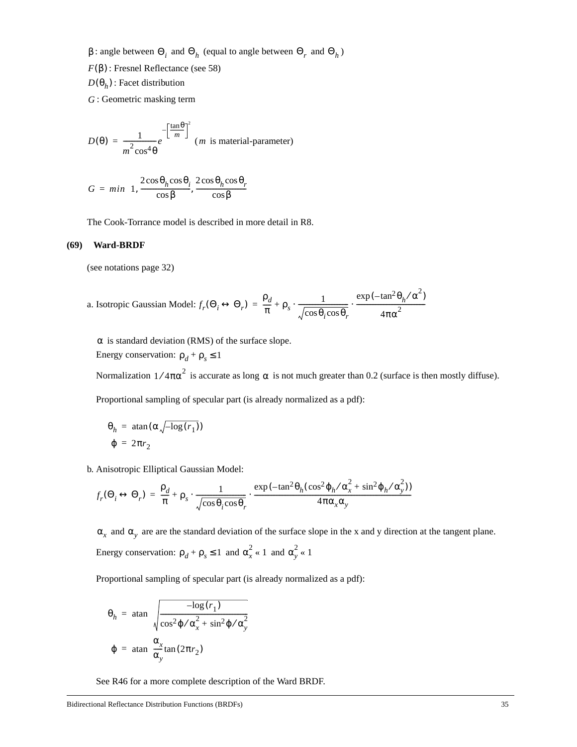$\beta$ : angle between $\Theta_i$ and $\Theta_h$ (equal to angle between $\Theta_r$ and $\Theta_h$ )

$F(\beta)$ : Fresnel Reflectance (see 58)

$D(\theta_h)$ : Facet distribution

$G$ : Geometric masking term

$$D(\theta) = \frac{1}{m^2 \cos^4\theta} e^{-\left[\frac{\tan\theta}{m}\right]^2} \quad (m \text{ is material-parameter})$$

$$G = min\left(1, \frac{2\cos\theta_h \cos\theta_i}{\cos\beta}, \frac{2\cos\theta_h \cos\theta_r}{\cos\beta}\right)$$

The Cook-Torrance model is described in more detail in R8.

**(69) Ward-BRDF**

(see notations page 32)

a. Isotropic Gaussian Model: $f_r(\Theta_i \leftrightarrow \Theta_r) = \frac{\rho_d}{\pi} + \rho_s \cdot \frac{1}{\sqrt{\cos\theta_i \cos\theta_r}} \cdot \frac{\exp(-\tan^2\theta_h / \alpha^2)}{4\pi\alpha^2}$

$\alpha$ is standard deviation (RMS) of the surface slope.

Energy conservation: $\rho_d + \rho_s \leq 1$

Normalization $1/4\pi\alpha^2$ is accurate as long $\alpha$ is not much greater than 0.2 (surface is then mostly diffuse).

Proportional sampling of specular part (is already normalized as a pdf):

$$\theta_h = \operatorname{atan}(\alpha \sqrt{-\log(r_1)})$$

$$\phi = 2\pi r_2$$

b. Anisotropic Elliptical Gaussian Model:

$$f_r(\Theta_i \leftrightarrow \Theta_r) = \frac{\rho_d}{\pi} + \rho_s \cdot \frac{1}{\sqrt{\cos\theta_i \cos\theta_r}} \cdot \frac{\exp(-\tan^2\theta_h(\cos^2\phi_h/\alpha_x^2 + \sin^2\phi_h/\alpha_y^2))}{4\pi\alpha_x\alpha_y}$$

$\alpha_x$ and $\alpha_y$ are are the standard deviation of the surface slope in the x and y direction at the tangent plane.

Energy conservation: $\rho_d + \rho_s \leq 1$ and $\alpha_x^2 \ll 1$ and $\alpha_y^2 \ll 1$

Proportional sampling of specular part (is already normalized as a pdf):

$$\theta_h = \operatorname{atan}\left(\sqrt{\frac{-\log(r_1)}{\cos^2\phi/\alpha_x^2 + \sin^2\phi/\alpha_y^2}}\right)$$

$$\phi = \operatorname{atan}\left(\frac{\alpha_x}{\alpha_y}\tan(2\pi r_2)\right)$$

See R46 for a more complete description of the Ward BRDF.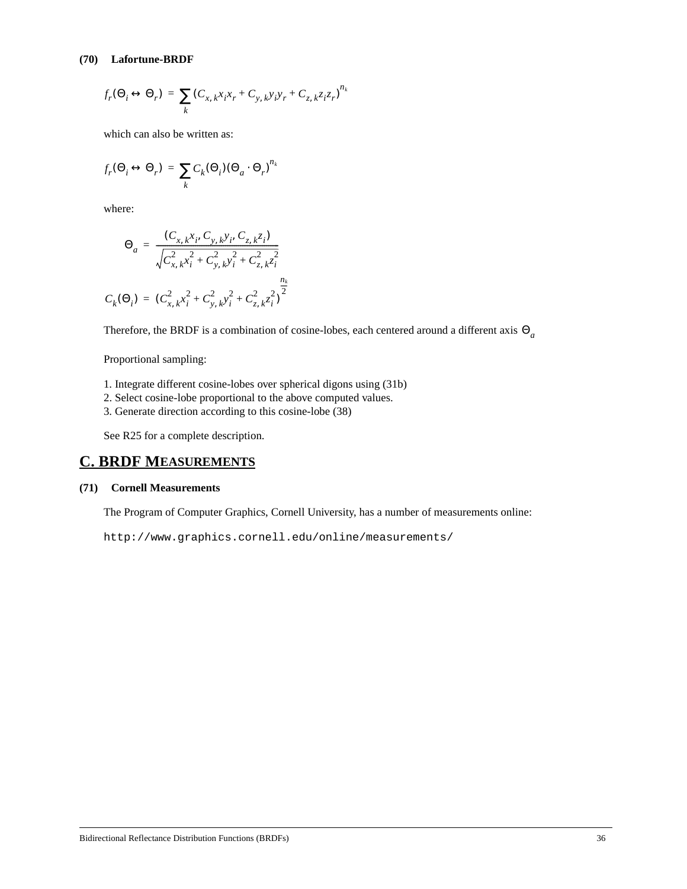**(70) Lafortune-BRDF**

$$f_r(\Theta_i \leftrightarrow \Theta_r) = \sum_k (C_{x,k} x_i x_r + C_{y,k} y_i y_r + C_{z,k} z_i z_r)^{n_k}$$

which can also be written as:

$$f_r(\Theta_i \leftrightarrow \Theta_r) = \sum_k C_k(\Theta_i)(\Theta_a \cdot \Theta_r)^{n_k}$$

where:

$$\Theta_a = \frac{(C_{x,k} x_i, C_{y,k} y_i, C_{z,k} z_i)}{\sqrt{C_{x,k}^2 x_i^2 + C_{y,k}^2 y_i^2 + C_{z,k}^2 z_i^2}}$$

$$C_k(\Theta_i) = (C_{x,k}^2 x_i^2 + C_{y,k}^2 y_i^2 + C_{z,k}^2 z_i^2)^{\frac{n_k}{2}}$$

Therefore, the BRDF is a combination of cosine-lobes, each centered around a different axis $\Theta_a$

Proportional sampling:

1. Integrate different cosine-lobes over spherical digons using (31b)
2. Select cosine-lobe proportional to the above computed values.
3. Generate direction according to this cosine-lobe (38)

See R25 for a complete description.

## C. BRDF MEASUREMENTS

**(71) Cornell Measurements**

The Program of Computer Graphics, Cornell University, has a number of measurements online:

```
http://www.graphics.cornell.edu/online/measurements/
```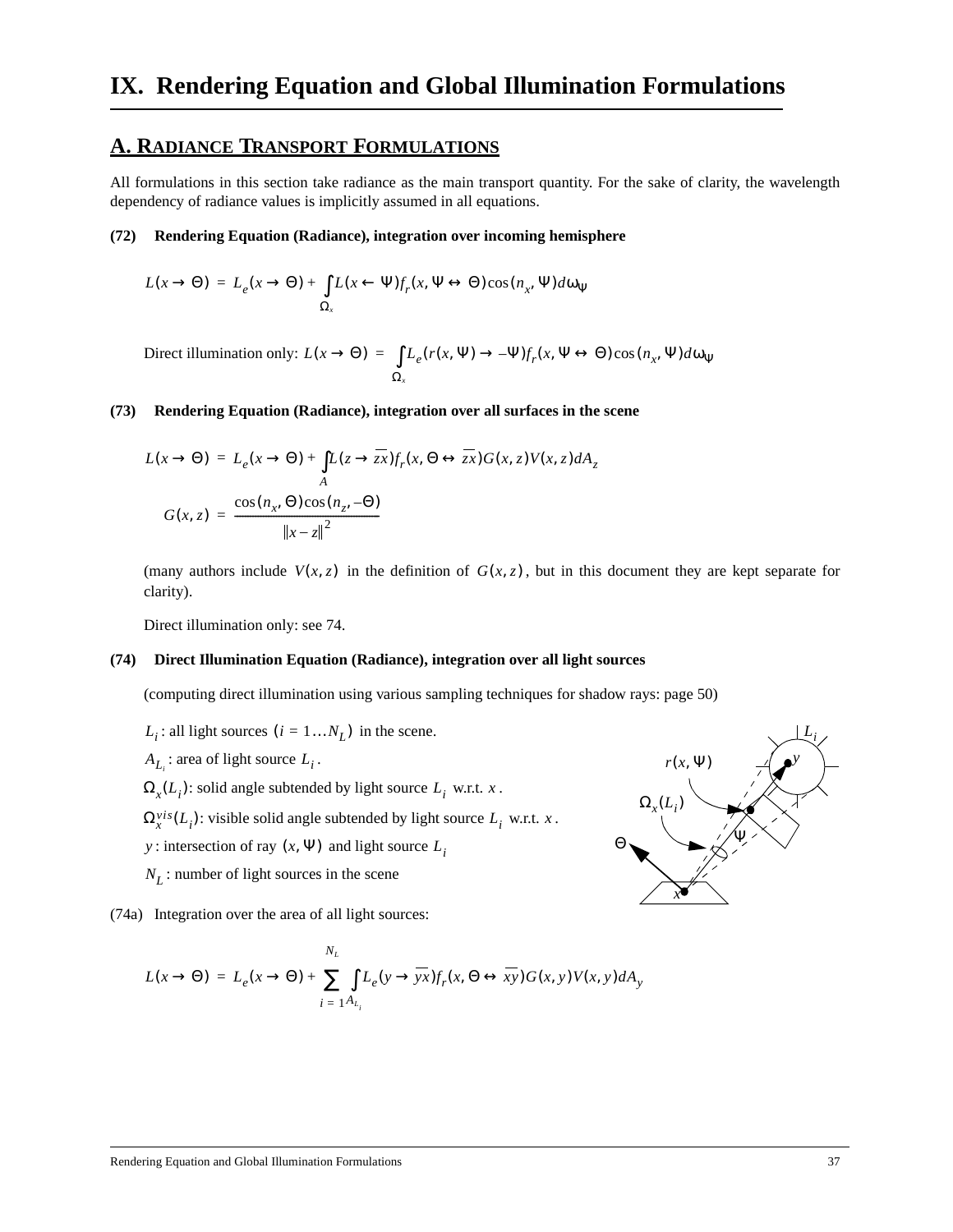# IX. Rendering Equation and Global Illumination Formulations

## A. Radiance Transport Formulations

All formulations in this section take radiance as the main transport quantity. For the sake of clarity, the wavelength dependency of radiance values is implicitly assumed in all equations.

**(72) Rendering Equation (Radiance), integration over incoming hemisphere**

$$L(x \rightarrow \Theta) = L_e(x \rightarrow \Theta) + \int_{\Omega_x} L(x \leftarrow \Psi) f_r(x, \Psi \leftrightarrow \Theta) \cos(n_x, \Psi) d\omega_\Psi$$

Direct illumination only: $L(x \rightarrow \Theta) = \int_{\Omega_x} L_e(r(x, \Psi) \rightarrow -\Psi) f_r(x, \Psi \leftrightarrow \Theta) \cos(n_x, \Psi) d\omega_\Psi$

**(73) Rendering Equation (Radiance), integration over all surfaces in the scene**

$$L(x \rightarrow \Theta) = L_e(x \rightarrow \Theta) + \int_A L(z \rightarrow \overline{zx}) f_r(x, \Theta \leftrightarrow \overline{zx}) G(x, z) V(x, z) dA_z$$

$$G(x, z) = \frac{\cos(n_x, \Theta)\cos(n_z, -\Theta)}{\|x - z\|^2}$$

(many authors include $V(x, z)$ in the definition of $G(x, z)$, but in this document they are kept separate for clarity).

Direct illumination only: see 74.

**(74) Direct Illumination Equation (Radiance), integration over all light sources**

(computing direct illumination using various sampling techniques for shadow rays: page 50)

$L_i$ : all light sources $(i = 1 \ldots N_L)$ in the scene.

$A_{L_i}$ : area of light source $L_i$.

$\Omega_x(L_i)$: solid angle subtended by light source $L_i$ w.r.t. $x$.

$\Omega_x^{vis}(L_i)$: visible solid angle subtended by light source $L_i$ w.r.t. $x$.

$y$ : intersection of ray $(x, \Psi)$ and light source $L_i$

$N_L$ : number of light sources in the scene

(74a) Integration over the area of all light sources:

$$L(x \rightarrow \Theta) = L_e(x \rightarrow \Theta) + \sum_{i=1}^{N_L} \int_{A_{L_i}} L_e(y \rightarrow \overline{yx}) f_r(x, \Theta \leftrightarrow \overline{xy}) G(x, y) V(x, y) dA_y$$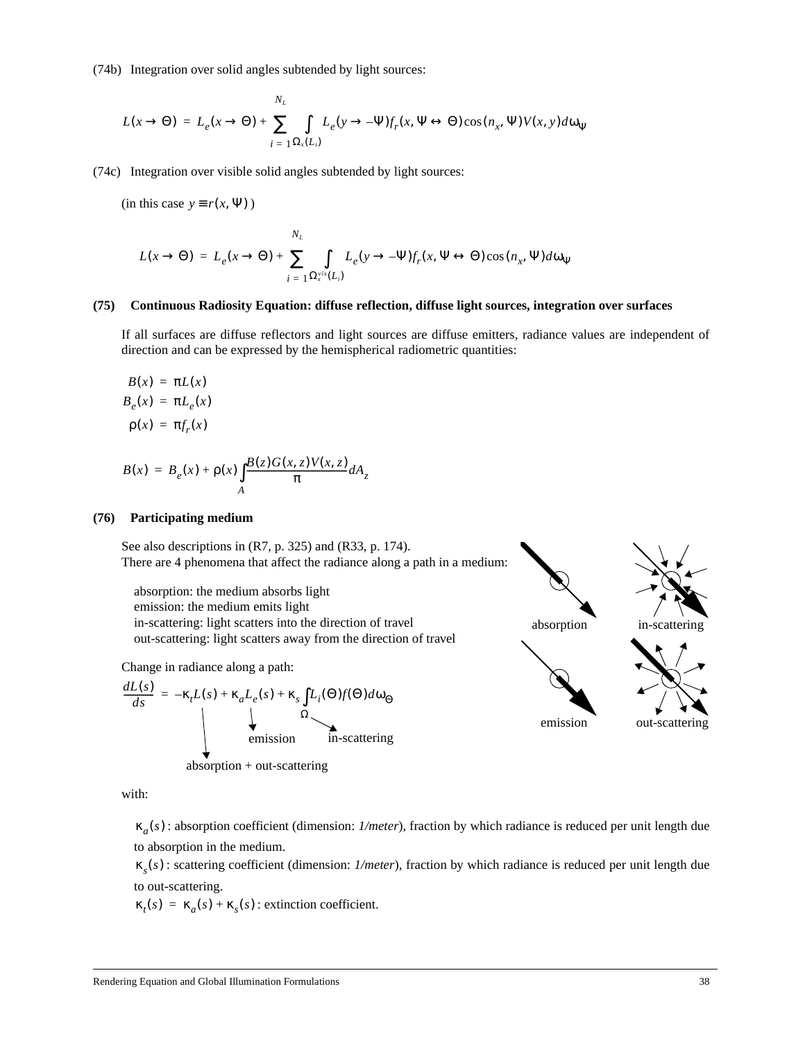(74b) Integration over solid angles subtended by light sources:

$$L(x \to \Theta) = L_e(x \to \Theta) + \sum_{i=1}^{N_L} \int_{\Omega_x(L_i)} L_e(y \to -\Psi) f_r(x, \Psi \leftrightarrow \Theta) \cos(n_x, \Psi) V(x, y) d\omega_\Psi$$

(74c) Integration over visible solid angles subtended by light sources:

(in this case $y \equiv r(x, \Psi)$ )

$$L(x \to \Theta) = L_e(x \to \Theta) + \sum_{i=1}^{N_L} \int_{\Omega_x^{vis}(L_i)} L_e(y \to -\Psi) f_r(x, \Psi \leftrightarrow \Theta) \cos(n_x, \Psi) d\omega_\Psi$$

**(75) Continuous Radiosity Equation: diffuse reflection, diffuse light sources, integration over surfaces**

If all surfaces are diffuse reflectors and light sources are diffuse emitters, radiance values are independent of direction and can be expressed by the hemispherical radiometric quantities:

$$B(x) = \pi L(x)$$
$$B_e(x) = \pi L_e(x)$$
$$\rho(x) = \pi f_r(x)$$

$$B(x) = B_e(x) + \rho(x) \int_A \frac{B(z) G(x, z) V(x, z)}{\pi} dA_z$$

**(76) Participating medium**

See also descriptions in (R7, p. 325) and (R33, p. 174).
There are 4 phenomena that affect the radiance along a path in a medium:

absorption: the medium absorbs light
emission: the medium emits light
in-scattering: light scatters into the direction of travel
out-scattering: light scatters away from the direction of travel

absorption | in-scattering | emission | out-scattering

Change in radiance along a path:

$$\frac{dL(s)}{ds} = -\kappa_t L(s) + \kappa_a L_e(s) + \kappa_s \int_\Omega L_i(\Theta) f(\Theta) d\omega_\Theta$$

($-\kappa_t L(s)$: absorption + out-scattering; $\kappa_a L_e(s)$: emission; $\kappa_s \int_\Omega L_i(\Theta) f(\Theta) d\omega_\Theta$: in-scattering)

with:

$\kappa_a(s)$: absorption coefficient (dimension: *1/meter*), fraction by which radiance is reduced per unit length due to absorption in the medium.
$\kappa_s(s)$: scattering coefficient (dimension: *1/meter*), fraction by which radiance is reduced per unit length due to out-scattering.
$\kappa_t(s) = \kappa_a(s) + \kappa_s(s)$: extinction coefficient.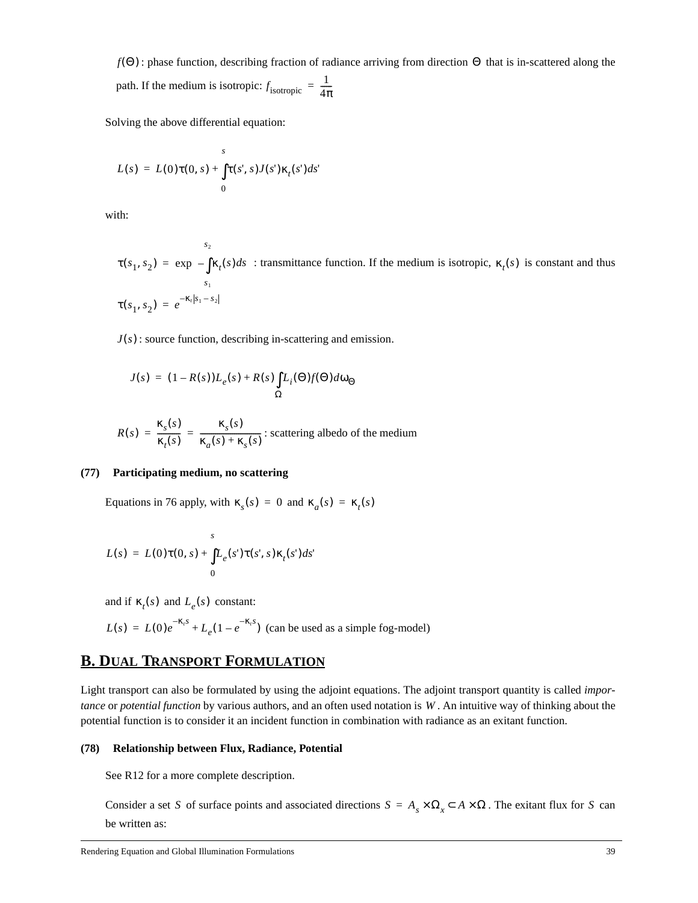$f(\Theta)$: phase function, describing fraction of radiance arriving from direction $\Theta$ that is in-scattered along the path. If the medium is isotropic: $f_{\text{isotropic}} = \frac{1}{4\pi}$

Solving the above differential equation:

$$L(s) = L(0)\tau(0, s) + \int_0^s \tau(s', s)J(s')\kappa_t(s')ds'$$

with:

$\tau(s_1, s_2) = \exp\left(-\int_{s_1}^{s_2} \kappa_t(s)ds\right)$ : transmittance function. If the medium is isotropic, $\kappa_t(s)$ is constant and thus $\tau(s_1, s_2) = e^{-\kappa_t|s_1 - s_2|}$

$J(s)$: source function, describing in-scattering and emission.

$$J(s) = (1 - R(s))L_e(s) + R(s)\int_\Omega L_i(\Theta)f(\Theta)d\omega_\Theta$$

$R(s) = \frac{\kappa_s(s)}{\kappa_t(s)} = \frac{\kappa_s(s)}{\kappa_a(s) + \kappa_s(s)}$ : scattering albedo of the medium

**(77) Participating medium, no scattering**

Equations in 76 apply, with $\kappa_s(s) = 0$ and $\kappa_a(s) = \kappa_t(s)$

$$L(s) = L(0)\tau(0, s) + \int_0^s L_e(s')\tau(s', s)\kappa_t(s')ds'$$

and if $\kappa_t(s)$ and $L_e(s)$ constant:

$L(s) = L(0)e^{-\kappa_t s} + L_e(1 - e^{-\kappa_t s})$ (can be used as a simple fog-model)

## B. DUAL TRANSPORT FORMULATION

Light transport can also be formulated by using the adjoint equations. The adjoint transport quantity is called *importance* or *potential function* by various authors, and an often used notation is $W$. An intuitive way of thinking about the potential function is to consider it an incident function in combination with radiance as an exitant function.

**(78) Relationship between Flux, Radiance, Potential**

See R12 for a more complete description.

Consider a set $S$ of surface points and associated directions $S = A_s \times \Omega_x \subset A \times \Omega$. The exitant flux for $S$ can be written as: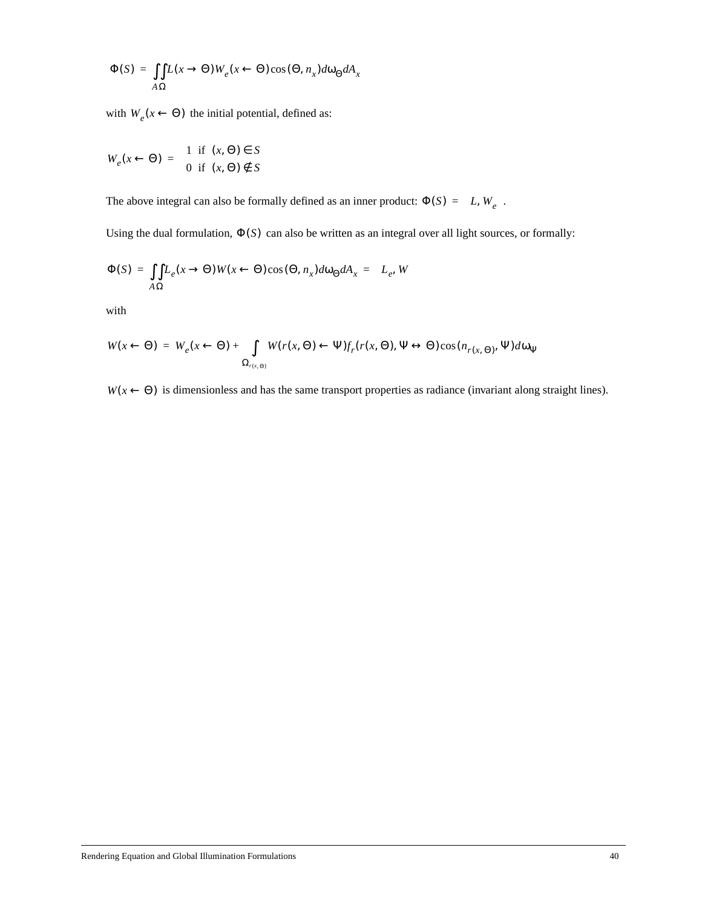$$\Phi(S) = \int_A \int_\Omega L(x \rightarrow \Theta) W_e(x \leftarrow \Theta) \cos(\Theta, n_x) d\omega_\Theta dA_x$$

with $W_e(x \leftarrow \Theta)$ the initial potential, defined as:

$$W_e(x \leftarrow \Theta) = \begin{cases} 1 & \text{if } (x, \Theta) \in S \\ 0 & \text{if } (x, \Theta) \notin S \end{cases}$$

The above integral can also be formally defined as an inner product: $\Phi(S) = \langle L, W_e \rangle$.

Using the dual formulation, $\Phi(S)$ can also be written as an integral over all light sources, or formally:

$$\Phi(S) = \int_A \int_\Omega L_e(x \rightarrow \Theta) W(x \leftarrow \Theta) \cos(\Theta, n_x) d\omega_\Theta dA_x = \langle L_e, W \rangle$$

with

$$W(x \leftarrow \Theta) = W_e(x \leftarrow \Theta) + \int_{\Omega_{r(x,\Theta)}} W(r(x, \Theta) \leftarrow \Psi) f_r(r(x, \Theta), \Psi \leftrightarrow \Theta) \cos(n_{r(x,\Theta)}, \Psi) d\omega_\Psi$$

$W(x \leftarrow \Theta)$ is dimensionless and has the same transport properties as radiance (invariant along straight lines).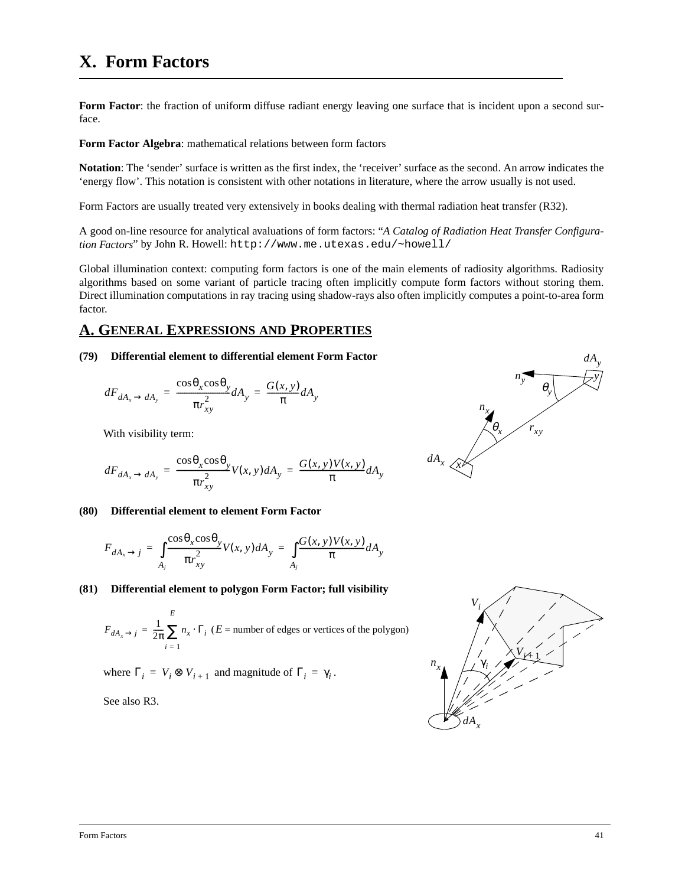# X. Form Factors

**Form Factor**: the fraction of uniform diffuse radiant energy leaving one surface that is incident upon a second surface.

**Form Factor Algebra**: mathematical relations between form factors

**Notation**: The ‘sender’ surface is written as the first index, the ‘receiver’ surface as the second. An arrow indicates the ‘energy flow’. This notation is consistent with other notations in literature, where the arrow usually is not used.

Form Factors are usually treated very extensively in books dealing with thermal radiation heat transfer (R32).

A good on-line resource for analytical avaluations of form factors: “*A Catalog of Radiation Heat Transfer Configuration Factors*” by John R. Howell: `http://www.me.utexas.edu/~howell/`

Global illumination context: computing form factors is one of the main elements of radiosity algorithms. Radiosity algorithms based on some variant of particle tracing often implicitly compute form factors without storing them. Direct illumination computations in ray tracing using shadow-rays also often implicitly computes a point-to-area form factor.

## A. General Expressions and Properties

**(79) Differential element to differential element Form Factor**

$$dF_{dA_x \to dA_y} = \frac{\cos\theta_x \cos\theta_y}{\pi r_{xy}^2} dA_y = \frac{G(x,y)}{\pi} dA_y$$

With visibility term:

$$dF_{dA_x \to dA_y} = \frac{\cos\theta_x \cos\theta_y}{\pi r_{xy}^2} V(x,y) dA_y = \frac{G(x,y)V(x,y)}{\pi} dA_y$$

**(80) Differential element to element Form Factor**

$$F_{dA_x \to j} = \int_{A_j} \frac{\cos\theta_x \cos\theta_y}{\pi r_{xy}^2} V(x,y) dA_y = \int_{A_j} \frac{G(x,y)V(x,y)}{\pi} dA_y$$

**(81) Differential element to polygon Form Factor; full visibility**

$$F_{dA_x \to j} = \frac{1}{2\pi} \sum_{i=1}^{E} n_x \cdot \Gamma_i$$ ($E$ = number of edges or vertices of the polygon)

where $\Gamma_i = V_i \otimes V_{i+1}$ and magnitude of $\Gamma_i = \gamma_i$.

See also R3.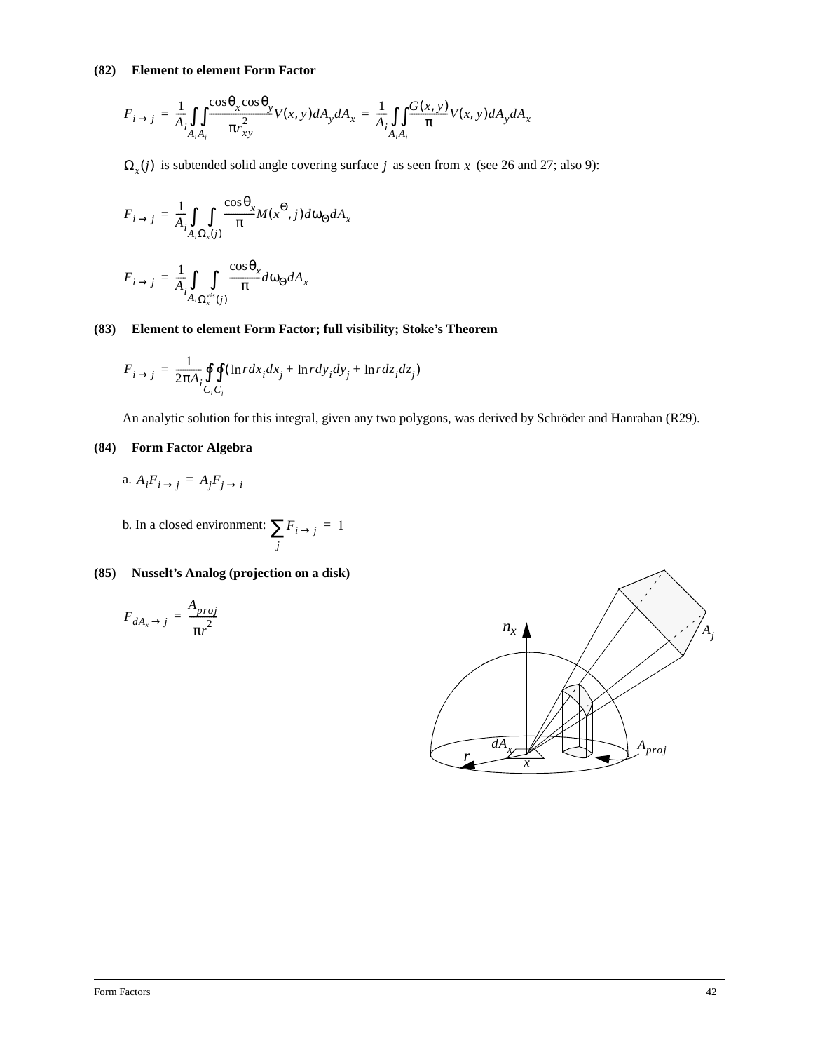**(82) Element to element Form Factor**

$$F_{i \to j} = \frac{1}{A_i} \int_{A_i} \int_{A_j} \frac{\cos\theta_x \cos\theta_y}{\pi r_{xy}^2} V(x, y) dA_y dA_x = \frac{1}{A_i} \int_{A_i} \int_{A_j} \frac{G(x, y)}{\pi} V(x, y) dA_y dA_x$$

$\Omega_x(j)$ is subtended solid angle covering surface $j$ as seen from $x$ (see 26 and 27; also 9):

$$F_{i \to j} = \frac{1}{A_i} \int_{A_i} \int_{\Omega_x(j)} \frac{\cos\theta_x}{\pi} M(x^{\Theta}, j) d\omega_{\Theta} dA_x$$

$$F_{i \to j} = \frac{1}{A_i} \int_{A_i} \int_{\Omega_x^{vis}(j)} \frac{\cos\theta_x}{\pi} d\omega_{\Theta} dA_x$$

**(83) Element to element Form Factor; full visibility; Stoke's Theorem**

$$F_{i \to j} = \frac{1}{2\pi A_i} \oint_{C_i} \oint_{C_j} (\ln r dx_i dx_j + \ln r dy_i dy_j + \ln r dz_i dz_j)$$

An analytic solution for this integral, given any two polygons, was derived by Schröder and Hanrahan (R29).

**(84) Form Factor Algebra**

a. $A_i F_{i \to j} = A_j F_{j \to i}$

b. In a closed environment: $\sum_j F_{i \to j} = 1$

**(85) Nusselt's Analog (projection on a disk)**

$$F_{dA_x \to j} = \frac{A_{proj}}{\pi r^2}$$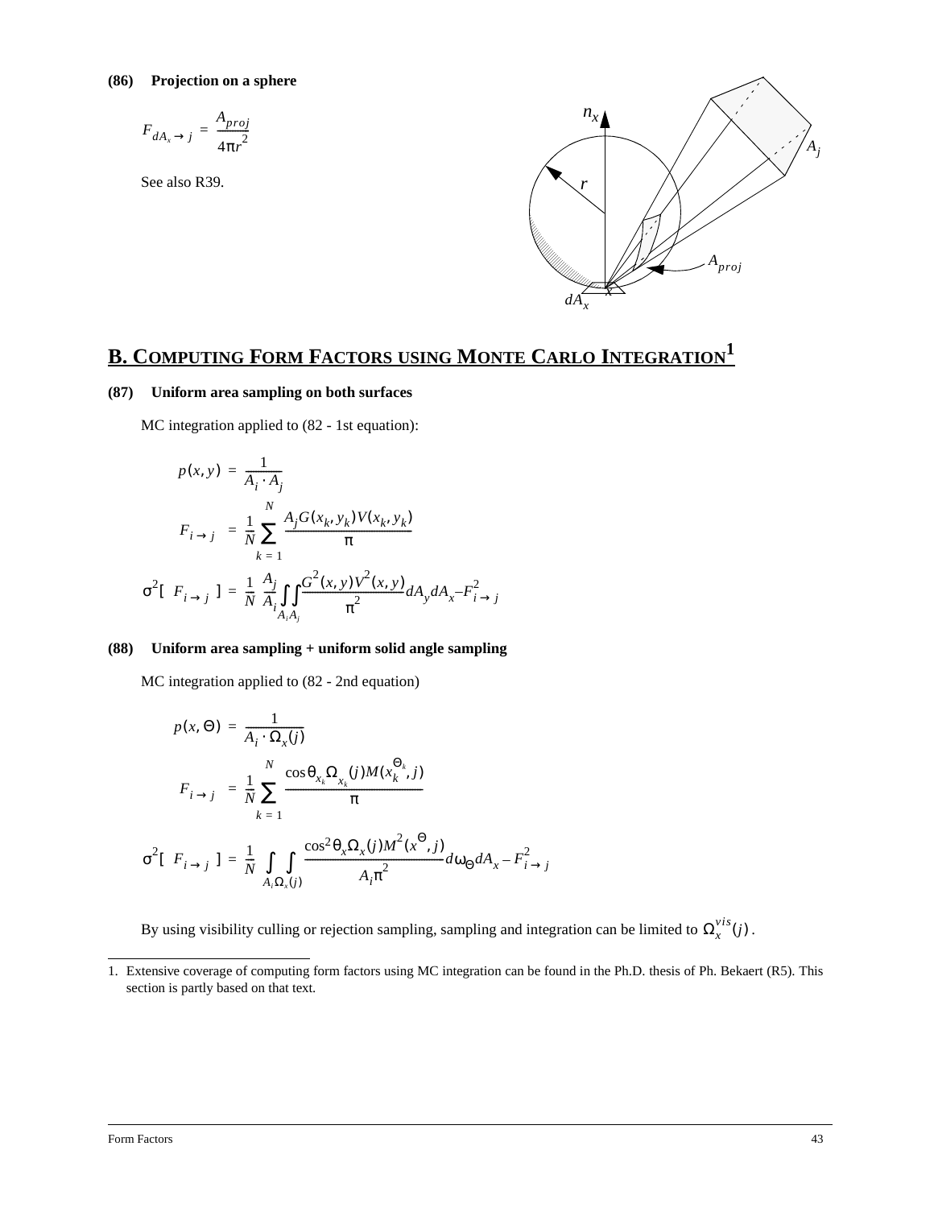**(86) Projection on a sphere**

$$F_{dA_x \to j} = \frac{A_{proj}}{4\pi r^2}$$

See also R39.

## B. COMPUTING FORM FACTORS USING MONTE CARLO INTEGRATION[1]

**(87) Uniform area sampling on both surfaces**

MC integration applied to (82 - 1st equation):

$$p(x, y) = \frac{1}{A_i \cdot A_j}$$

$$F_{i \to j} = \frac{1}{N} \sum_{k=1}^{N} \frac{A_j G(x_k, y_k) V(x_k, y_k)}{\pi}$$

$$\sigma^2[\ F_{i \to j}\ ] = \frac{1}{N} \frac{A_j}{A_i} \int_{A_i} \int_{A_j} \frac{G^2(x, y) V^2(x, y)}{\pi^2} dA_y dA_x - F_{i \to j}^2$$

**(88) Uniform area sampling + uniform solid angle sampling**

MC integration applied to (82 - 2nd equation)

$$p(x, \Theta) = \frac{1}{A_i \cdot \Omega_x(j)}$$

$$F_{i \to j} = \frac{1}{N} \sum_{k=1}^{N} \frac{\cos\theta_{x_k} \Omega_{x_k}(j) M(x_k^{\Theta_k}, j)}{\pi}$$

$$\sigma^2[\ F_{i \to j}\ ] = \frac{1}{N} \int_{A_i} \int_{\Omega_x(j)} \frac{\cos^2\theta_x \Omega_x(j) M^2(x^{\Theta}, j)}{A_i \pi^2} d\omega_{\Theta} dA_x - F_{i \to j}^2$$

By using visibility culling or rejection sampling, sampling and integration can be limited to $\Omega_x^{vis}(j)$.

---

1. Extensive coverage of computing form factors using MC integration can be found in the Ph.D. thesis of Ph. Bekaert (R5). This section is partly based on that text.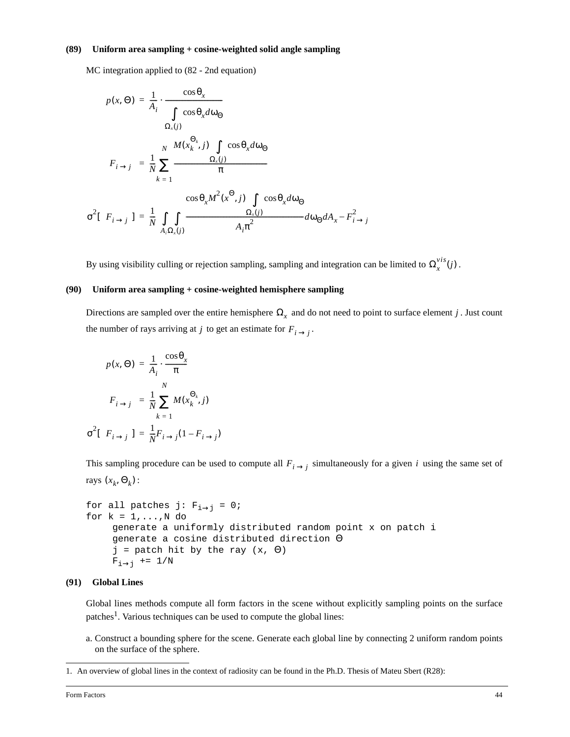**(89) Uniform area sampling + cosine-weighted solid angle sampling**

MC integration applied to (82 - 2nd equation)

$$p(x, \Theta) = \frac{1}{A_i} \cdot \frac{\cos\theta_x}{\int_{\Omega_x(j)} \cos\theta_x d\omega_\Theta}$$

$$F_{i \to j} = \frac{1}{N} \sum_{k=1}^{N} \frac{M(x_k^{\Theta_k}, j) \int_{\Omega_x(j)} \cos\theta_x d\omega_\Theta}{\pi}$$

$$\sigma^2[F_{i \to j}] = \frac{1}{N} \int_{A_i} \int_{\Omega_x(j)} \frac{\cos\theta_x M^2(x^\Theta, j) \int_{\Omega_x(j)} \cos\theta_x d\omega_\Theta}{A_i \pi^2} d\omega_\Theta dA_x - F_{i \to j}^2$$

By using visibility culling or rejection sampling, sampling and integration can be limited to $\Omega_x^{vis}(j)$.

**(90) Uniform area sampling + cosine-weighted hemisphere sampling**

Directions are sampled over the entire hemisphere $\Omega_x$ and do not need to point to surface element $j$. Just count the number of rays arriving at $j$ to get an estimate for $F_{i \to j}$.

$$p(x, \Theta) = \frac{1}{A_i} \cdot \frac{\cos\theta_x}{\pi}$$

$$F_{i \to j} = \frac{1}{N} \sum_{k=1}^{N} M(x_k^{\Theta_k}, j)$$

$$\sigma^2[F_{i \to j}] = \frac{1}{N} F_{i \to j}(1 - F_{i \to j})$$

This sampling procedure can be used to compute all $F_{i \to j}$ simultaneously for a given $i$ using the same set of rays $(x_k, \Theta_k)$:

```
for all patches j: Fi→j = 0;
for k = 1,...,N do
     generate a uniformly distributed random point x on patch i
     generate a cosine distributed direction Θ
     j = patch hit by the ray (x, Θ)
     Fi→j += 1/N
```

**(91) Global Lines**

Global lines methods compute all form factors in the scene without explicitly sampling points on the surface patches[1]. Various techniques can be used to compute the global lines:

a. Construct a bounding sphere for the scene. Generate each global line by connecting 2 uniform random points on the surface of the sphere.

---

1. An overview of global lines in the context of radiosity can be found in the Ph.D. Thesis of Mateu Sbert (R28):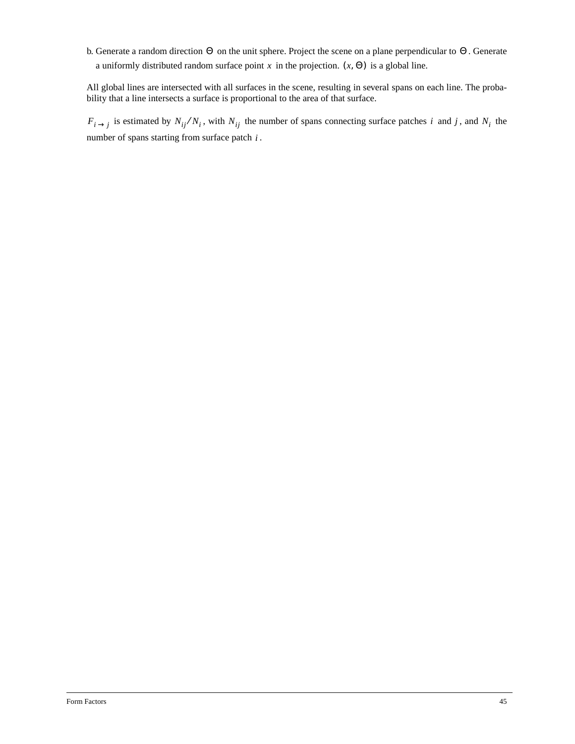b. Generate a random direction $\Theta$ on the unit sphere. Project the scene on a plane perpendicular to $\Theta$. Generate a uniformly distributed random surface point $x$ in the projection. $(x, \Theta)$ is a global line.

All global lines are intersected with all surfaces in the scene, resulting in several spans on each line. The probability that a line intersects a surface is proportional to the area of that surface.

$F_{i \to j}$ is estimated by $N_{ij}/N_i$, with $N_{ij}$ the number of spans connecting surface patches $i$ and $j$, and $N_i$ the number of spans starting from surface patch $i$.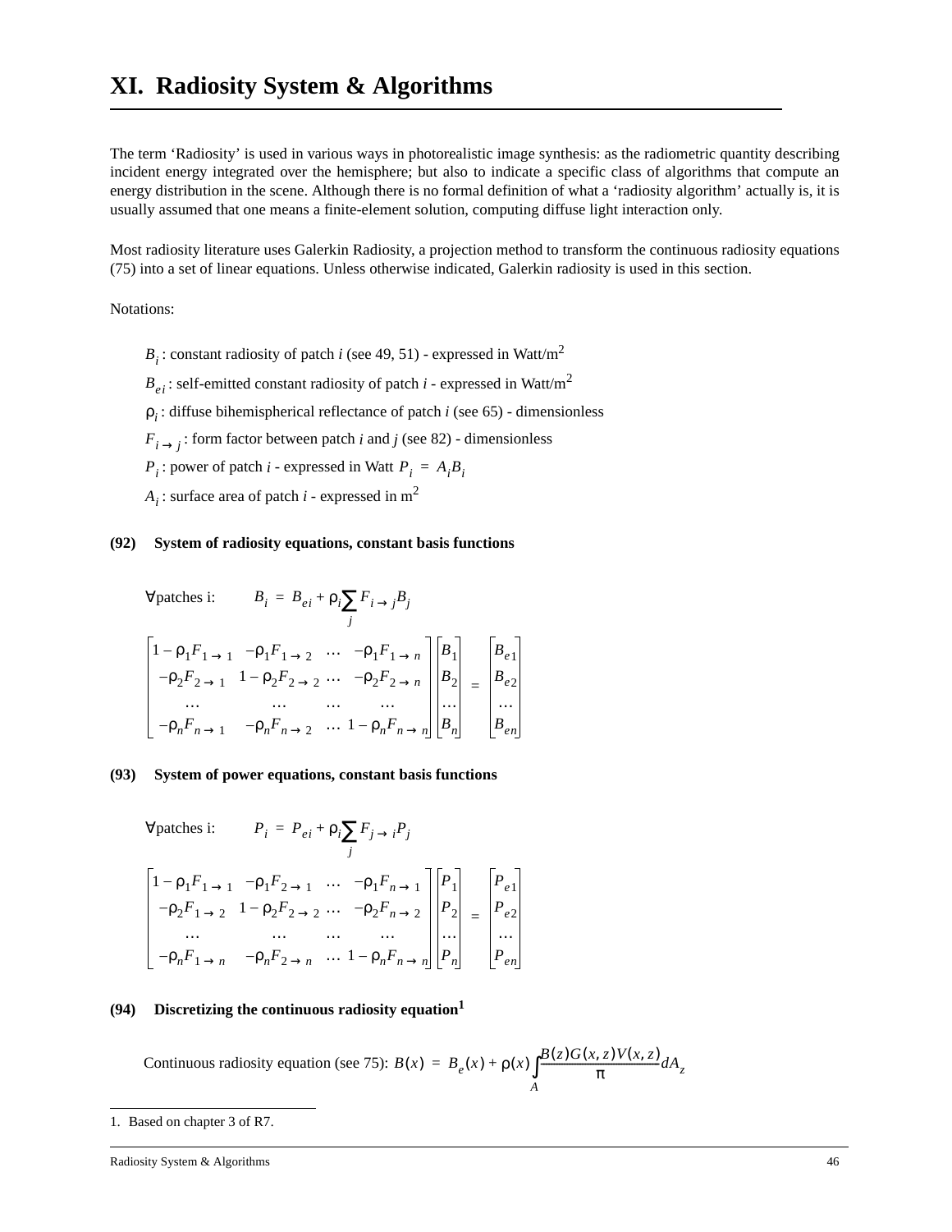# XI. Radiosity System & Algorithms

The term 'Radiosity' is used in various ways in photorealistic image synthesis: as the radiometric quantity describing incident energy integrated over the hemisphere; but also to indicate a specific class of algorithms that compute an energy distribution in the scene. Although there is no formal definition of what a 'radiosity algorithm' actually is, it is usually assumed that one means a finite-element solution, computing diffuse light interaction only.

Most radiosity literature uses Galerkin Radiosity, a projection method to transform the continuous radiosity equations (75) into a set of linear equations. Unless otherwise indicated, Galerkin radiosity is used in this section.

Notations:

- $B_i$ : constant radiosity of patch *i* (see 49, 51) - expressed in Watt/m$^2$
- $B_{ei}$ : self-emitted constant radiosity of patch *i* - expressed in Watt/m$^2$
- $\rho_i$ : diffuse bihemispherical reflectance of patch *i* (see 65) - dimensionless
- $F_{i \to j}$ : form factor between patch *i* and *j* (see 82) - dimensionless
- $P_i$ : power of patch *i* - expressed in Watt $P_i = A_i B_i$
- $A_i$ : surface area of patch *i* - expressed in m$^2$

**(92) System of radiosity equations, constant basis functions**

$$\forall \text{patches i:} \qquad B_i = B_{ei} + \rho_i \sum_j F_{i \to j} B_j$$

$$\begin{bmatrix} 1-\rho_1 F_{1 \to 1} & -\rho_1 F_{1 \to 2} & \dots & -\rho_1 F_{1 \to n} \\ -\rho_2 F_{2 \to 1} & 1-\rho_2 F_{2 \to 2} & \dots & -\rho_2 F_{2 \to n} \\ \dots & \dots & \dots & \dots \\ -\rho_n F_{n \to 1} & -\rho_n F_{n \to 2} & \dots & 1-\rho_n F_{n \to n} \end{bmatrix} \begin{bmatrix} B_1 \\ B_2 \\ \dots \\ B_n \end{bmatrix} = \begin{bmatrix} B_{e1} \\ B_{e2} \\ \dots \\ B_{en} \end{bmatrix}$$

**(93) System of power equations, constant basis functions**

$$\forall \text{patches i:} \qquad P_i = P_{ei} + \rho_i \sum_j F_{j \to i} P_j$$

$$\begin{bmatrix} 1-\rho_1 F_{1 \to 1} & -\rho_1 F_{2 \to 1} & \dots & -\rho_1 F_{n \to 1} \\ -\rho_2 F_{1 \to 2} & 1-\rho_2 F_{2 \to 2} & \dots & -\rho_2 F_{n \to 2} \\ \dots & \dots & \dots & \dots \\ -\rho_n F_{1 \to n} & -\rho_n F_{2 \to n} & \dots & 1-\rho_n F_{n \to n} \end{bmatrix} \begin{bmatrix} P_1 \\ P_2 \\ \dots \\ P_n \end{bmatrix} = \begin{bmatrix} P_{e1} \\ P_{e2} \\ \dots \\ P_{en} \end{bmatrix}$$

**(94) Discretizing the continuous radiosity equation[1]**

Continuous radiosity equation (see 75): $B(x) = B_e(x) + \rho(x) \int_A \frac{B(z) G(x,z) V(x,z)}{\pi} dA_z$

1. Based on chapter 3 of R7.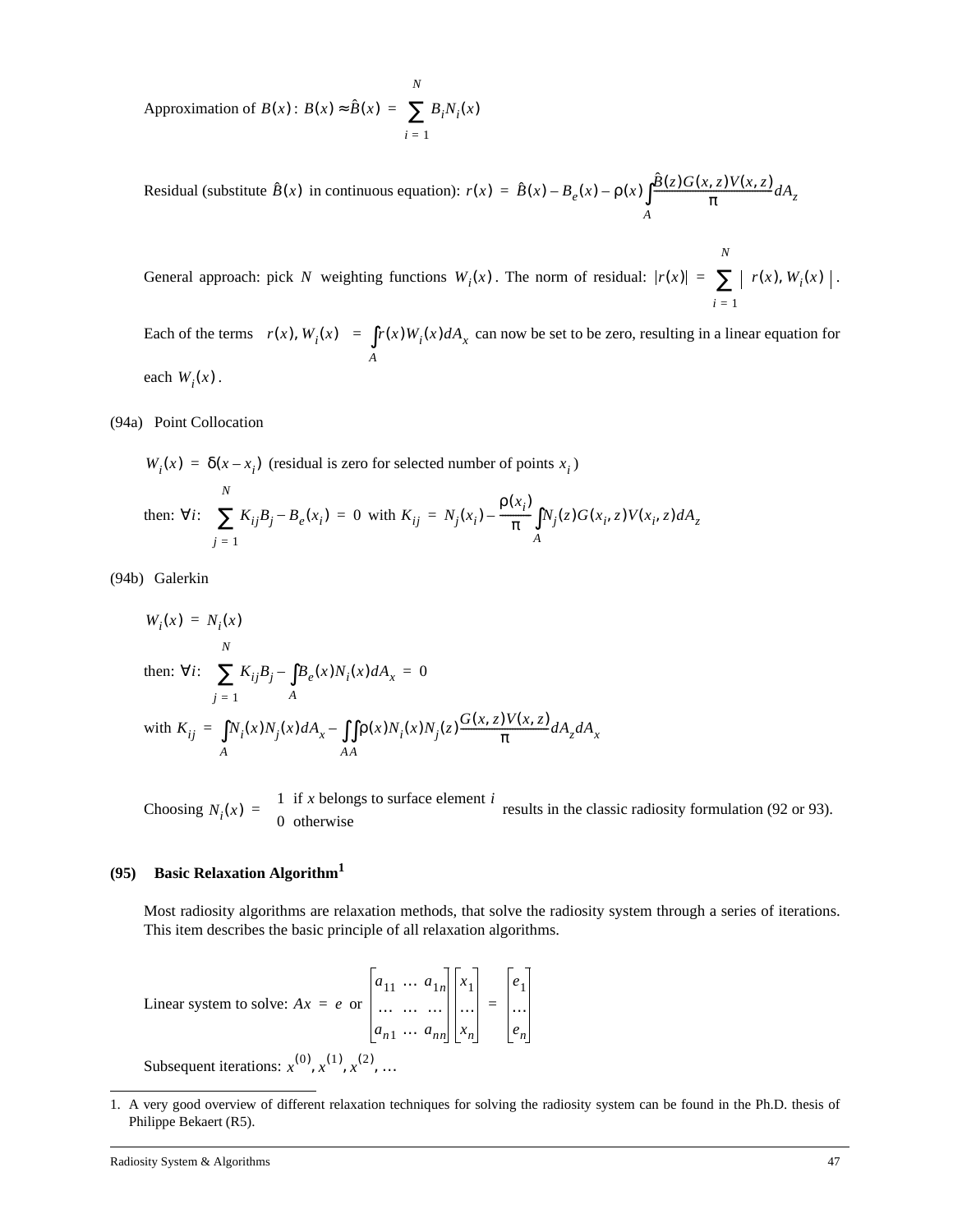Approximation of $B(x)$: $B(x) \approx \hat{B}(x) = \sum_{i=1}^{N} B_i N_i(x)$

Residual (substitute $\hat{B}(x)$ in continuous equation): $r(x) = \hat{B}(x) - B_e(x) - \rho(x) \int_A \frac{\hat{B}(z) G(x, z) V(x, z)}{\pi} dA_z$

General approach: pick $N$ weighting functions $W_i(x)$. The norm of residual: $|r(x)| = \sum_{i=1}^{N} |\langle r(x), W_i(x) \rangle|$.

Each of the terms $\langle r(x), W_i(x) \rangle = \int_A r(x) W_i(x) dA_x$ can now be set to be zero, resulting in a linear equation for each $W_i(x)$.

(94a) Point Collocation

$W_i(x) = \delta(x - x_i)$ (residual is zero for selected number of points $x_i$)

then: $\forall i$: $\sum_{j=1}^{N} K_{ij} B_j - B_e(x_i) = 0$ with $K_{ij} = N_j(x_i) - \frac{\rho(x_i)}{\pi} \int_A N_j(z) G(x_i, z) V(x_i, z) dA_z$

(94b) Galerkin

$W_i(x) = N_i(x)$

then: $\forall i$: $\sum_{j=1}^{N} K_{ij} B_j - \int_A B_e(x) N_i(x) dA_x = 0$

with $K_{ij} = \int_A N_i(x) N_j(x) dA_x - \int_A \int_A \rho(x) N_i(x) N_j(z) \frac{G(x, z) V(x, z)}{\pi} dA_z dA_x$

Choosing $N_i(x) = \begin{cases} 1 & \text{if } x \text{ belongs to surface element } i \\ 0 & \text{otherwise} \end{cases}$ results in the classic radiosity formulation (92 or 93).

### (95) Basic Relaxation Algorithm[1]

Most radiosity algorithms are relaxation methods, that solve the radiosity system through a series of iterations. This item describes the basic principle of all relaxation algorithms.

Linear system to solve: $Ax = e$ or $\begin{bmatrix} a_{11} & \dots & a_{1n} \\ \dots & \dots & \dots \\ a_{n1} & \dots & a_{nn} \end{bmatrix} \begin{bmatrix} x_1 \\ \dots \\ x_n \end{bmatrix} = \begin{bmatrix} e_1 \\ \dots \\ e_n \end{bmatrix}$

Subsequent iterations: $x^{(0)}, x^{(1)}, x^{(2)}, \dots$

1. A very good overview of different relaxation techniques for solving the radiosity system can be found in the Ph.D. thesis of Philippe Bekaert (R5).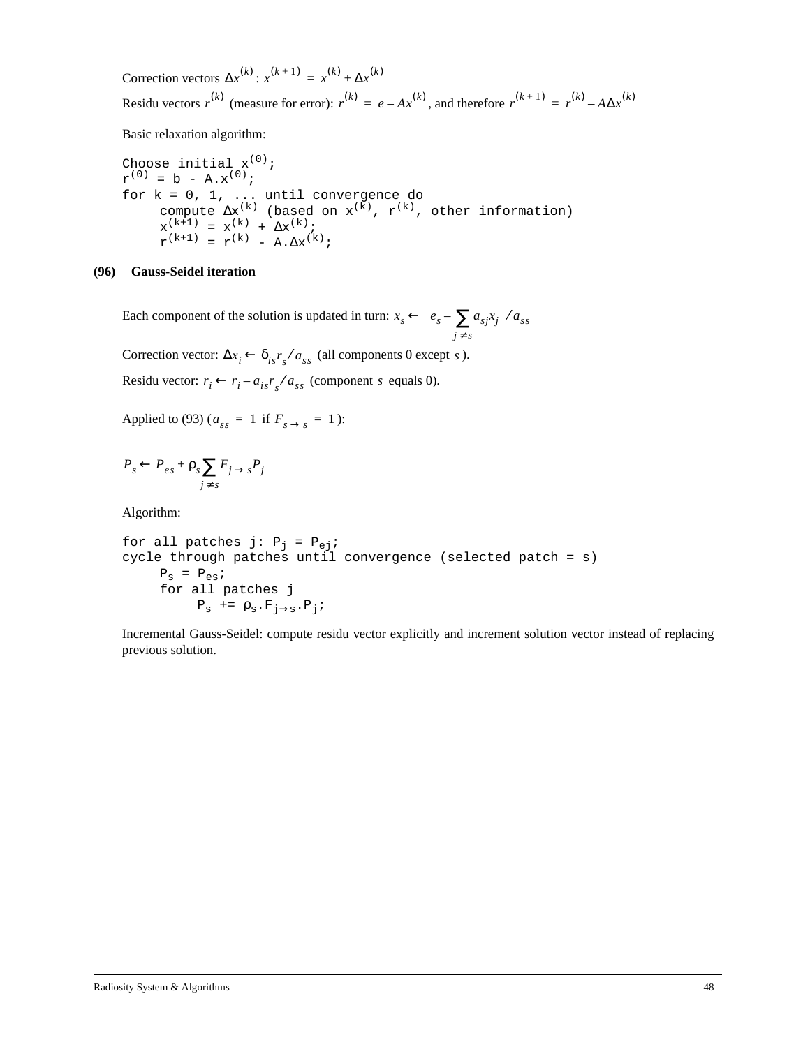Correction vectors $\Delta x^{(k)}$: $x^{(k+1)} = x^{(k)} + \Delta x^{(k)}$

Residu vectors $r^{(k)}$ (measure for error): $r^{(k)} = e - Ax^{(k)}$, and therefore $r^{(k+1)} = r^{(k)} - A\Delta x^{(k)}$

Basic relaxation algorithm:

```
Choose initial x(0);
r(0) = b - A.x(0);
for k = 0, 1, ... until convergence do
     compute Δx(k) (based on x(k), r(k), other information)
     x(k+1) = x(k) + Δx(k);
     r(k+1) = r(k) - A.Δx(k);
```

**(96) Gauss-Seidel iteration**

Each component of the solution is updated in turn: $x_s \leftarrow \left(e_s - \sum_{j \neq s} a_{sj} x_j\right) / a_{ss}$

Correction vector: $\Delta x_i \leftarrow \delta_{is} r_s / a_{ss}$ (all components 0 except $s$).

Residu vector: $r_i \leftarrow r_i - a_{is} r_s / a_{ss}$ (component $s$ equals 0).

Applied to (93) ($a_{ss} = 1$ if $F_{s \rightarrow s} = 1$):

$$P_s \leftarrow P_{es} + \rho_s \sum_{j \neq s} F_{j \rightarrow s} P_j$$

Algorithm:

```
for all patches j: Pj = Pej;
cycle through patches until convergence (selected patch = s)
     Ps = Pes;
     for all patches j
          Ps += ρs.Fj→s.Pj;
```

Incremental Gauss-Seidel: compute residu vector explicitly and increment solution vector instead of replacing previous solution.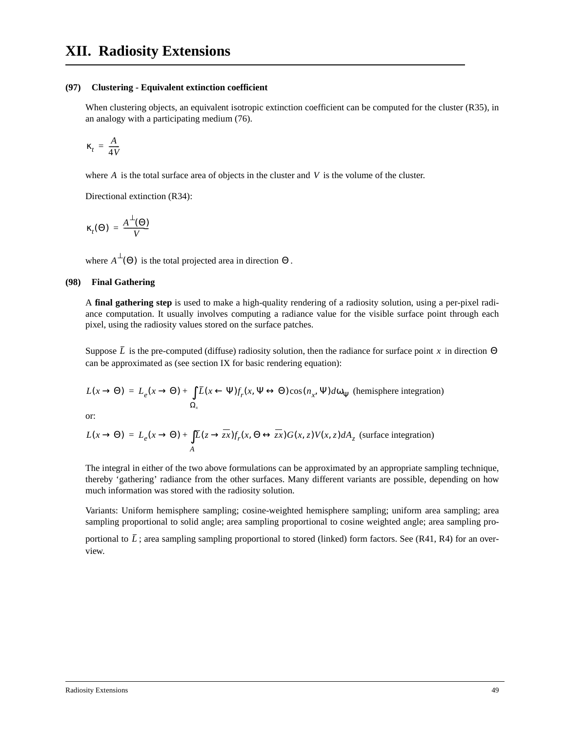# XII. Radiosity Extensions

**(97) Clustering - Equivalent extinction coefficient**

When clustering objects, an equivalent isotropic extinction coefficient can be computed for the cluster (R35), in an analogy with a participating medium (76).

$$\kappa_t = \frac{A}{4V}$$

where $A$ is the total surface area of objects in the cluster and $V$ is the volume of the cluster.

Directional extinction (R34):

$$\kappa_t(\Theta) = \frac{A^{\perp}(\Theta)}{V}$$

where $A^{\perp}(\Theta)$ is the total projected area in direction $\Theta$.

**(98) Final Gathering**

A **final gathering step** is used to make a high-quality rendering of a radiosity solution, using a per-pixel radiance computation. It usually involves computing a radiance value for the visible surface point through each pixel, using the radiosity values stored on the surface patches.

Suppose $\bar{L}$ is the pre-computed (diffuse) radiosity solution, then the radiance for surface point $x$ in direction $\Theta$ can be approximated as (see section IX for basic rendering equation):

$$L(x \to \Theta) = L_e(x \to \Theta) + \int_{\Omega_x} \bar{L}(x \leftarrow \Psi) f_r(x, \Psi \leftrightarrow \Theta) \cos(n_x, \Psi) d\omega_\Psi \text{ (hemisphere integration)}$$

or:

$$L(x \to \Theta) = L_e(x \to \Theta) + \int_{A} \bar{L}(z \to \overline{zx}) f_r(x, \Theta \leftrightarrow \overline{zx}) G(x, z) V(x, z) dA_z \text{ (surface integration)}$$

The integral in either of the two above formulations can be approximated by an appropriate sampling technique, thereby 'gathering' radiance from the other surfaces. Many different variants are possible, depending on how much information was stored with the radiosity solution.

Variants: Uniform hemisphere sampling; cosine-weighted hemisphere sampling; uniform area sampling; area sampling proportional to solid angle; area sampling proportional to cosine weighted angle; area sampling proportional to $\bar{L}$; area sampling sampling proportional to stored (linked) form factors. See (R41, R4) for an overview.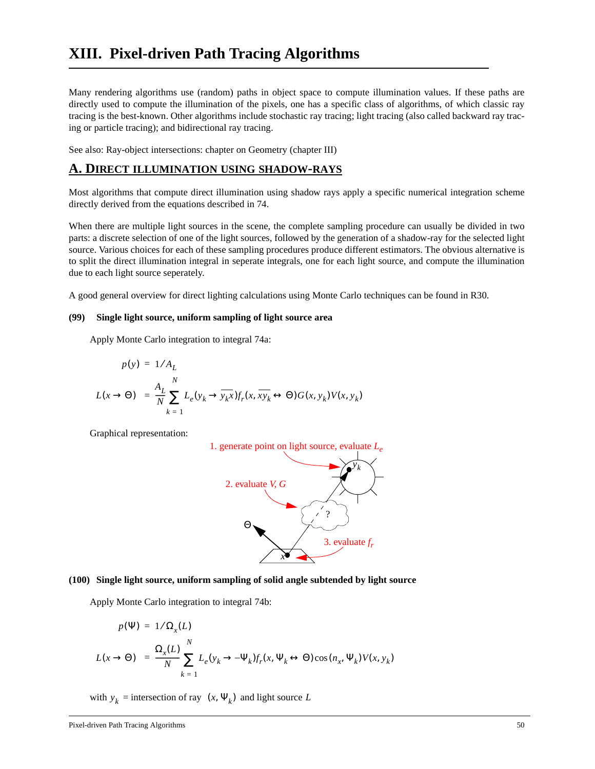# XIII. Pixel-driven Path Tracing Algorithms

Many rendering algorithms use (random) paths in object space to compute illumination values. If these paths are directly used to compute the illumination of the pixels, one has a specific class of algorithms, of which classic ray tracing is the best-known. Other algorithms include stochastic ray tracing; light tracing (also called backward ray tracing or particle tracing); and bidirectional ray tracing.

See also: Ray-object intersections: chapter on Geometry (chapter III)

## A. Direct illumination using shadow-rays

Most algorithms that compute direct illumination using shadow rays apply a specific numerical integration scheme directly derived from the equations described in 74.

When there are multiple light sources in the scene, the complete sampling procedure can usually be divided in two parts: a discrete selection of one of the light sources, followed by the generation of a shadow-ray for the selected light source. Various choices for each of these sampling procedures produce different estimators. The obvious alternative is to split the direct illumination integral in seperate integrals, one for each light source, and compute the illumination due to each light source seperately.

A good general overview for direct lighting calculations using Monte Carlo techniques can be found in R30.

**(99) Single light source, uniform sampling of light source area**

Apply Monte Carlo integration to integral 74a:

$$p(y) = 1/A_L$$

$$L(x \to \Theta) = \frac{A_L}{N} \sum_{k=1}^{N} L_e(y_k \to \overline{y_k x}) f_r(x, \overline{x y_k} \leftrightarrow \Theta) G(x, y_k) V(x, y_k)$$

Graphical representation:

1. generate point on light source, evaluate $L_e$
2. evaluate $V$, $G$
3. evaluate $f_r$

**(100) Single light source, uniform sampling of solid angle subtended by light source**

Apply Monte Carlo integration to integral 74b:

$$p(\Psi) = 1/\Omega_x(L)$$

$$L(x \to \Theta) = \frac{\Omega_x(L)}{N} \sum_{k=1}^{N} L_e(y_k \to -\Psi_k) f_r(x, \Psi_k \leftrightarrow \Theta) \cos(n_x, \Psi_k) V(x, y_k)$$

with $y_k$ = intersection of ray $(x, \Psi_k)$ and light source $L$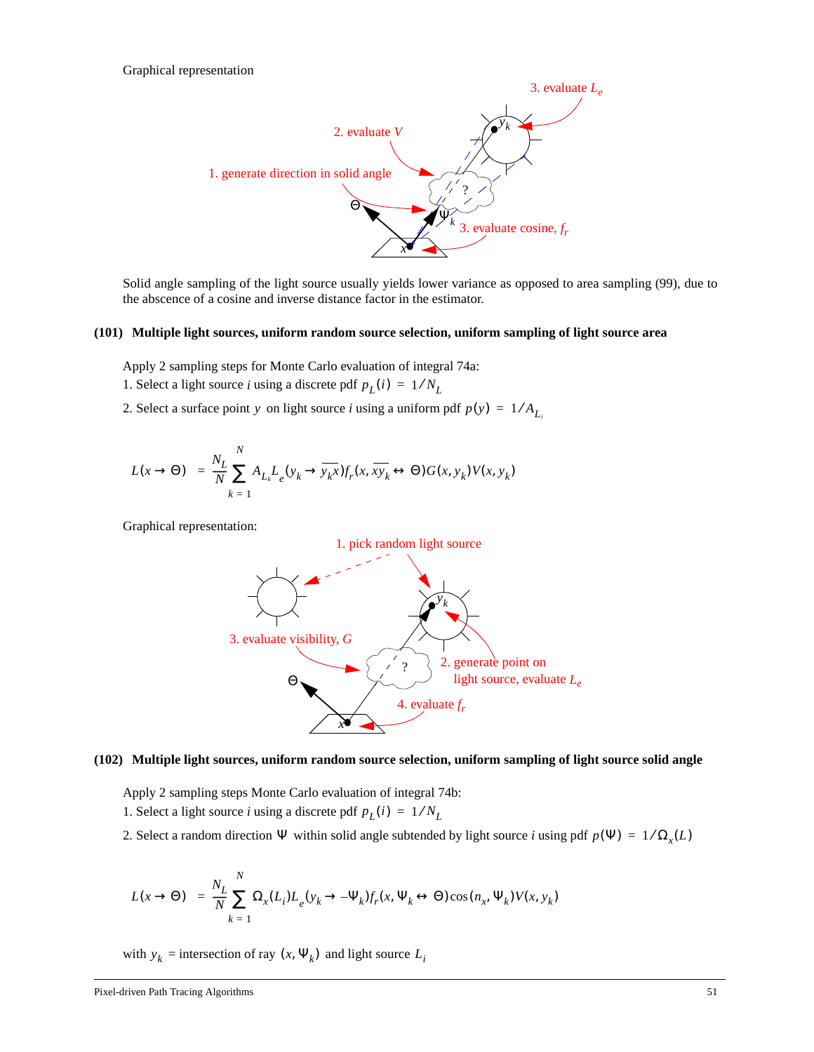Graphical representation

Solid angle sampling of the light source usually yields lower variance as opposed to area sampling (99), due to the abscence of a cosine and inverse distance factor in the estimator.

**(101) Multiple light sources, uniform random source selection, uniform sampling of light source area**

Apply 2 sampling steps for Monte Carlo evaluation of integral 74a:

1. Select a light source $i$ using a discrete pdf $p_L(i) = 1/N_L$
2. Select a surface point $y$ on light source $i$ using a uniform pdf $p(y) = 1/A_{L_i}$

$$L(x \to \Theta) = \frac{N_L}{N} \sum_{k=1}^{N} A_{L_k} L_e(y_k \to \overline{y_k x}) f_r(x, \overline{x y_k} \leftrightarrow \Theta) G(x, y_k) V(x, y_k)$$

Graphical representation:

**(102) Multiple light sources, uniform random source selection, uniform sampling of light source solid angle**

Apply 2 sampling steps Monte Carlo evaluation of integral 74b:

1. Select a light source $i$ using a discrete pdf $p_L(i) = 1/N_L$
2. Select a random direction $\Psi$ within solid angle subtended by light source $i$ using pdf $p(\Psi) = 1/\Omega_x(L)$

$$L(x \to \Theta) = \frac{N_L}{N} \sum_{k=1}^{N} \Omega_x(L_i) L_e(y_k \to -\Psi_k) f_r(x, \Psi_k \leftrightarrow \Theta) \cos(n_x, \Psi_k) V(x, y_k)$$

with $y_k$ = intersection of ray $(x, \Psi_k)$ and light source $L_i$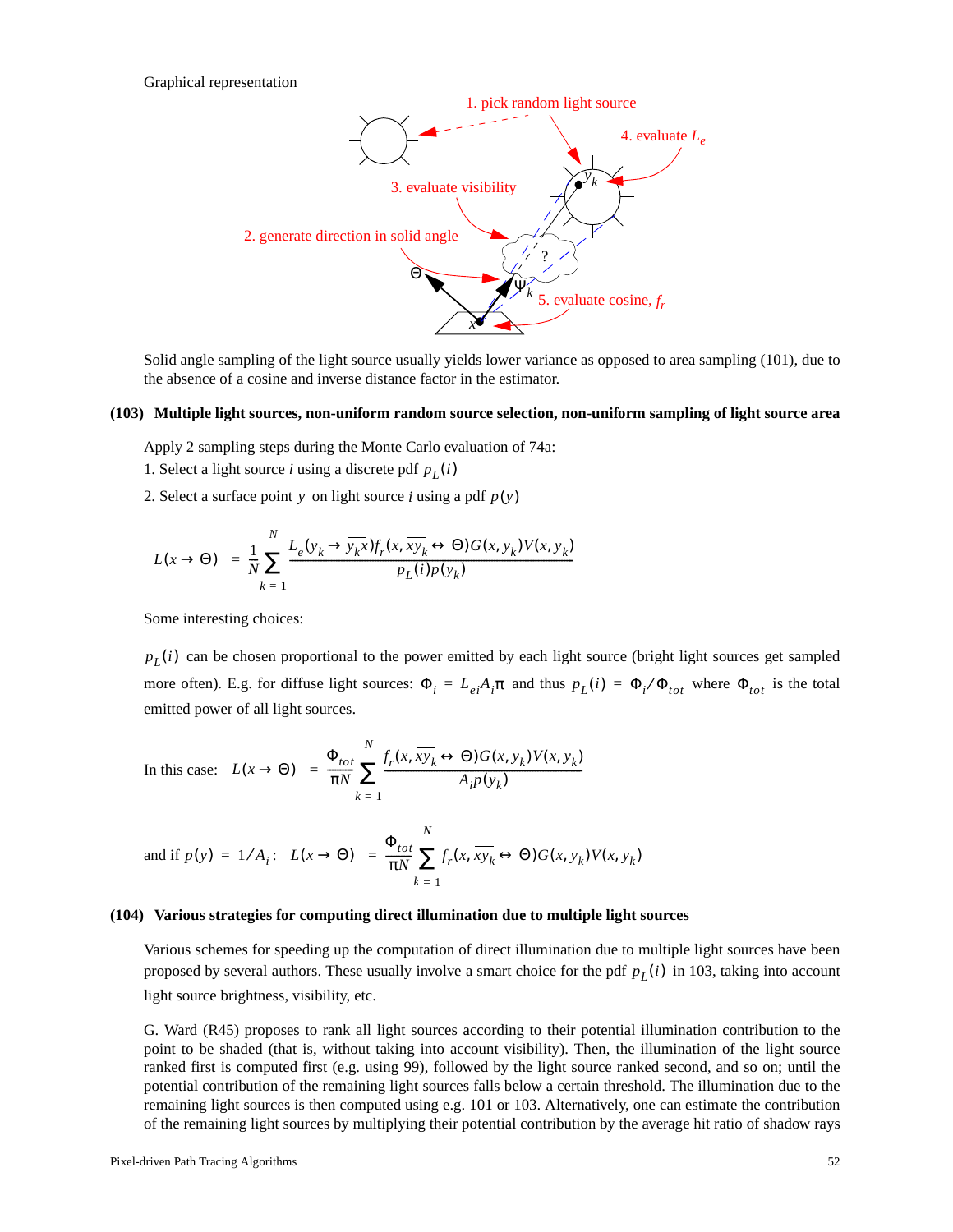Graphical representation

Solid angle sampling of the light source usually yields lower variance as opposed to area sampling (101), due to the absence of a cosine and inverse distance factor in the estimator.

**(103) Multiple light sources, non-uniform random source selection, non-uniform sampling of light source area**

Apply 2 sampling steps during the Monte Carlo evaluation of 74a:

1. Select a light source $i$ using a discrete pdf $p_L(i)$
2. Select a surface point $y$ on light source $i$ using a pdf $p(y)$

$$L(x \to \Theta) = \frac{1}{N} \sum_{k=1}^{N} \frac{L_e(y_k \to \overline{y_k x}) f_r(x, \overline{xy_k} \leftrightarrow \Theta) G(x, y_k) V(x, y_k)}{p_L(i) p(y_k)}$$

Some interesting choices:

$p_L(i)$ can be chosen proportional to the power emitted by each light source (bright light sources get sampled more often). E.g. for diffuse light sources: $\Phi_i = L_{ei} A_i \pi$ and thus $p_L(i) = \Phi_i / \Phi_{tot}$ where $\Phi_{tot}$ is the total emitted power of all light sources.

In this case: $$L(x \to \Theta) = \frac{\Phi_{tot}}{\pi N} \sum_{k=1}^{N} \frac{f_r(x, \overline{xy_k} \leftrightarrow \Theta) G(x, y_k) V(x, y_k)}{A_i p(y_k)}$$

and if $p(y) = 1/A_i$: $$L(x \to \Theta) = \frac{\Phi_{tot}}{\pi N} \sum_{k=1}^{N} f_r(x, \overline{xy_k} \leftrightarrow \Theta) G(x, y_k) V(x, y_k)$$

**(104) Various strategies for computing direct illumination due to multiple light sources**

Various schemes for speeding up the computation of direct illumination due to multiple light sources have been proposed by several authors. These usually involve a smart choice for the pdf $p_L(i)$ in 103, taking into account light source brightness, visibility, etc.

G. Ward (R45) proposes to rank all light sources according to their potential illumination contribution to the point to be shaded (that is, without taking into account visibility). Then, the illumination of the light source ranked first is computed first (e.g. using 99), followed by the light source ranked second, and so on; until the potential contribution of the remaining light sources falls below a certain threshold. The illumination due to the remaining light sources is then computed using e.g. 101 or 103. Alternatively, one can estimate the contribution of the remaining light sources by multiplying their potential contribution by the average hit ratio of shadow rays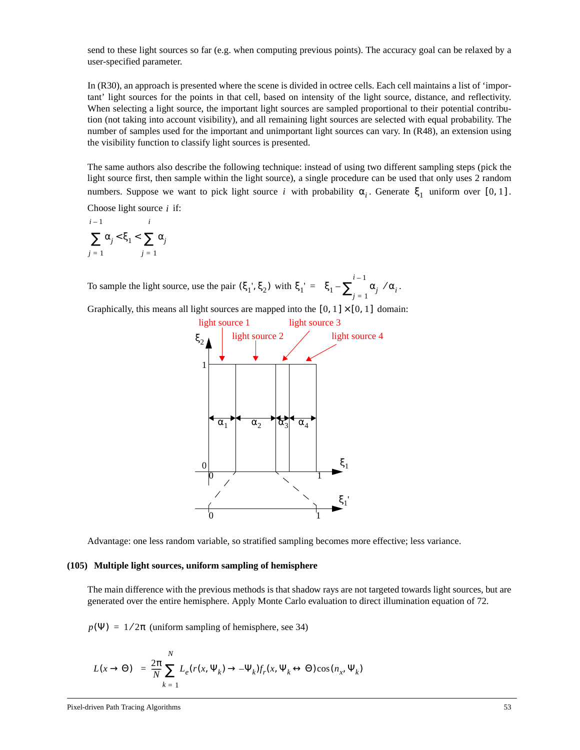send to these light sources so far (e.g. when computing previous points). The accuracy goal can be relaxed by a user-specified parameter.

In (R30), an approach is presented where the scene is divided in octree cells. Each cell maintains a list of 'important' light sources for the points in that cell, based on intensity of the light source, distance, and reflectivity. When selecting a light source, the important light sources are sampled proportional to their potential contribution (not taking into account visibility), and all remaining light sources are selected with equal probability. The number of samples used for the important and unimportant light sources can vary. In (R48), an extension using the visibility function to classify light sources is presented.

The same authors also describe the following technique: instead of using two different sampling steps (pick the light source first, then sample within the light source), a single procedure can be used that only uses 2 random numbers. Suppose we want to pick light source $i$ with probability $\alpha_i$. Generate $\xi_1$ uniform over $[0, 1]$. Choose light source $i$ if:

$$\sum_{j=1}^{i-1} \alpha_j < \xi_1 < \sum_{j=1}^{i} \alpha_j$$

To sample the light source, use the pair $(\xi_1', \xi_2)$ with $\xi_1' = \left(\xi_1 - \sum_{j=1}^{i-1} \alpha_j\right) / \alpha_i$.

Graphically, this means all light sources are mapped into the $[0, 1] \times [0, 1]$ domain:

Advantage: one less random variable, so stratified sampling becomes more effective; less variance.

### (105) Multiple light sources, uniform sampling of hemisphere

The main difference with the previous methods is that shadow rays are not targeted towards light sources, but are generated over the entire hemisphere. Apply Monte Carlo evaluation to direct illumination equation of 72.

$p(\Psi) = 1/2\pi$ (uniform sampling of hemisphere, see 34)

$$L(x \to \Theta) = \frac{2\pi}{N} \sum_{k=1}^{N} L_e(r(x, \Psi_k) \to -\Psi_k) f_r(x, \Psi_k \leftrightarrow \Theta) \cos(n_x, \Psi_k)$$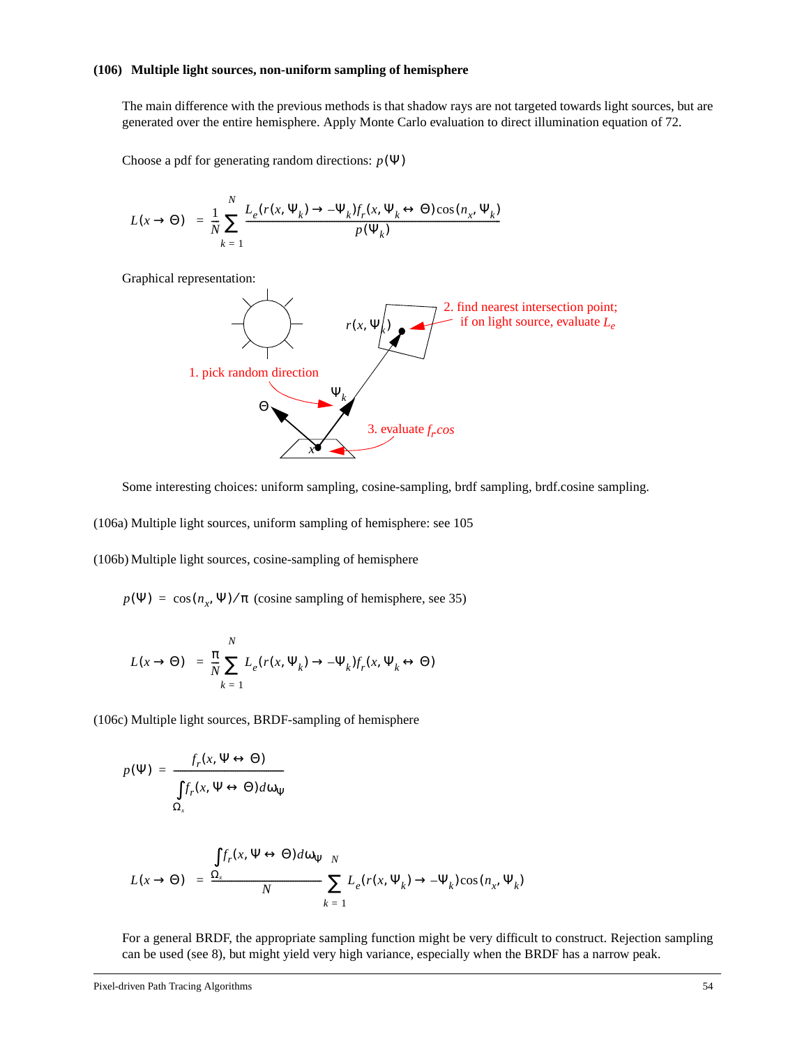### (106) Multiple light sources, non-uniform sampling of hemisphere

The main difference with the previous methods is that shadow rays are not targeted towards light sources, but are generated over the entire hemisphere. Apply Monte Carlo evaluation to direct illumination equation of 72.

Choose a pdf for generating random directions: $p(\Psi)$

$$L(x \to \Theta) = \frac{1}{N}\sum_{k=1}^{N}\frac{L_e(r(x,\Psi_k) \to -\Psi_k)f_r(x,\Psi_k \leftrightarrow \Theta)\cos(n_x,\Psi_k)}{p(\Psi_k)}$$

Graphical representation:

1. pick random direction
2. find nearest intersection point; if on light source, evaluate $L_e$
3. evaluate $f_r cos$

Some interesting choices: uniform sampling, cosine-sampling, brdf sampling, brdf.cosine sampling.

(106a) Multiple light sources, uniform sampling of hemisphere: see 105

(106b) Multiple light sources, cosine-sampling of hemisphere

$p(\Psi) = \cos(n_x, \Psi)/\pi$ (cosine sampling of hemisphere, see 35)

$$L(x \to \Theta) = \frac{\pi}{N}\sum_{k=1}^{N} L_e(r(x,\Psi_k) \to -\Psi_k)f_r(x,\Psi_k \leftrightarrow \Theta)$$

(106c) Multiple light sources, BRDF-sampling of hemisphere

$$p(\Psi) = \frac{f_r(x,\Psi \leftrightarrow \Theta)}{\int_{\Omega_x} f_r(x,\Psi \leftrightarrow \Theta)d\omega_\Psi}$$

$$L(x \to \Theta) = \frac{\int_{\Omega_x} f_r(x,\Psi \leftrightarrow \Theta)d\omega_\Psi}{N}\sum_{k=1}^{N} L_e(r(x,\Psi_k) \to -\Psi_k)\cos(n_x,\Psi_k)$$

For a general BRDF, the appropriate sampling function might be very difficult to construct. Rejection sampling can be used (see 8), but might yield very high variance, especially when the BRDF has a narrow peak.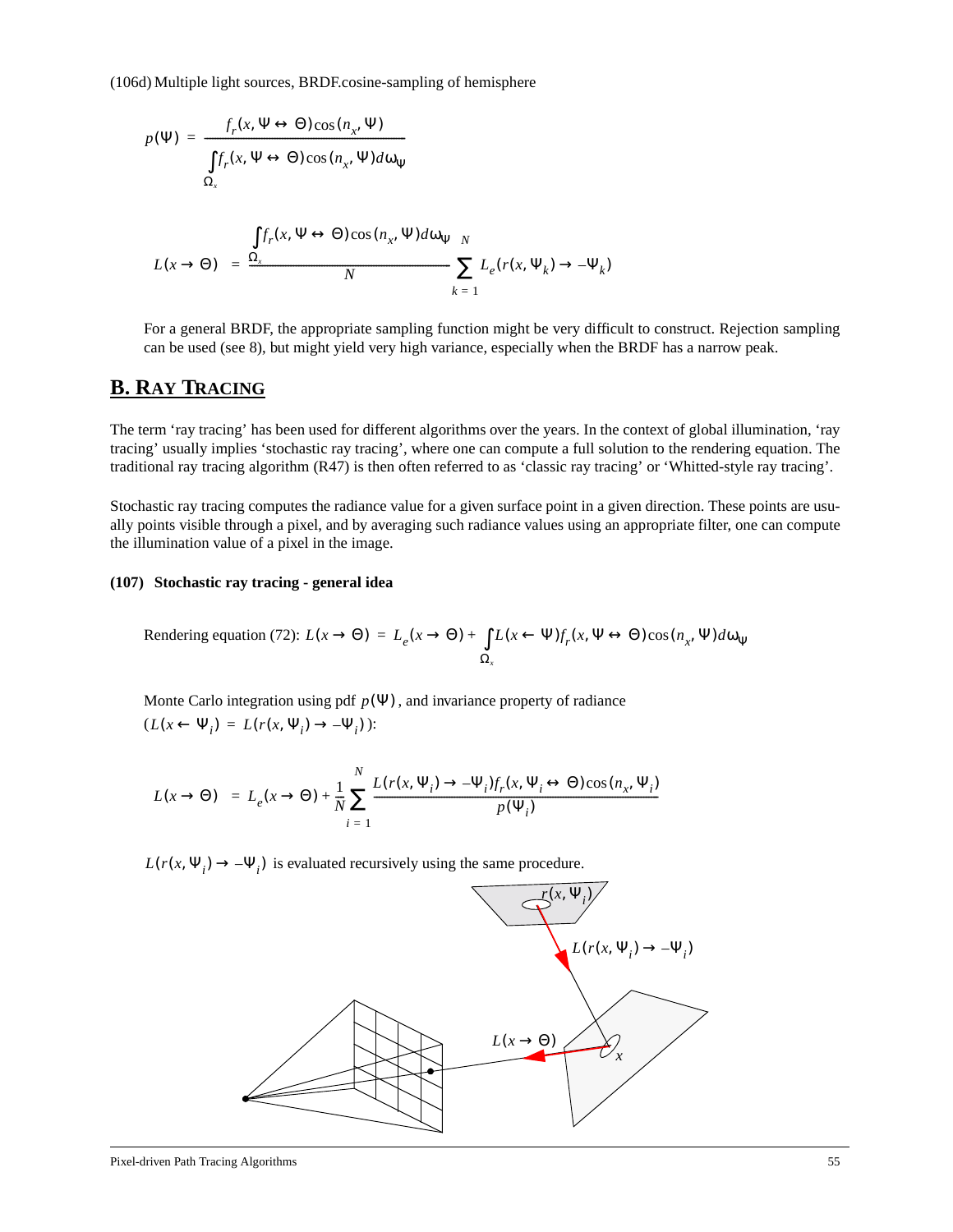(106d) Multiple light sources, BRDF.cosine-sampling of hemisphere

$$p(\Psi) = \frac{f_r(x, \Psi \leftrightarrow \Theta)\cos(n_x, \Psi)}{\int_{\Omega_x} f_r(x, \Psi \leftrightarrow \Theta)\cos(n_x, \Psi)d\omega_\Psi}$$

$$L(x \to \Theta) = \frac{\int_{\Omega_x} f_r(x, \Psi \leftrightarrow \Theta)\cos(n_x, \Psi)d\omega_\Psi}{N} \sum_{k=1}^{N} L_e(r(x, \Psi_k) \to -\Psi_k)$$

For a general BRDF, the appropriate sampling function might be very difficult to construct. Rejection sampling can be used (see 8), but might yield very high variance, especially when the BRDF has a narrow peak.

## B. Ray Tracing

The term 'ray tracing' has been used for different algorithms over the years. In the context of global illumination, 'ray tracing' usually implies 'stochastic ray tracing', where one can compute a full solution to the rendering equation. The traditional ray tracing algorithm (R47) is then often referred to as 'classic ray tracing' or 'Whitted-style ray tracing'.

Stochastic ray tracing computes the radiance value for a given surface point in a given direction. These points are usually points visible through a pixel, and by averaging such radiance values using an appropriate filter, one can compute the illumination value of a pixel in the image.

**(107) Stochastic ray tracing - general idea**

Rendering equation (72): $L(x \to \Theta) = L_e(x \to \Theta) + \int_{\Omega_x} L(x \leftarrow \Psi) f_r(x, \Psi \leftrightarrow \Theta)\cos(n_x, \Psi)d\omega_\Psi$

Monte Carlo integration using pdf $p(\Psi)$, and invariance property of radiance $(L(x \leftarrow \Psi_i) = L(r(x, \Psi_i) \to -\Psi_i))$:

$$L(x \to \Theta) = L_e(x \to \Theta) + \frac{1}{N} \sum_{i=1}^{N} \frac{L(r(x, \Psi_i) \to -\Psi_i) f_r(x, \Psi_i \leftrightarrow \Theta)\cos(n_x, \Psi_i)}{p(\Psi_i)}$$

$L(r(x, \Psi_i) \to -\Psi_i)$ is evaluated recursively using the same procedure.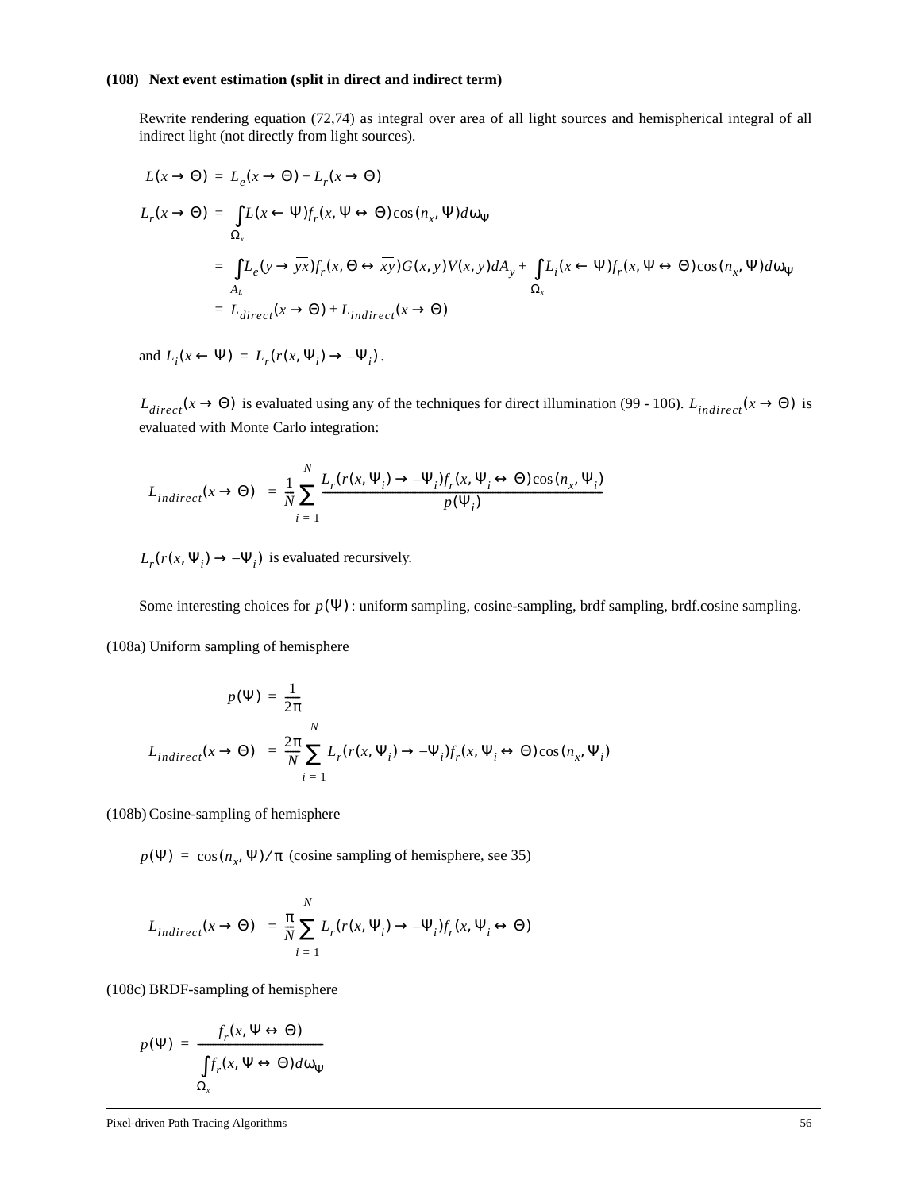**(108) Next event estimation (split in direct and indirect term)**

Rewrite rendering equation (72,74) as integral over area of all light sources and hemispherical integral of all indirect light (not directly from light sources).

$$L(x \to \Theta) = L_e(x \to \Theta) + L_r(x \to \Theta)$$

$$L_r(x \to \Theta) = \int_{\Omega_x} L(x \leftarrow \Psi) f_r(x, \Psi \leftrightarrow \Theta) \cos(n_x, \Psi) d\omega_\Psi$$

$$= \int_{A_L} L_e(y \to \overline{yx}) f_r(x, \Theta \leftrightarrow \overline{xy}) G(x, y) V(x, y) dA_y + \int_{\Omega_x} L_i(x \leftarrow \Psi) f_r(x, \Psi \leftrightarrow \Theta) \cos(n_x, \Psi) d\omega_\Psi$$

$$= L_{direct}(x \to \Theta) + L_{indirect}(x \to \Theta)$$

and $L_i(x \leftarrow \Psi) = L_r(r(x, \Psi_i) \to -\Psi_i)$.

$L_{direct}(x \to \Theta)$ is evaluated using any of the techniques for direct illumination (99 - 106). $L_{indirect}(x \to \Theta)$ is evaluated with Monte Carlo integration:

$$L_{indirect}(x \to \Theta) = \frac{1}{N} \sum_{i=1}^{N} \frac{L_r(r(x, \Psi_i) \to -\Psi_i) f_r(x, \Psi_i \leftrightarrow \Theta) \cos(n_x, \Psi_i)}{p(\Psi_i)}$$

$L_r(r(x, \Psi_i) \to -\Psi_i)$ is evaluated recursively.

Some interesting choices for $p(\Psi)$: uniform sampling, cosine-sampling, brdf sampling, brdf.cosine sampling.

(108a) Uniform sampling of hemisphere

$$p(\Psi) = \frac{1}{2\pi}$$

$$L_{indirect}(x \to \Theta) = \frac{2\pi}{N} \sum_{i=1}^{N} L_r(r(x, \Psi_i) \to -\Psi_i) f_r(x, \Psi_i \leftrightarrow \Theta) \cos(n_x, \Psi_i)$$

(108b) Cosine-sampling of hemisphere

$p(\Psi) = \cos(n_x, \Psi)/\pi$ (cosine sampling of hemisphere, see 35)

$$L_{indirect}(x \to \Theta) = \frac{\pi}{N} \sum_{i=1}^{N} L_r(r(x, \Psi_i) \to -\Psi_i) f_r(x, \Psi_i \leftrightarrow \Theta)$$

(108c) BRDF-sampling of hemisphere

$$p(\Psi) = \frac{f_r(x, \Psi \leftrightarrow \Theta)}{\int_{\Omega_x} f_r(x, \Psi \leftrightarrow \Theta) d\omega_\Psi}$$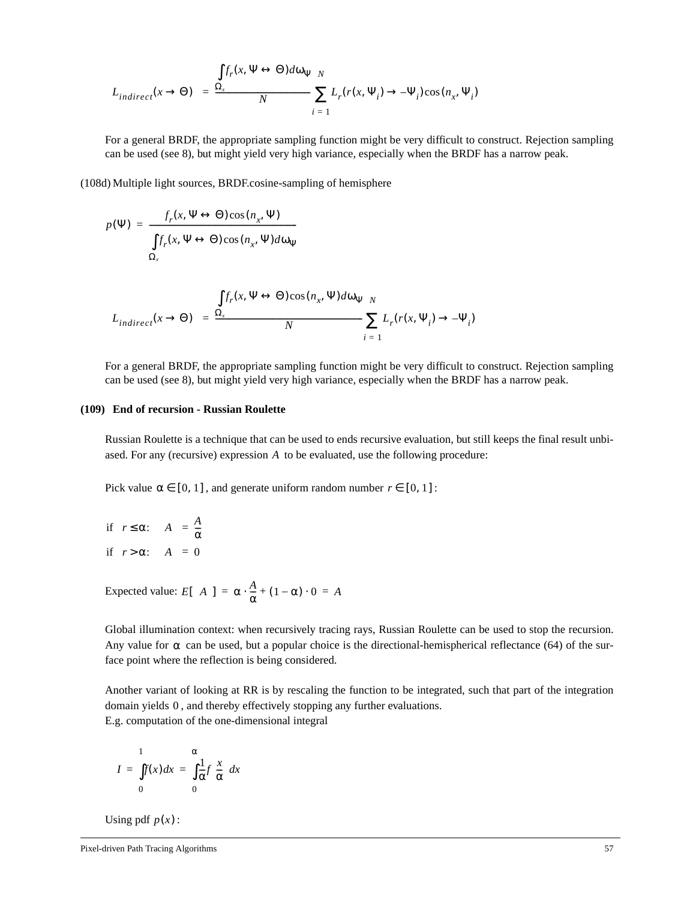$$L_{indirect}(x \to \Theta) = \frac{\int_{\Omega_x} f_r(x, \Psi \leftrightarrow \Theta) d\omega_\Psi}{N} \sum_{i=1}^{N} L_r(r(x, \Psi_i) \to -\Psi_i) \cos(n_x, \Psi_i)$$

For a general BRDF, the appropriate sampling function might be very difficult to construct. Rejection sampling can be used (see 8), but might yield very high variance, especially when the BRDF has a narrow peak.

(108d) Multiple light sources, BRDF.cosine-sampling of hemisphere

$$p(\Psi) = \frac{f_r(x, \Psi \leftrightarrow \Theta) \cos(n_x, \Psi)}{\int_{\Omega_x} f_r(x, \Psi \leftrightarrow \Theta) \cos(n_x, \Psi) d\omega_\Psi}$$

$$L_{indirect}(x \to \Theta) = \frac{\int_{\Omega_x} f_r(x, \Psi \leftrightarrow \Theta) \cos(n_x, \Psi) d\omega_\Psi}{N} \sum_{i=1}^{N} L_r(r(x, \Psi_i) \to -\Psi_i)$$

For a general BRDF, the appropriate sampling function might be very difficult to construct. Rejection sampling can be used (see 8), but might yield very high variance, especially when the BRDF has a narrow peak.

**(109) End of recursion - Russian Roulette**

Russian Roulette is a technique that can be used to ends recursive evaluation, but still keeps the final result unbiased. For any (recursive) expression $A$ to be evaluated, use the following procedure:

Pick value $\alpha \in [0, 1]$, and generate uniform random number $r \in [0, 1]$:

if $r \le \alpha$: $A = \dfrac{A}{\alpha}$

if $r > \alpha$: $A = 0$

Expected value: $E[\ A\ ] = \alpha \cdot \dfrac{A}{\alpha} + (1 - \alpha) \cdot 0 = A$

Global illumination context: when recursively tracing rays, Russian Roulette can be used to stop the recursion. Any value for $\alpha$ can be used, but a popular choice is the directional-hemispherical reflectance (64) of the surface point where the reflection is being considered.

Another variant of looking at RR is by rescaling the function to be integrated, such that part of the integration domain yields $0$, and thereby effectively stopping any further evaluations.
E.g. computation of the one-dimensional integral

$$I = \int_0^1 f(x) dx = \int_0^\alpha \frac{1}{\alpha} f\left(\frac{x}{\alpha}\right) dx$$

Using pdf $p(x)$: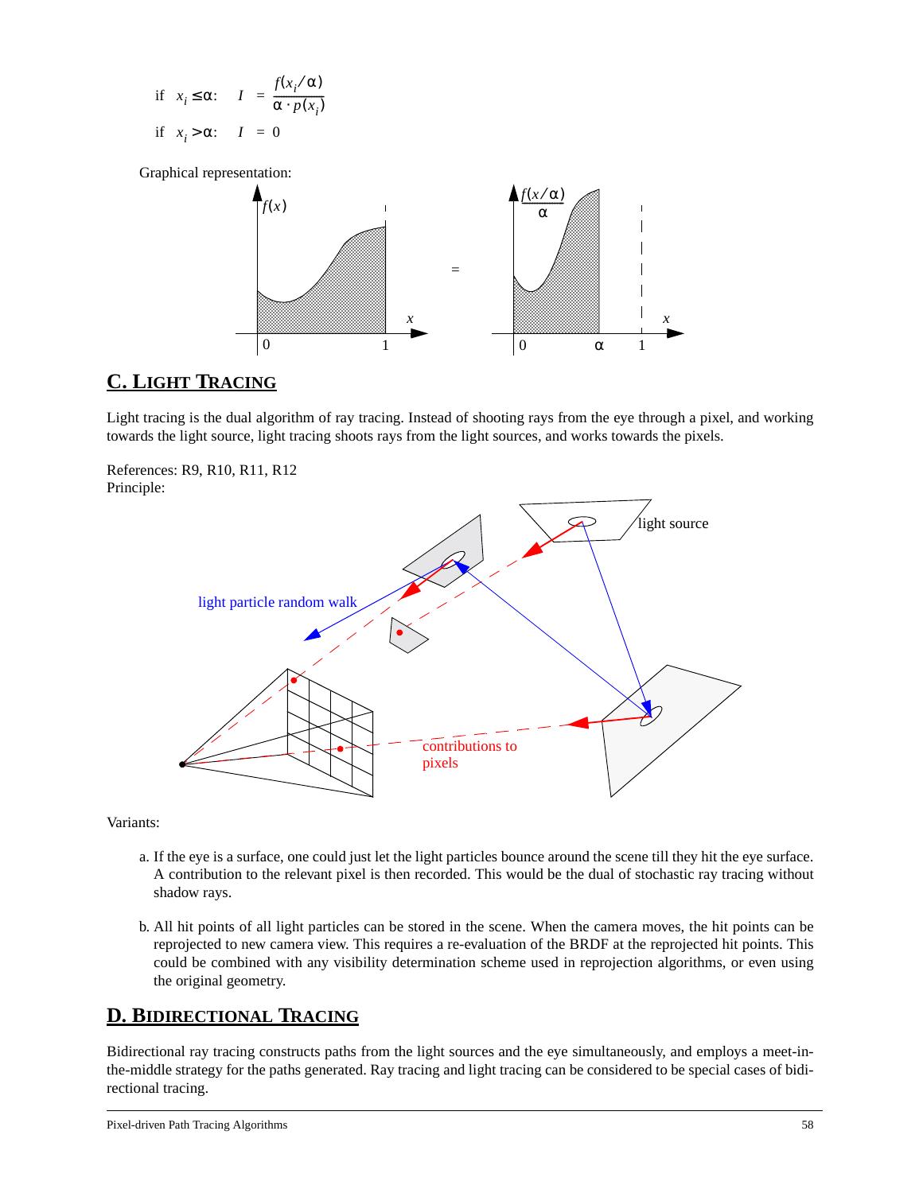if $x_i \leq \alpha$: $\quad I = \dfrac{f(x_i/\alpha)}{\alpha \cdot p(x_i)}$

if $x_i > \alpha$: $\quad I = 0$

Graphical representation:

## C. Light Tracing

Light tracing is the dual algorithm of ray tracing. Instead of shooting rays from the eye through a pixel, and working towards the light source, light tracing shoots rays from the light sources, and works towards the pixels.

References: R9, R10, R11, R12

Principle:

Variants:

a. If the eye is a surface, one could just let the light particles bounce around the scene till they hit the eye surface. A contribution to the relevant pixel is then recorded. This would be the dual of stochastic ray tracing without shadow rays.

b. All hit points of all light particles can be stored in the scene. When the camera moves, the hit points can be reprojected to new camera view. This requires a re-evaluation of the BRDF at the reprojected hit points. This could be combined with any visibility determination scheme used in reprojection algorithms, or even using the original geometry.

## D. Bidirectional Tracing

Bidirectional ray tracing constructs paths from the light sources and the eye simultaneously, and employs a meet-in-the-middle strategy for the paths generated. Ray tracing and light tracing can be considered to be special cases of bidirectional tracing.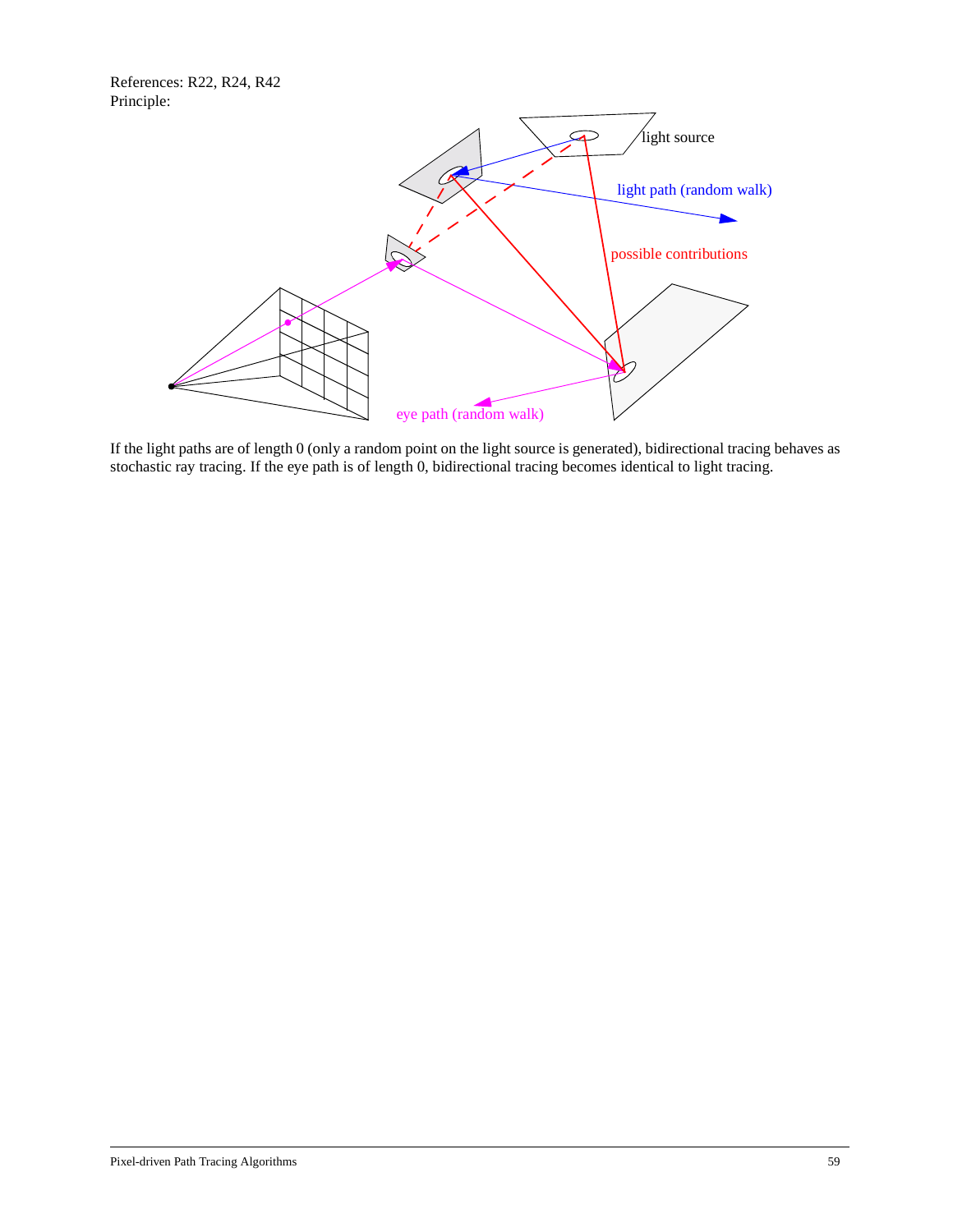References: R22, R24, R42
Principle:

If the light paths are of length 0 (only a random point on the light source is generated), bidirectional tracing behaves as stochastic ray tracing. If the eye path is of length 0, bidirectional tracing becomes identical to light tracing.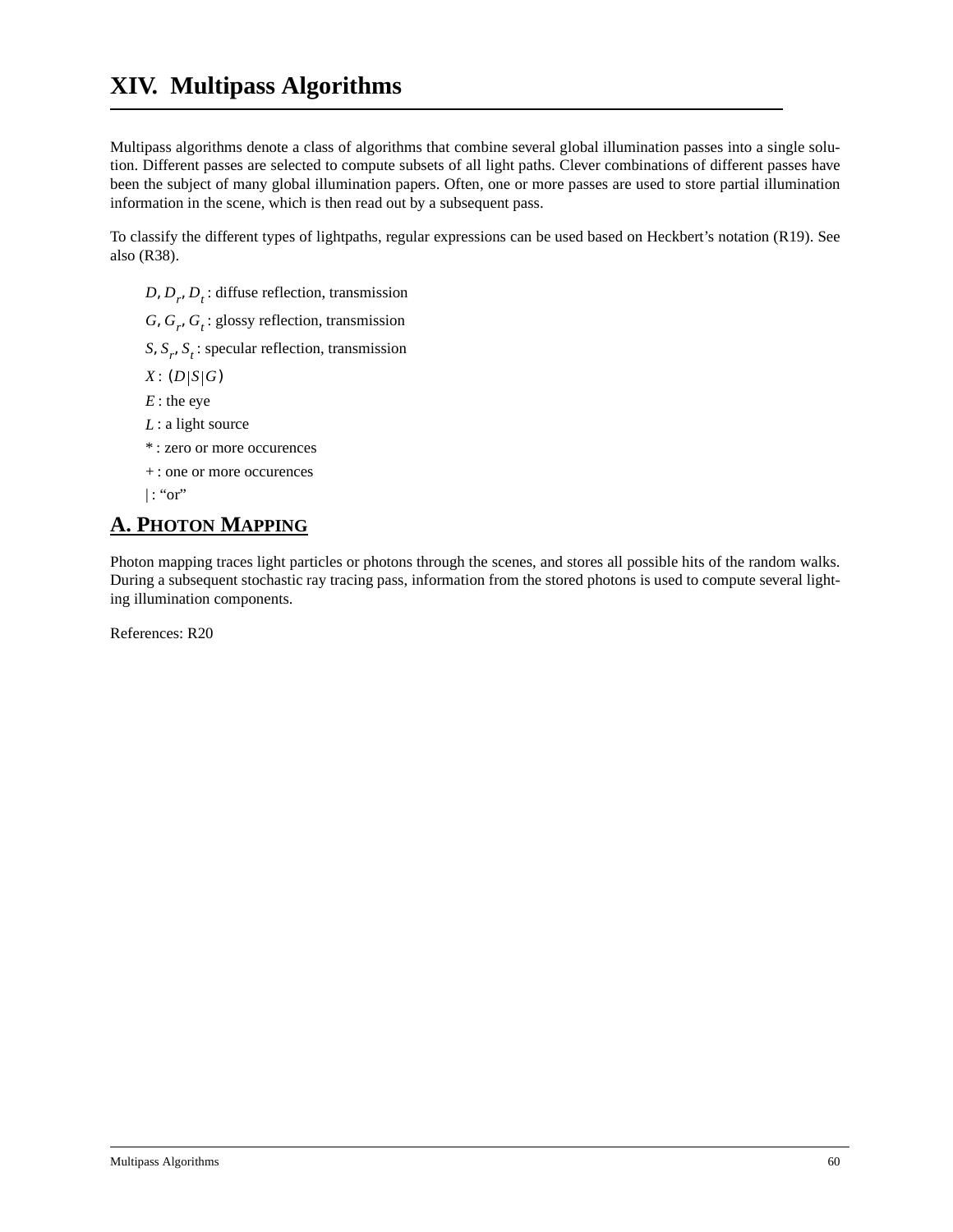# XIV. Multipass Algorithms

Multipass algorithms denote a class of algorithms that combine several global illumination passes into a single solution. Different passes are selected to compute subsets of all light paths. Clever combinations of different passes have been the subject of many global illumination papers. Often, one or more passes are used to store partial illumination information in the scene, which is then read out by a subsequent pass.

To classify the different types of lightpaths, regular expressions can be used based on Heckbert's notation (R19). See also (R38).

- $D, D_r, D_t$ : diffuse reflection, transmission
- $G, G_r, G_t$ : glossy reflection, transmission
- $S, S_r, S_t$ : specular reflection, transmission
- $X$ : $(D|S|G)$
- $E$ : the eye
- $L$ : a light source
- $*$ : zero or more occurences
- $+$ : one or more occurences
- $|$ : "or"

## A. Photon Mapping

Photon mapping traces light particles or photons through the scenes, and stores all possible hits of the random walks. During a subsequent stochastic ray tracing pass, information from the stored photons is used to compute several lighting illumination components.

References: R20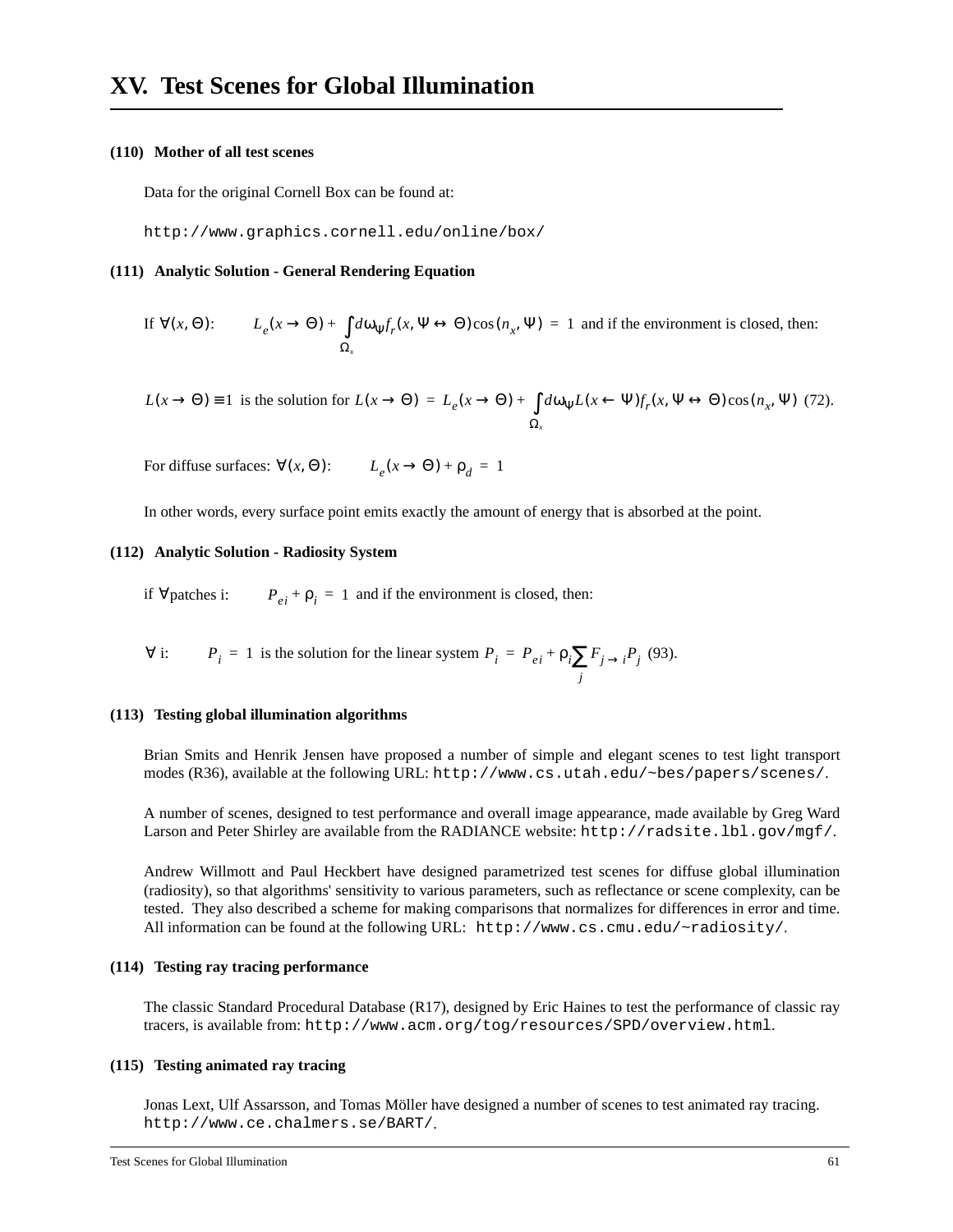# XV. Test Scenes for Global Illumination

**(110) Mother of all test scenes**

Data for the original Cornell Box can be found at:

http://www.graphics.cornell.edu/online/box/

**(111) Analytic Solution - General Rendering Equation**

If $\forall(x, \Theta)$: $\quad L_e(x \to \Theta) + \int_{\Omega_x} d\omega_\Psi f_r(x, \Psi \leftrightarrow \Theta)\cos(n_x, \Psi) = 1$ and if the environment is closed, then:

$L(x \to \Theta) \equiv 1$ is the solution for $L(x \to \Theta) = L_e(x \to \Theta) + \int_{\Omega_x} d\omega_\Psi L(x \leftarrow \Psi) f_r(x, \Psi \leftrightarrow \Theta)\cos(n_x, \Psi)$ (72).

For diffuse surfaces: $\forall(x, \Theta)$: $\quad L_e(x \to \Theta) + \rho_d = 1$

In other words, every surface point emits exactly the amount of energy that is absorbed at the point.

**(112) Analytic Solution - Radiosity System**

if $\forall$patches i: $\quad P_{ei} + \rho_i = 1$ and if the environment is closed, then:

$\forall$ i: $\quad P_i = 1$ is the solution for the linear system $P_i = P_{ei} + \rho_i \sum_j F_{j \to i} P_j$ (93).

**(113) Testing global illumination algorithms**

Brian Smits and Henrik Jensen have proposed a number of simple and elegant scenes to test light transport modes (R36), available at the following URL: http://www.cs.utah.edu/~bes/papers/scenes/.

A number of scenes, designed to test performance and overall image appearance, made available by Greg Ward Larson and Peter Shirley are available from the RADIANCE website: http://radsite.lbl.gov/mgf/.

Andrew Willmott and Paul Heckbert have designed parametrized test scenes for diffuse global illumination (radiosity), so that algorithms' sensitivity to various parameters, such as reflectance or scene complexity, can be tested. They also described a scheme for making comparisons that normalizes for differences in error and time. All information can be found at the following URL: http://www.cs.cmu.edu/~radiosity/.

**(114) Testing ray tracing performance**

The classic Standard Procedural Database (R17), designed by Eric Haines to test the performance of classic ray tracers, is available from: http://www.acm.org/tog/resources/SPD/overview.html.

**(115) Testing animated ray tracing**

Jonas Lext, Ulf Assarsson, and Tomas Möller have designed a number of scenes to test animated ray tracing. http://www.ce.chalmers.se/BART/.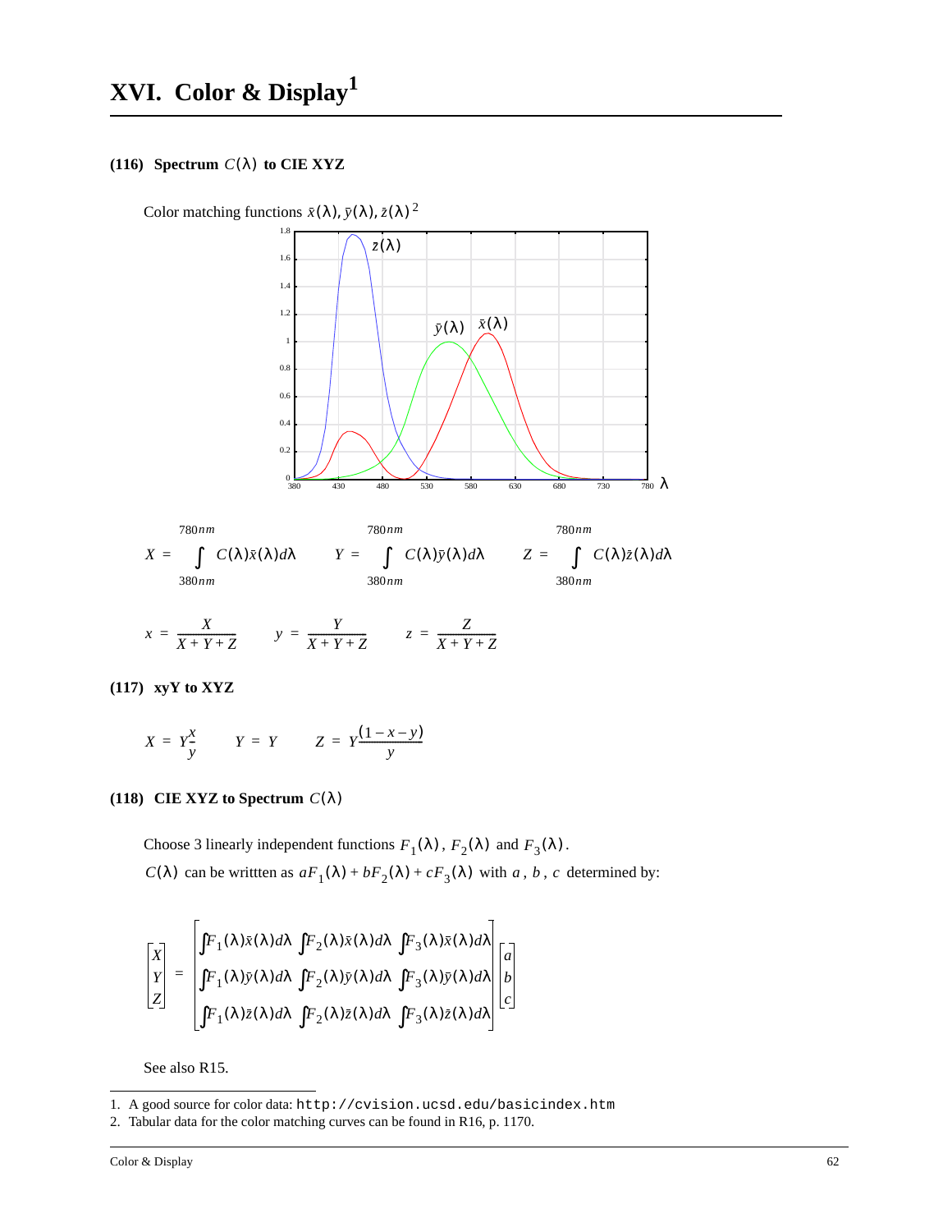# XVI. Color & Display[1]

### (116) Spectrum $C(\lambda)$ to CIE XYZ

Color matching functions $\bar{x}(\lambda), \bar{y}(\lambda), \bar{z}(\lambda)$[2]

$$X = \int_{380nm}^{780nm} C(\lambda)\bar{x}(\lambda)d\lambda \qquad Y = \int_{380nm}^{780nm} C(\lambda)\bar{y}(\lambda)d\lambda \qquad Z = \int_{380nm}^{780nm} C(\lambda)\bar{z}(\lambda)d\lambda$$

$$x = \frac{X}{X+Y+Z} \qquad y = \frac{Y}{X+Y+Z} \qquad z = \frac{Z}{X+Y+Z}$$

### (117) xyY to XYZ

$$X = Y\frac{x}{y} \qquad Y = Y \qquad Z = Y\frac{(1-x-y)}{y}$$

### (118) CIE XYZ to Spectrum $C(\lambda)$

Choose 3 linearly independent functions $F_1(\lambda)$, $F_2(\lambda)$ and $F_3(\lambda)$.

$C(\lambda)$ can be writtten as $aF_1(\lambda) + bF_2(\lambda) + cF_3(\lambda)$ with $a$, $b$, $c$ determined by:

$$\begin{bmatrix} X \\ Y \\ Z \end{bmatrix} = \begin{bmatrix} \int F_1(\lambda)\bar{x}(\lambda)d\lambda & \int F_2(\lambda)\bar{x}(\lambda)d\lambda & \int F_3(\lambda)\bar{x}(\lambda)d\lambda \\ \int F_1(\lambda)\bar{y}(\lambda)d\lambda & \int F_2(\lambda)\bar{y}(\lambda)d\lambda & \int F_3(\lambda)\bar{y}(\lambda)d\lambda \\ \int F_1(\lambda)\bar{z}(\lambda)d\lambda & \int F_2(\lambda)\bar{z}(\lambda)d\lambda & \int F_3(\lambda)\bar{z}(\lambda)d\lambda \end{bmatrix} \begin{bmatrix} a \\ b \\ c \end{bmatrix}$$

See also R15.

---

1. A good source for color data: `http://cvision.ucsd.edu/basicindex.htm`
2. Tabular data for the color matching curves can be found in R16, p. 1170.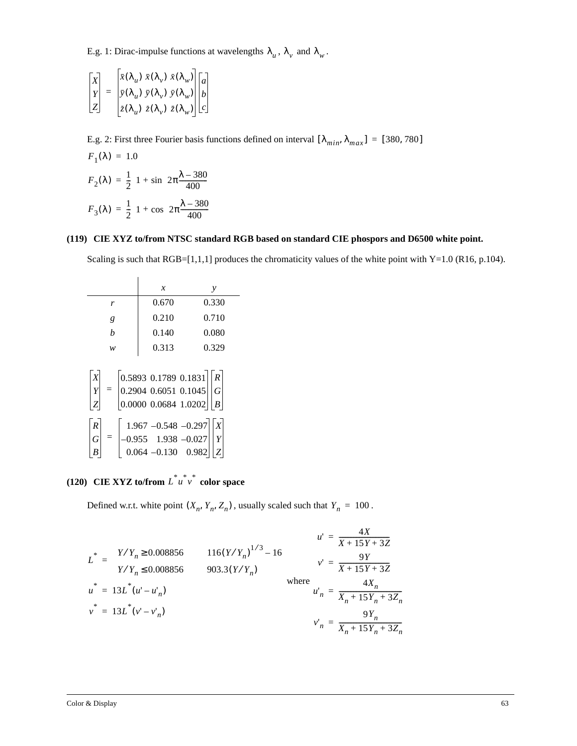E.g. 1: Dirac-impulse functions at wavelengths $\lambda_u$, $\lambda_v$ and $\lambda_w$.

$$\begin{bmatrix} X \\ Y \\ Z \end{bmatrix} = \begin{bmatrix} \bar{x}(\lambda_u) & \bar{x}(\lambda_v) & \bar{x}(\lambda_w) \\ \bar{y}(\lambda_u) & \bar{y}(\lambda_v) & \bar{y}(\lambda_w) \\ \bar{z}(\lambda_u) & \bar{z}(\lambda_v) & \bar{z}(\lambda_w) \end{bmatrix} \begin{bmatrix} a \\ b \\ c \end{bmatrix}$$

E.g. 2: First three Fourier basis functions defined on interval $[\lambda_{min}, \lambda_{max}] = [380, 780]$

$$F_1(\lambda) = 1.0$$

$$F_2(\lambda) = \frac{1}{2}\left(1 + \sin\left(2\pi\frac{\lambda - 380}{400}\right)\right)$$

$$F_3(\lambda) = \frac{1}{2}\left(1 + \cos\left(2\pi\frac{\lambda - 380}{400}\right)\right)$$

**(119) CIE XYZ to/from NTSC standard RGB based on standard CIE phospors and D6500 white point.**

Scaling is such that RGB=[1,1,1] produces the chromaticity values of the white point with Y=1.0 (R16, p.104).

| | $x$ | $y$ |
|---|---|---|
| $r$ | 0.670 | 0.330 |
| $g$ | 0.210 | 0.710 |
| $b$ | 0.140 | 0.080 |
| $w$ | 0.313 | 0.329 |

$$\begin{bmatrix} X \\ Y \\ Z \end{bmatrix} = \begin{bmatrix} 0.5893 & 0.1789 & 0.1831 \\ 0.2904 & 0.6051 & 0.1045 \\ 0.0000 & 0.0684 & 1.0202 \end{bmatrix} \begin{bmatrix} R \\ G \\ B \end{bmatrix}$$

$$\begin{bmatrix} R \\ G \\ B \end{bmatrix} = \begin{bmatrix} 1.967 & -0.548 & -0.297 \\ -0.955 & 1.938 & -0.027 \\ 0.064 & -0.130 & 0.982 \end{bmatrix} \begin{bmatrix} X \\ Y \\ Z \end{bmatrix}$$

**(120) CIE XYZ to/from $L^*u^*v^*$ color space**

Defined w.r.t. white point $(X_n, Y_n, Z_n)$, usually scaled such that $Y_n = 100$.

$$L^* = \begin{cases} Y/Y_n \geq 0.008856 & 116(Y/Y_n)^{1/3} - 16 \\ Y/Y_n \leq 0.008856 & 903.3(Y/Y_n) \end{cases}$$

$$u^* = 13L^*(u' - u'_n)$$

$$v^* = 13L^*(v' - v'_n)$$

$$u' = \frac{4X}{X + 15Y + 3Z}$$

$$v' = \frac{9Y}{X + 15Y + 3Z}$$

where

$$u'_n = \frac{4X_n}{X_n + 15Y_n + 3Z_n}$$

$$v'_n = \frac{9Y_n}{X_n + 15Y_n + 3Z_n}$$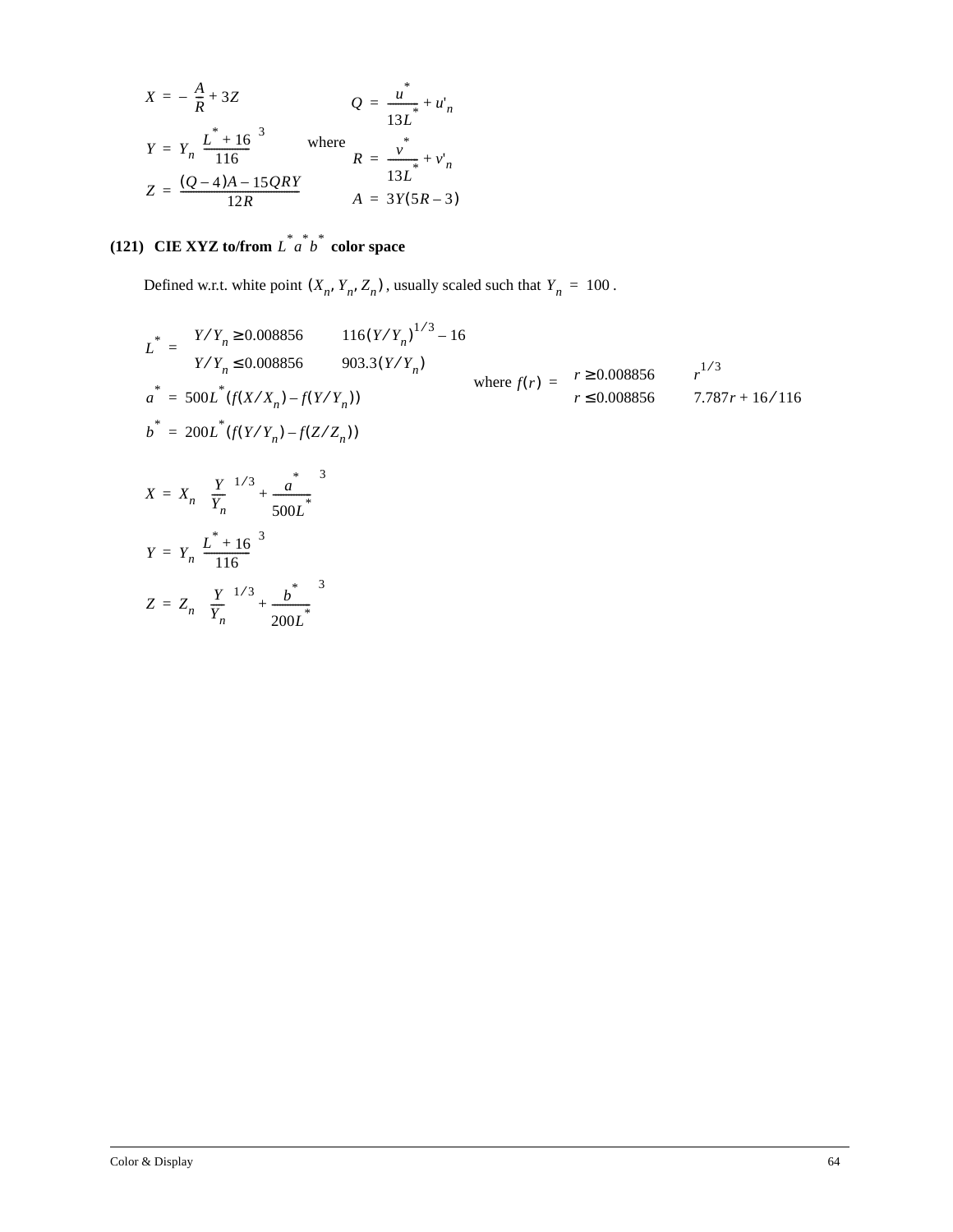$$X = -\frac{A}{R} + 3Z \qquad\qquad Q = \frac{u^*}{13L^*} + u'_n$$

$$Y = Y_n \left(\frac{L^* + 16}{116}\right)^3 \qquad \text{where} \qquad R = \frac{v^*}{13L^*} + v'_n$$

$$Z = \frac{(Q-4)A - 15QRY}{12R} \qquad\qquad A = 3Y(5R - 3)$$

**(121) CIE XYZ to/from $L^* a^* b^*$ color space**

Defined w.r.t. white point $(X_n, Y_n, Z_n)$, usually scaled such that $Y_n = 100$.

$$L^* = \begin{cases} Y/Y_n \geq 0.008856 & 116(Y/Y_n)^{1/3} - 16 \\ Y/Y_n \leq 0.008856 & 903.3(Y/Y_n) \end{cases}$$

$$a^* = 500L^*(f(X/X_n) - f(Y/Y_n)) \qquad \text{where } f(r) = \begin{cases} r \geq 0.008856 & r^{1/3} \\ r \leq 0.008856 & 7.787r + 16/116 \end{cases}$$

$$b^* = 200L^*(f(Y/Y_n) - f(Z/Z_n))$$

$$X = X_n \left(\left(\frac{Y}{Y_n}\right)^{1/3} + \frac{a^*}{500L^*}\right)^3$$

$$Y = Y_n \left(\frac{L^* + 16}{116}\right)^3$$

$$Z = Z_n \left(\left(\frac{Y}{Y_n}\right)^{1/3} + \frac{b^*}{200L^*}\right)^3$$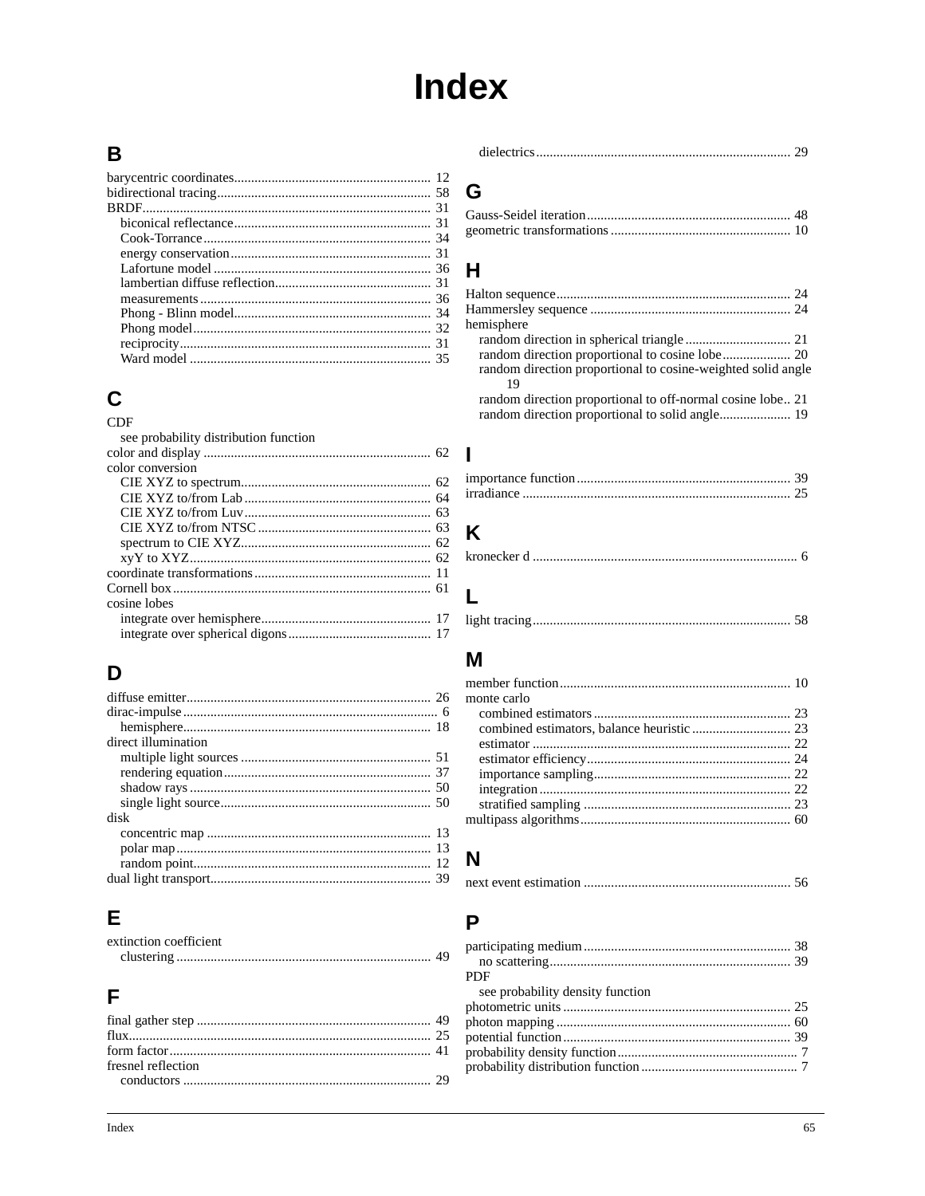# Index

## B

barycentric coordinates ........ 12
bidirectional tracing ........ 58
BRDF ........ 31
- biconical reflectance ........ 31
- Cook-Torrance ........ 34
- energy conservation ........ 31
- Lafortune model ........ 36
- lambertian diffuse reflection ........ 31
- measurements ........ 36
- Phong - Blinn model ........ 34
- Phong model ........ 32
- reciprocity ........ 31
- Ward model ........ 35

## C

CDF
- see probability distribution function

color and display ........ 62
color conversion
- CIE XYZ to spectrum ........ 62
- CIE XYZ to/from Lab ........ 64
- CIE XYZ to/from Luv ........ 63
- CIE XYZ to/from NTSC ........ 63
- spectrum to CIE XYZ ........ 62
- xyY to XYZ ........ 62

coordinate transformations ........ 11
Cornell box ........ 61
cosine lobes
- integrate over hemisphere ........ 17
- integrate over spherical digons ........ 17

## D

diffuse emitter ........ 26
dirac-impulse ........ 6
- hemisphere ........ 18

direct illumination
- multiple light sources ........ 51
- rendering equation ........ 37
- shadow rays ........ 50
- single light source ........ 50

disk
- concentric map ........ 13
- polar map ........ 13
- random point ........ 12

dual light transport ........ 39

## E

extinction coefficient
- clustering ........ 49

## F

final gather step ........ 49
flux ........ 25
form factor ........ 41
fresnel reflection
- conductors ........ 29
- dielectrics ........ 29

## G

Gauss-Seidel iteration ........ 48
geometric transformations ........ 10

## H

Halton sequence ........ 24
Hammersley sequence ........ 24
hemisphere
- random direction in spherical triangle ........ 21
- random direction proportional to cosine lobe ........ 20
- random direction proportional to cosine-weighted solid angle 19
- random direction proportional to off-normal cosine lobe ........ 21
- random direction proportional to solid angle ........ 19

## I

importance function ........ 39
irradiance ........ 25

## K

kronecker d ........ 6

## L

light tracing ........ 58

## M

member function ........ 10
monte carlo
- combined estimators ........ 23
- combined estimators, balance heuristic ........ 23
- estimator ........ 22
- estimator efficiency ........ 24
- importance sampling ........ 22
- integration ........ 22
- stratified sampling ........ 23

multipass algorithms ........ 60

## N

next event estimation ........ 56

## P

participating medium ........ 38
- no scattering ........ 39

PDF
- see probability density function

photometric units ........ 25
photon mapping ........ 60
potential function ........ 39
probability density function ........ 7
probability distribution function ........ 7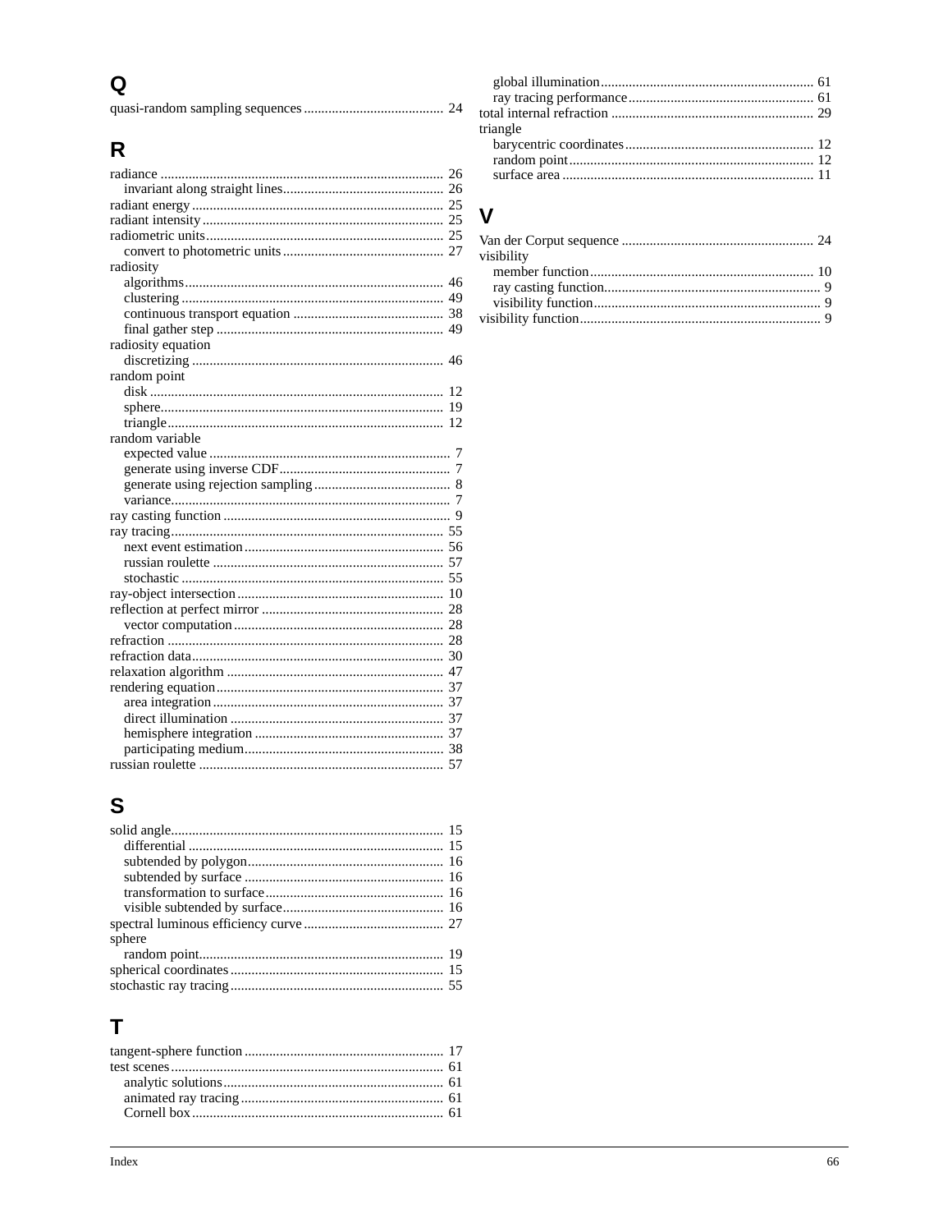## Q

quasi-random sampling sequences ........................................ 24

## R

radiance ................................................................................ 26
  invariant along straight lines............................................. 26
radiant energy ....................................................................... 25
radiant intensity .................................................................... 25
radiometric units ................................................................... 25
  convert to photometric units ............................................. 27
radiosity
  algorithms ......................................................................... 46
  clustering .......................................................................... 49
  continuous transport equation ........................................... 38
  final gather step ................................................................ 49
radiosity equation
  discretizing ....................................................................... 46
random point
  disk .................................................................................. 12
  sphere ................................................................................ 19
  triangle .............................................................................. 12
random variable
  expected value .................................................................... 7
  generate using inverse CDF ................................................ 7
  generate using rejection sampling ....................................... 8
  variance ............................................................................... 7
ray casting function ................................................................ 9
ray tracing ............................................................................. 55
  next event estimation ......................................................... 56
  russian roulette ................................................................. 57
  stochastic .......................................................................... 55
ray-object intersection .......................................................... 10
reflection at perfect mirror ................................................... 28
  vector computation ........................................................... 28
refraction .............................................................................. 28
refraction data ....................................................................... 30
relaxation algorithm ............................................................. 47
rendering equation ................................................................ 37
  area integration ................................................................. 37
  direct illumination ............................................................ 37
  hemisphere integration ..................................................... 37
  participating medium ........................................................ 38
russian roulette ..................................................................... 57

## S

solid angle ............................................................................. 15
  differential ........................................................................ 15
  subtended by polygon ....................................................... 16
  subtended by surface ........................................................ 16
  transformation to surface .................................................. 16
  visible subtended by surface ............................................. 16
spectral luminous efficiency curve ........................................ 27
sphere
  random point ..................................................................... 19
spherical coordinates ............................................................ 15
stochastic ray tracing ............................................................ 55

## T

tangent-sphere function ......................................................... 17
test scenes ............................................................................. 61
  analytic solutions .............................................................. 61
  animated ray tracing ......................................................... 61
  Cornell box ....................................................................... 61
  global illumination ............................................................ 61
  ray tracing performance .................................................... 61
total internal refraction ......................................................... 29
triangle
  barycentric coordinates ..................................................... 12
  random point ..................................................................... 12
  surface area ....................................................................... 11

## V

Van der Corput sequence ...................................................... 24
visibility
  member function ............................................................... 10
  ray casting function ............................................................. 9
  visibility function ................................................................ 9
visibility function ................................................................... 9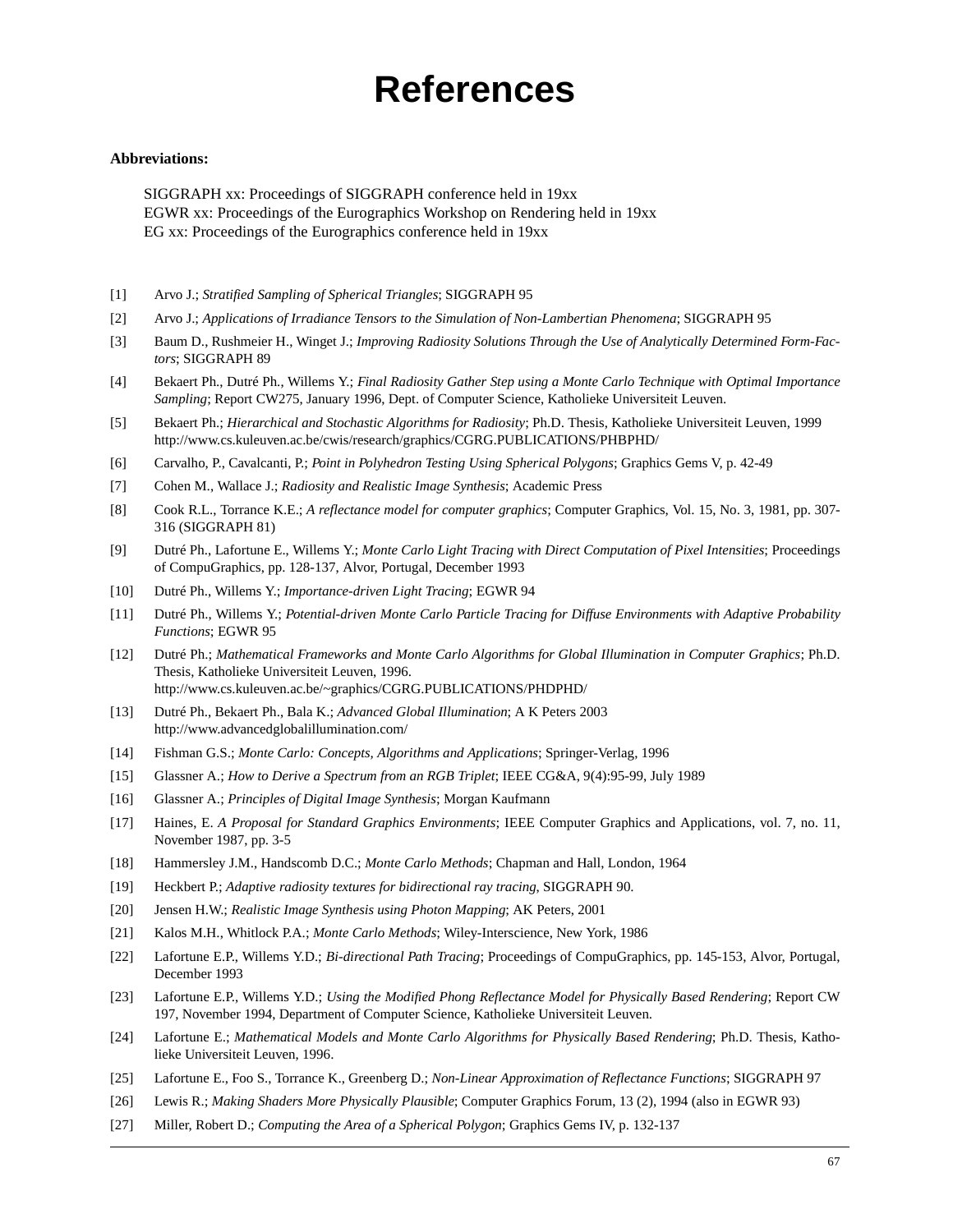# References

**Abbreviations:**

SIGGRAPH xx: Proceedings of SIGGRAPH conference held in 19xx
EGWR xx: Proceedings of the Eurographics Workshop on Rendering held in 19xx
EG xx: Proceedings of the Eurographics conference held in 19xx

[1] Arvo J.; *Stratified Sampling of Spherical Triangles*; SIGGRAPH 95

[2] Arvo J.; *Applications of Irradiance Tensors to the Simulation of Non-Lambertian Phenomena*; SIGGRAPH 95

[3] Baum D., Rushmeier H., Winget J.; *Improving Radiosity Solutions Through the Use of Analytically Determined Form-Factors*; SIGGRAPH 89

[4] Bekaert Ph., Dutré Ph., Willems Y.; *Final Radiosity Gather Step using a Monte Carlo Technique with Optimal Importance Sampling*; Report CW275, January 1996, Dept. of Computer Science, Katholieke Universiteit Leuven.

[5] Bekaert Ph.; *Hierarchical and Stochastic Algorithms for Radiosity*; Ph.D. Thesis, Katholieke Universiteit Leuven, 1999 http://www.cs.kuleuven.ac.be/cwis/research/graphics/CGRG.PUBLICATIONS/PHBPHD/

[6] Carvalho, P., Cavalcanti, P.; *Point in Polyhedron Testing Using Spherical Polygons*; Graphics Gems V, p. 42-49

[7] Cohen M., Wallace J.; *Radiosity and Realistic Image Synthesis*; Academic Press

[8] Cook R.L., Torrance K.E.; *A reflectance model for computer graphics*; Computer Graphics, Vol. 15, No. 3, 1981, pp. 307-316 (SIGGRAPH 81)

[9] Dutré Ph., Lafortune E., Willems Y.; *Monte Carlo Light Tracing with Direct Computation of Pixel Intensities*; Proceedings of CompuGraphics, pp. 128-137, Alvor, Portugal, December 1993

[10] Dutré Ph., Willems Y.; *Importance-driven Light Tracing*; EGWR 94

[11] Dutré Ph., Willems Y.; *Potential-driven Monte Carlo Particle Tracing for Diffuse Environments with Adaptive Probability Functions*; EGWR 95

[12] Dutré Ph.; *Mathematical Frameworks and Monte Carlo Algorithms for Global Illumination in Computer Graphics*; Ph.D. Thesis, Katholieke Universiteit Leuven, 1996.
http://www.cs.kuleuven.ac.be/~graphics/CGRG.PUBLICATIONS/PHDPHD/

[13] Dutré Ph., Bekaert Ph., Bala K.; *Advanced Global Illumination*; A K Peters 2003
http://www.advancedglobalillumination.com/

[14] Fishman G.S.; *Monte Carlo: Concepts, Algorithms and Applications*; Springer-Verlag, 1996

[15] Glassner A.; *How to Derive a Spectrum from an RGB Triplet*; IEEE CG&A, 9(4):95-99, July 1989

[16] Glassner A.; *Principles of Digital Image Synthesis*; Morgan Kaufmann

[17] Haines, E. *A Proposal for Standard Graphics Environments*; IEEE Computer Graphics and Applications, vol. 7, no. 11, November 1987, pp. 3-5

[18] Hammersley J.M., Handscomb D.C.; *Monte Carlo Methods*; Chapman and Hall, London, 1964

[19] Heckbert P.; *Adaptive radiosity textures for bidirectional ray tracing*, SIGGRAPH 90.

[20] Jensen H.W.; *Realistic Image Synthesis using Photon Mapping*; AK Peters, 2001

[21] Kalos M.H., Whitlock P.A.; *Monte Carlo Methods*; Wiley-Interscience, New York, 1986

[22] Lafortune E.P., Willems Y.D.; *Bi-directional Path Tracing*; Proceedings of CompuGraphics, pp. 145-153, Alvor, Portugal, December 1993

[23] Lafortune E.P., Willems Y.D.; *Using the Modified Phong Reflectance Model for Physically Based Rendering*; Report CW 197, November 1994, Department of Computer Science, Katholieke Universiteit Leuven.

[24] Lafortune E.; *Mathematical Models and Monte Carlo Algorithms for Physically Based Rendering*; Ph.D. Thesis, Katholieke Universiteit Leuven, 1996.

[25] Lafortune E., Foo S., Torrance K., Greenberg D.; *Non-Linear Approximation of Reflectance Functions*; SIGGRAPH 97

[26] Lewis R.; *Making Shaders More Physically Plausible*; Computer Graphics Forum, 13 (2), 1994 (also in EGWR 93)

[27] Miller, Robert D.; *Computing the Area of a Spherical Polygon*; Graphics Gems IV, p. 132-137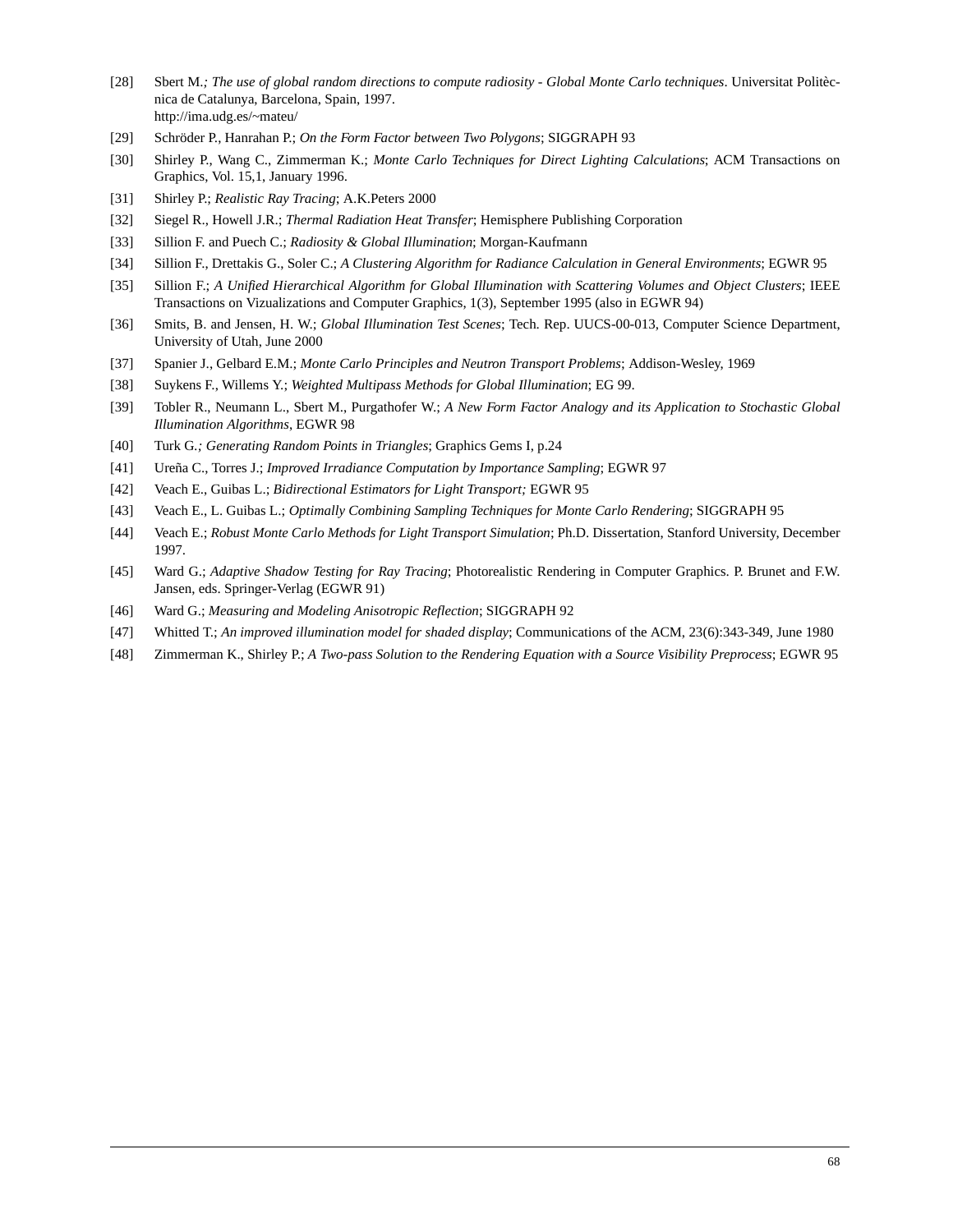[28] Sbert M.; *The use of global random directions to compute radiosity - Global Monte Carlo techniques*. Universitat Politècnica de Catalunya, Barcelona, Spain, 1997.
http://ima.udg.es/~mateu/

[29] Schröder P., Hanrahan P.; *On the Form Factor between Two Polygons*; SIGGRAPH 93

[30] Shirley P., Wang C., Zimmerman K.; *Monte Carlo Techniques for Direct Lighting Calculations*; ACM Transactions on Graphics, Vol. 15,1, January 1996.

[31] Shirley P.; *Realistic Ray Tracing*; A.K.Peters 2000

[32] Siegel R., Howell J.R.; *Thermal Radiation Heat Transfer*; Hemisphere Publishing Corporation

[33] Sillion F. and Puech C.; *Radiosity & Global Illumination*; Morgan-Kaufmann

[34] Sillion F., Drettakis G., Soler C.; *A Clustering Algorithm for Radiance Calculation in General Environments*; EGWR 95

[35] Sillion F.; *A Unified Hierarchical Algorithm for Global Illumination with Scattering Volumes and Object Clusters*; IEEE Transactions on Vizualizations and Computer Graphics, 1(3), September 1995 (also in EGWR 94)

[36] Smits, B. and Jensen, H. W.; *Global Illumination Test Scenes*; Tech. Rep. UUCS-00-013, Computer Science Department, University of Utah, June 2000

[37] Spanier J., Gelbard E.M.; *Monte Carlo Principles and Neutron Transport Problems*; Addison-Wesley, 1969

[38] Suykens F., Willems Y.; *Weighted Multipass Methods for Global Illumination*; EG 99.

[39] Tobler R., Neumann L., Sbert M., Purgathofer W.; *A New Form Factor Analogy and its Application to Stochastic Global Illumination Algorithms*, EGWR 98

[40] Turk G.; *Generating Random Points in Triangles*; Graphics Gems I, p.24

[41] Ureña C., Torres J.; *Improved Irradiance Computation by Importance Sampling*; EGWR 97

[42] Veach E., Guibas L.; *Bidirectional Estimators for Light Transport;* EGWR 95

[43] Veach E., L. Guibas L.; *Optimally Combining Sampling Techniques for Monte Carlo Rendering*; SIGGRAPH 95

[44] Veach E.; *Robust Monte Carlo Methods for Light Transport Simulation*; Ph.D. Dissertation, Stanford University, December 1997.

[45] Ward G.; *Adaptive Shadow Testing for Ray Tracing*; Photorealistic Rendering in Computer Graphics. P. Brunet and F.W. Jansen, eds. Springer-Verlag (EGWR 91)

[46] Ward G.; *Measuring and Modeling Anisotropic Reflection*; SIGGRAPH 92

[47] Whitted T.; *An improved illumination model for shaded display*; Communications of the ACM, 23(6):343-349, June 1980

[48] Zimmerman K., Shirley P.; *A Two-pass Solution to the Rendering Equation with a Source Visibility Preprocess*; EGWR 95